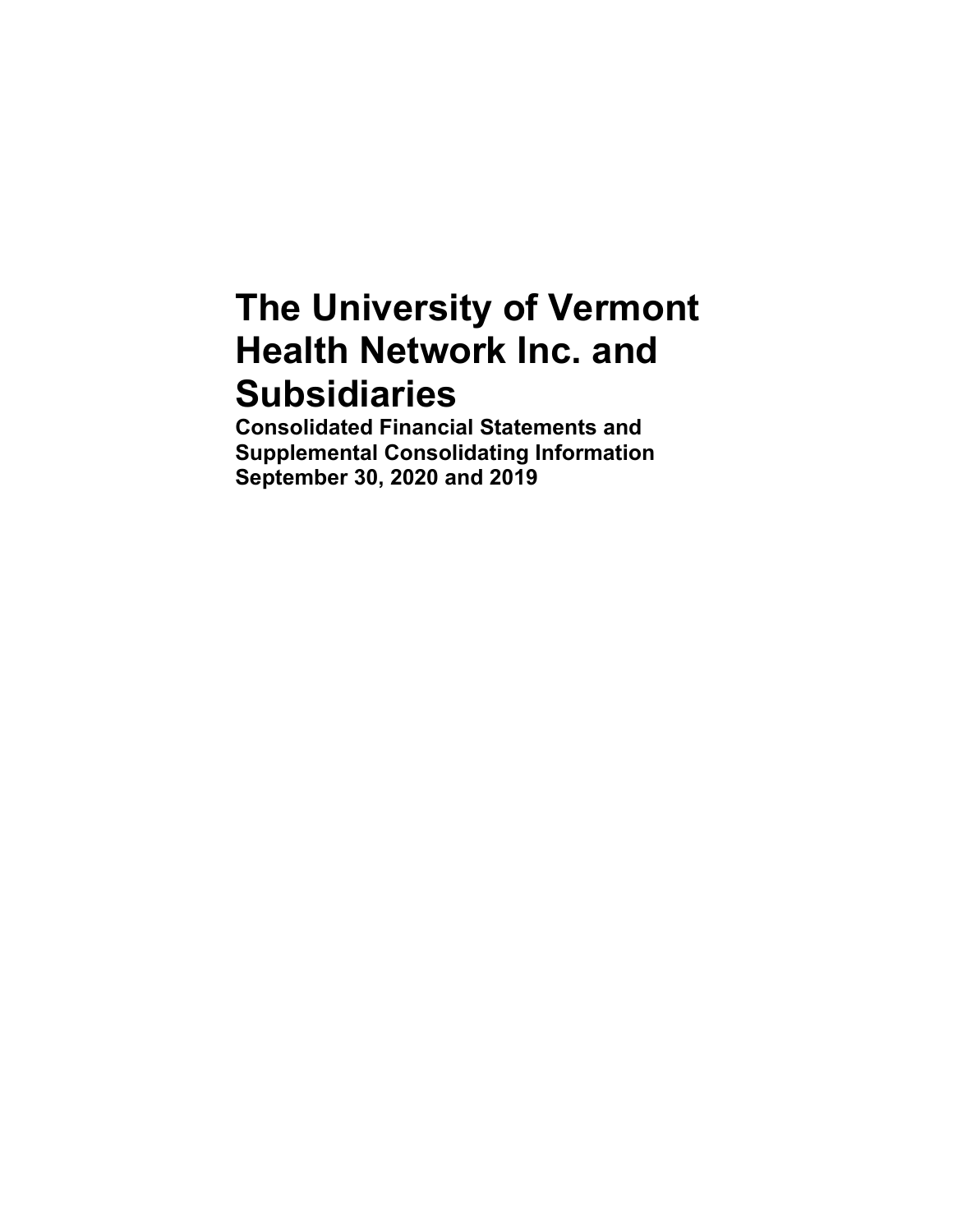# The University of Vermont Health Network Inc. and Subsidiaries

**Consolidated Financial Statements and Supplemental Consolidating Information**
**September 30, 2020 and 2019**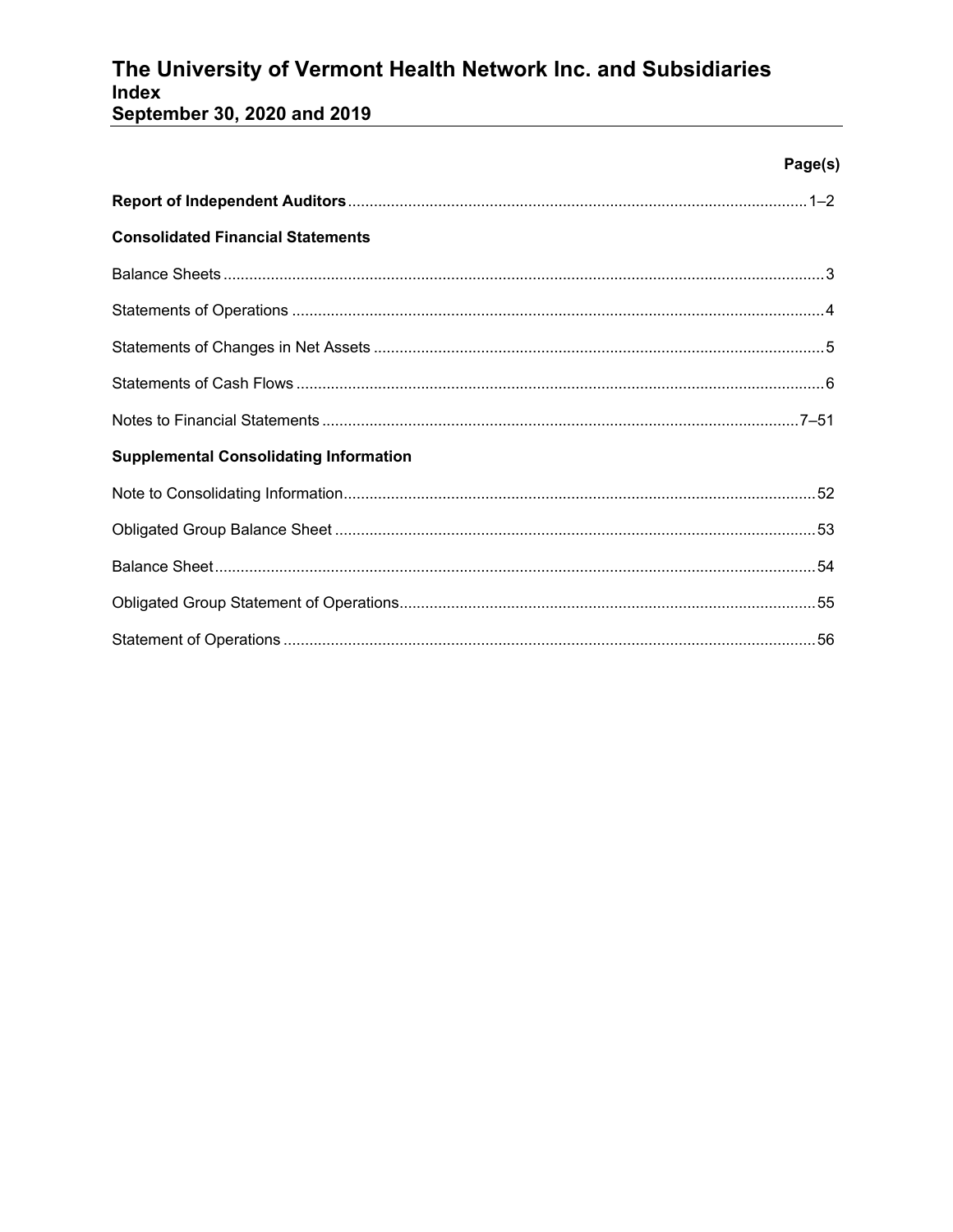# The University of Vermont Health Network Inc. and Subsidiaries
## Index
## September 30, 2020 and 2019

| | Page(s) |
|---|---|
| **Report of Independent Auditors** | 1–2 |
| **Consolidated Financial Statements** | |
| Balance Sheets | 3 |
| Statements of Operations | 4 |
| Statements of Changes in Net Assets | 5 |
| Statements of Cash Flows | 6 |
| Notes to Financial Statements | 7–51 |
| **Supplemental Consolidating Information** | |
| Note to Consolidating Information | 52 |
| Obligated Group Balance Sheet | 53 |
| Balance Sheet | 54 |
| Obligated Group Statement of Operations | 55 |
| Statement of Operations | 56 |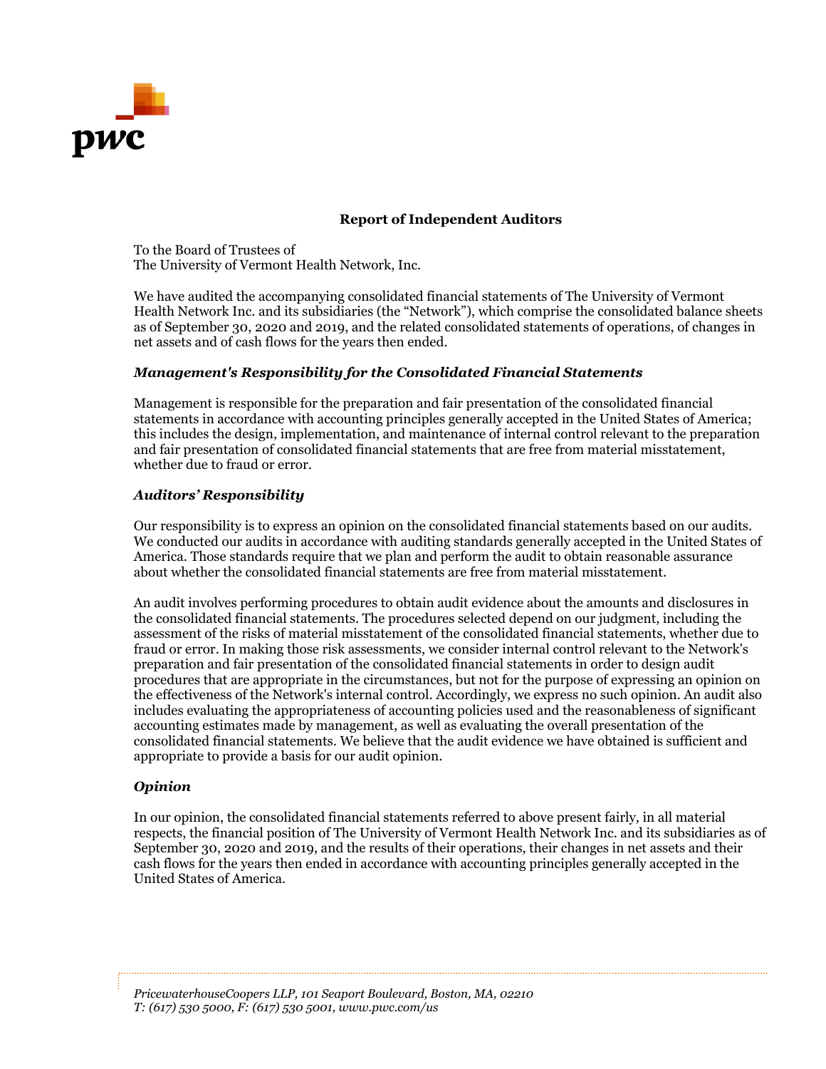# Report of Independent Auditors

To the Board of Trustees of
The University of Vermont Health Network, Inc.

We have audited the accompanying consolidated financial statements of The University of Vermont Health Network Inc. and its subsidiaries (the "Network"), which comprise the consolidated balance sheets as of September 30, 2020 and 2019, and the related consolidated statements of operations, of changes in net assets and of cash flows for the years then ended.

### *Management's Responsibility for the Consolidated Financial Statements*

Management is responsible for the preparation and fair presentation of the consolidated financial statements in accordance with accounting principles generally accepted in the United States of America; this includes the design, implementation, and maintenance of internal control relevant to the preparation and fair presentation of consolidated financial statements that are free from material misstatement, whether due to fraud or error.

### *Auditors' Responsibility*

Our responsibility is to express an opinion on the consolidated financial statements based on our audits. We conducted our audits in accordance with auditing standards generally accepted in the United States of America. Those standards require that we plan and perform the audit to obtain reasonable assurance about whether the consolidated financial statements are free from material misstatement.

An audit involves performing procedures to obtain audit evidence about the amounts and disclosures in the consolidated financial statements. The procedures selected depend on our judgment, including the assessment of the risks of material misstatement of the consolidated financial statements, whether due to fraud or error. In making those risk assessments, we consider internal control relevant to the Network's preparation and fair presentation of the consolidated financial statements in order to design audit procedures that are appropriate in the circumstances, but not for the purpose of expressing an opinion on the effectiveness of the Network's internal control. Accordingly, we express no such opinion. An audit also includes evaluating the appropriateness of accounting policies used and the reasonableness of significant accounting estimates made by management, as well as evaluating the overall presentation of the consolidated financial statements. We believe that the audit evidence we have obtained is sufficient and appropriate to provide a basis for our audit opinion.

### *Opinion*

In our opinion, the consolidated financial statements referred to above present fairly, in all material respects, the financial position of The University of Vermont Health Network Inc. and its subsidiaries as of September 30, 2020 and 2019, and the results of their operations, their changes in net assets and their cash flows for the years then ended in accordance with accounting principles generally accepted in the United States of America.

*PricewaterhouseCoopers LLP, 101 Seaport Boulevard, Boston, MA, 02210*
*T: (617) 530 5000, F: (617) 530 5001, www.pwc.com/us*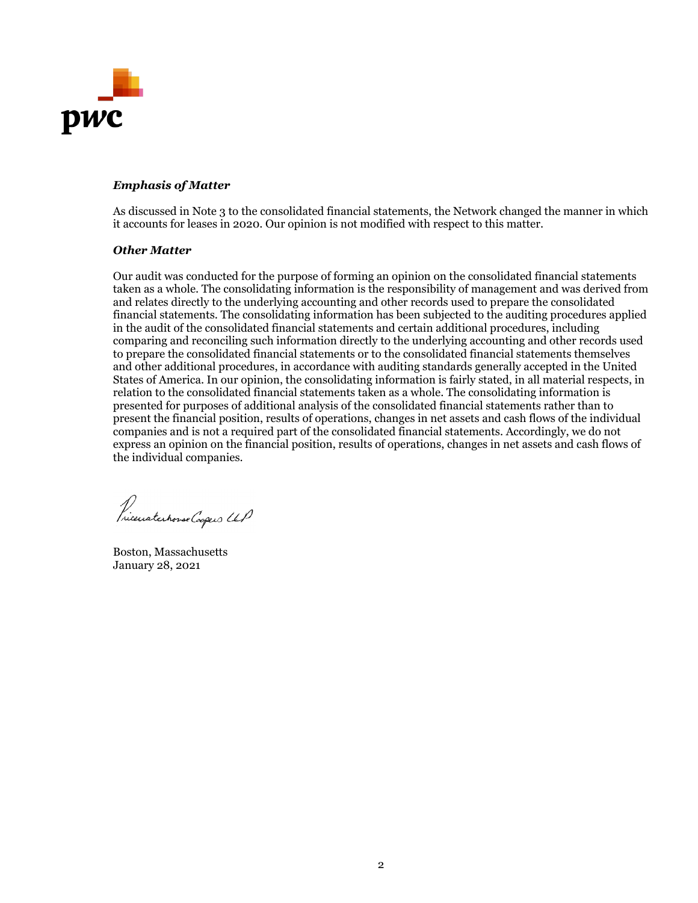### *Emphasis of Matter*

As discussed in Note 3 to the consolidated financial statements, the Network changed the manner in which it accounts for leases in 2020. Our opinion is not modified with respect to this matter.

### *Other Matter*

Our audit was conducted for the purpose of forming an opinion on the consolidated financial statements taken as a whole. The consolidating information is the responsibility of management and was derived from and relates directly to the underlying accounting and other records used to prepare the consolidated financial statements. The consolidating information has been subjected to the auditing procedures applied in the audit of the consolidated financial statements and certain additional procedures, including comparing and reconciling such information directly to the underlying accounting and other records used to prepare the consolidated financial statements or to the consolidated financial statements themselves and other additional procedures, in accordance with auditing standards generally accepted in the United States of America. In our opinion, the consolidating information is fairly stated, in all material respects, in relation to the consolidated financial statements taken as a whole. The consolidating information is presented for purposes of additional analysis of the consolidated financial statements rather than to present the financial position, results of operations, changes in net assets and cash flows of the individual companies and is not a required part of the consolidated financial statements. Accordingly, we do not express an opinion on the financial position, results of operations, changes in net assets and cash flows of the individual companies.

PricewaterhouseCoopers LLP

Boston, Massachusetts
January 28, 2021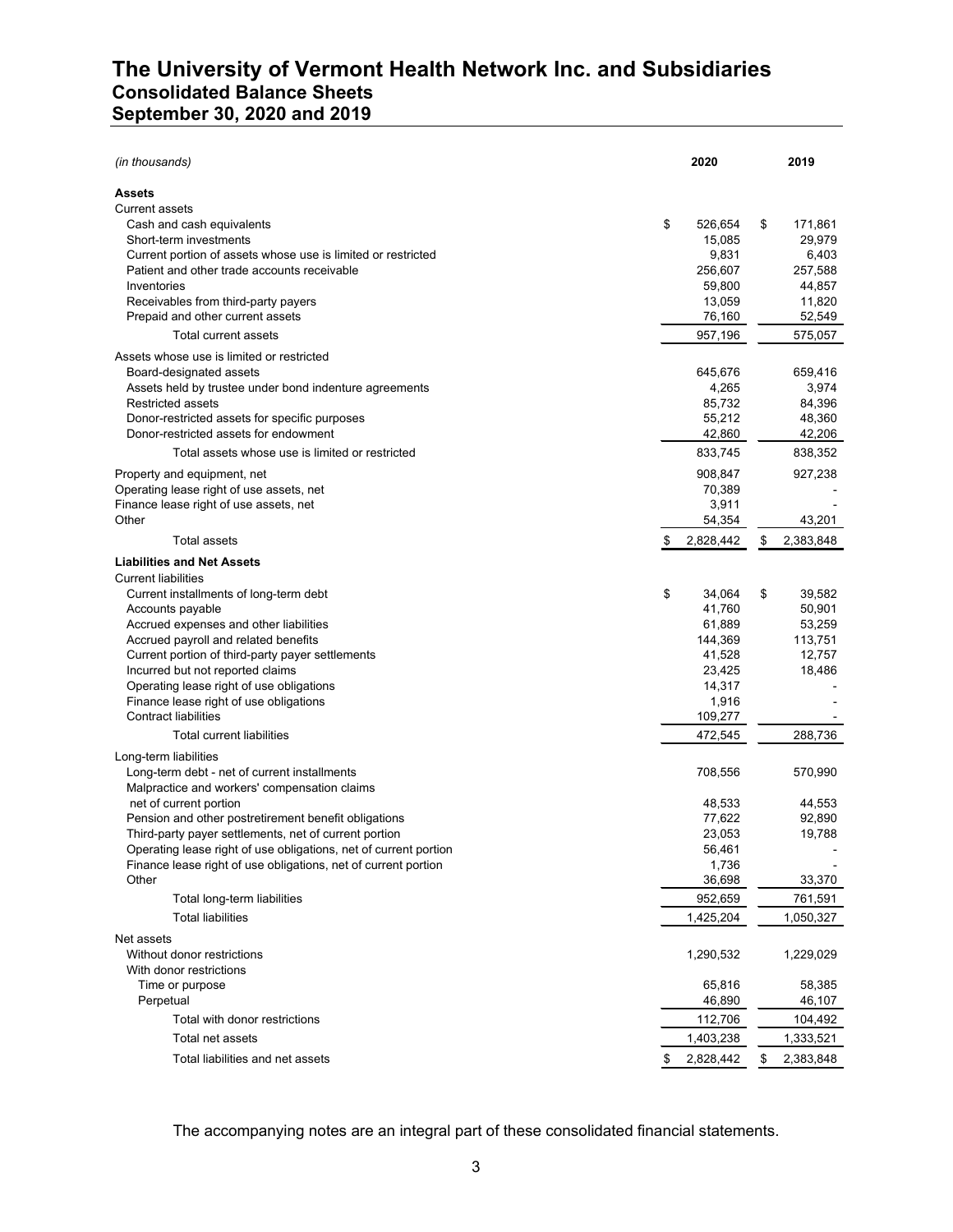# The University of Vermont Health Network Inc. and Subsidiaries
## Consolidated Balance Sheets
## September 30, 2020 and 2019

| *(in thousands)* | 2020 | 2019 |
|---|---|---|
| **Assets** | | |
| Current assets | | |
| Cash and cash equivalents | $ 526,654 | $ 171,861 |
| Short-term investments | 15,085 | 29,979 |
| Current portion of assets whose use is limited or restricted | 9,831 | 6,403 |
| Patient and other trade accounts receivable | 256,607 | 257,588 |
| Inventories | 59,800 | 44,857 |
| Receivables from third-party payers | 13,059 | 11,820 |
| Prepaid and other current assets | 76,160 | 52,549 |
| Total current assets | 957,196 | 575,057 |
| Assets whose use is limited or restricted | | |
| Board-designated assets | 645,676 | 659,416 |
| Assets held by trustee under bond indenture agreements | 4,265 | 3,974 |
| Restricted assets | 85,732 | 84,396 |
| Donor-restricted assets for specific purposes | 55,212 | 48,360 |
| Donor-restricted assets for endowment | 42,860 | 42,206 |
| Total assets whose use is limited or restricted | 833,745 | 838,352 |
| Property and equipment, net | 908,847 | 927,238 |
| Operating lease right of use assets, net | 70,389 | - |
| Finance lease right of use assets, net | 3,911 | - |
| Other | 54,354 | 43,201 |
| Total assets | $ 2,828,442 | $ 2,383,848 |
| **Liabilities and Net Assets** | | |
| Current liabilities | | |
| Current installments of long-term debt | $ 34,064 | $ 39,582 |
| Accounts payable | 41,760 | 50,901 |
| Accrued expenses and other liabilities | 61,889 | 53,259 |
| Accrued payroll and related benefits | 144,369 | 113,751 |
| Current portion of third-party payer settlements | 41,528 | 12,757 |
| Incurred but not reported claims | 23,425 | 18,486 |
| Operating lease right of use obligations | 14,317 | - |
| Finance lease right of use obligations | 1,916 | - |
| Contract liabilities | 109,277 | - |
| Total current liabilities | 472,545 | 288,736 |
| Long-term liabilities | | |
| Long-term debt - net of current installments | 708,556 | 570,990 |
| Malpractice and workers' compensation claims net of current portion | 48,533 | 44,553 |
| Pension and other postretirement benefit obligations | 77,622 | 92,890 |
| Third-party payer settlements, net of current portion | 23,053 | 19,788 |
| Operating lease right of use obligations, net of current portion | 56,461 | - |
| Finance lease right of use obligations, net of current portion | 1,736 | - |
| Other | 36,698 | 33,370 |
| Total long-term liabilities | 952,659 | 761,591 |
| Total liabilities | 1,425,204 | 1,050,327 |
| Net assets | | |
| Without donor restrictions | 1,290,532 | 1,229,029 |
| With donor restrictions | | |
| Time or purpose | 65,816 | 58,385 |
| Perpetual | 46,890 | 46,107 |
| Total with donor restrictions | 112,706 | 104,492 |
| Total net assets | 1,403,238 | 1,333,521 |
| Total liabilities and net assets | $ 2,828,442 | $ 2,383,848 |

The accompanying notes are an integral part of these consolidated financial statements.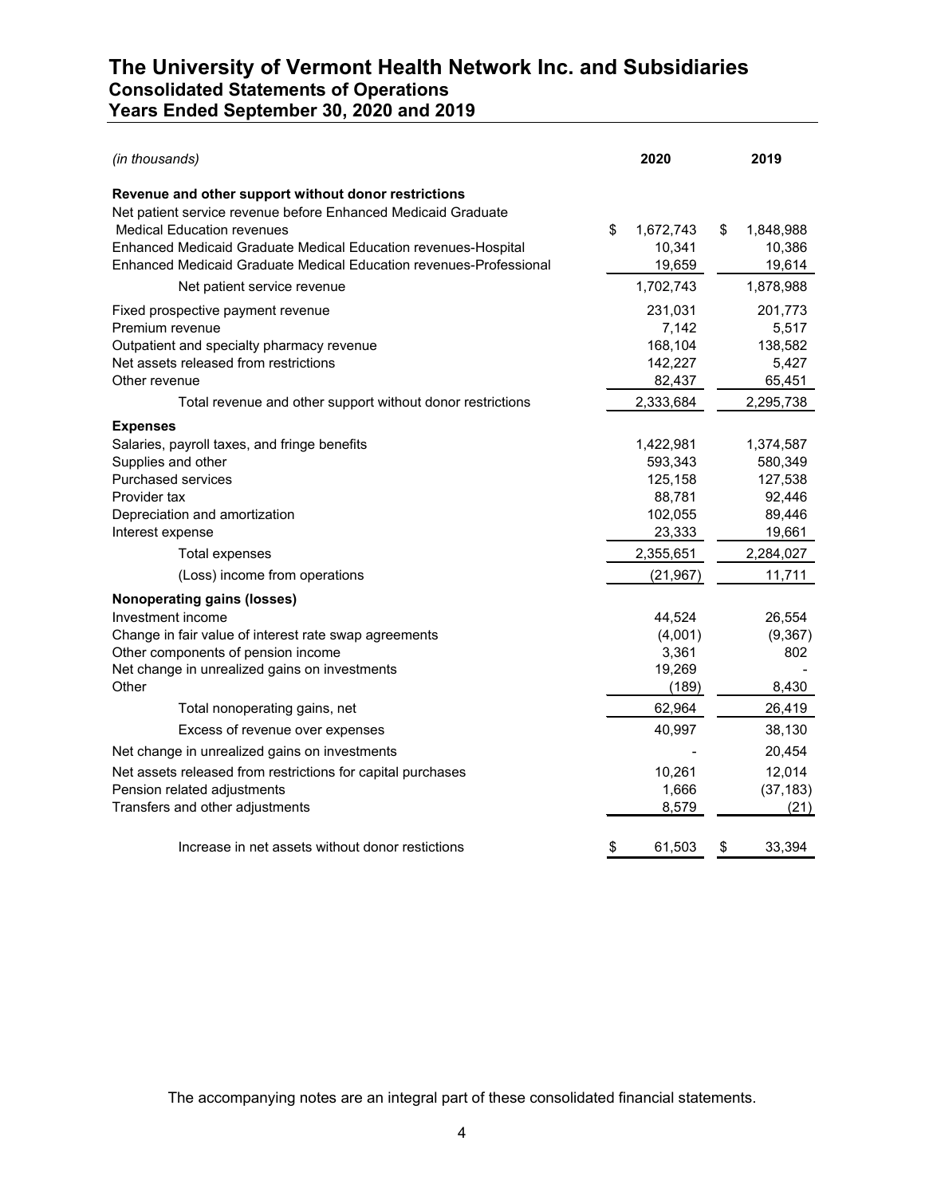# The University of Vermont Health Network Inc. and Subsidiaries
## Consolidated Statements of Operations
## Years Ended September 30, 2020 and 2019

| *(in thousands)* | 2020 | 2019 |
|---|---|---|
| **Revenue and other support without donor restrictions** | | |
| Net patient service revenue before Enhanced Medicaid Graduate Medical Education revenues | $ 1,672,743 | $ 1,848,988 |
| Enhanced Medicaid Graduate Medical Education revenues-Hospital | 10,341 | 10,386 |
| Enhanced Medicaid Graduate Medical Education revenues-Professional | 19,659 | 19,614 |
| Net patient service revenue | 1,702,743 | 1,878,988 |
| Fixed prospective payment revenue | 231,031 | 201,773 |
| Premium revenue | 7,142 | 5,517 |
| Outpatient and specialty pharmacy revenue | 168,104 | 138,582 |
| Net assets released from restrictions | 142,227 | 5,427 |
| Other revenue | 82,437 | 65,451 |
| Total revenue and other support without donor restrictions | 2,333,684 | 2,295,738 |
| **Expenses** | | |
| Salaries, payroll taxes, and fringe benefits | 1,422,981 | 1,374,587 |
| Supplies and other | 593,343 | 580,349 |
| Purchased services | 125,158 | 127,538 |
| Provider tax | 88,781 | 92,446 |
| Depreciation and amortization | 102,055 | 89,446 |
| Interest expense | 23,333 | 19,661 |
| Total expenses | 2,355,651 | 2,284,027 |
| (Loss) income from operations | (21,967) | 11,711 |
| **Nonoperating gains (losses)** | | |
| Investment income | 44,524 | 26,554 |
| Change in fair value of interest rate swap agreements | (4,001) | (9,367) |
| Other components of pension income | 3,361 | 802 |
| Net change in unrealized gains on investments | 19,269 | - |
| Other | (189) | 8,430 |
| Total nonoperating gains, net | 62,964 | 26,419 |
| Excess of revenue over expenses | 40,997 | 38,130 |
| Net change in unrealized gains on investments | - | 20,454 |
| Net assets released from restrictions for capital purchases | 10,261 | 12,014 |
| Pension related adjustments | 1,666 | (37,183) |
| Transfers and other adjustments | 8,579 | (21) |
| Increase in net assets without donor restictions | $ 61,503 | $ 33,394 |

The accompanying notes are an integral part of these consolidated financial statements.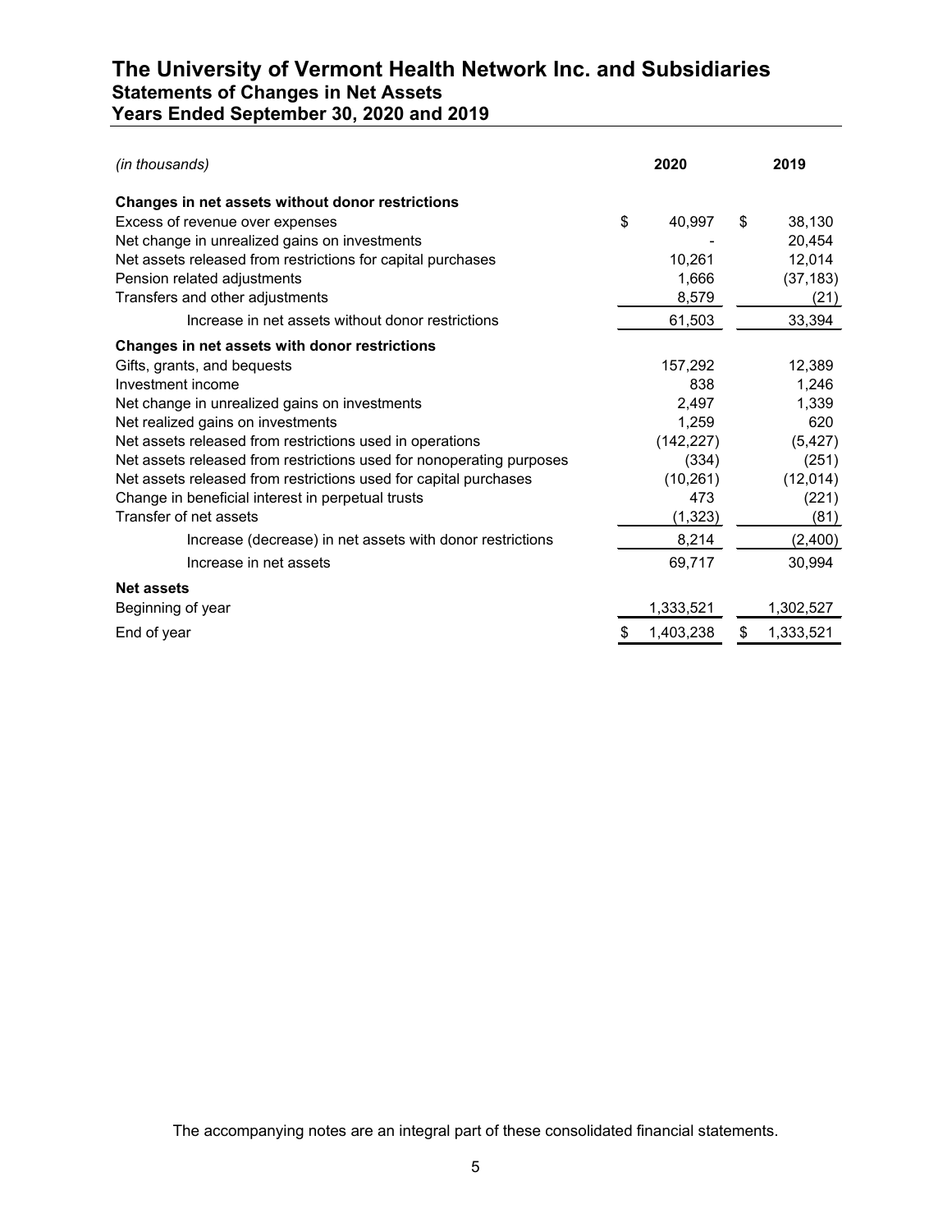# The University of Vermont Health Network Inc. and Subsidiaries
## Statements of Changes in Net Assets
## Years Ended September 30, 2020 and 2019

| *(in thousands)* | 2020 | 2019 |
|---|---|---|
| **Changes in net assets without donor restrictions** | | |
| Excess of revenue over expenses | $ 40,997 | $ 38,130 |
| Net change in unrealized gains on investments | - | 20,454 |
| Net assets released from restrictions for capital purchases | 10,261 | 12,014 |
| Pension related adjustments | 1,666 | (37,183) |
| Transfers and other adjustments | 8,579 | (21) |
| Increase in net assets without donor restrictions | 61,503 | 33,394 |
| **Changes in net assets with donor restrictions** | | |
| Gifts, grants, and bequests | 157,292 | 12,389 |
| Investment income | 838 | 1,246 |
| Net change in unrealized gains on investments | 2,497 | 1,339 |
| Net realized gains on investments | 1,259 | 620 |
| Net assets released from restrictions used in operations | (142,227) | (5,427) |
| Net assets released from restrictions used for nonoperating purposes | (334) | (251) |
| Net assets released from restrictions used for capital purchases | (10,261) | (12,014) |
| Change in beneficial interest in perpetual trusts | 473 | (221) |
| Transfer of net assets | (1,323) | (81) |
| Increase (decrease) in net assets with donor restrictions | 8,214 | (2,400) |
| Increase in net assets | 69,717 | 30,994 |
| **Net assets** | | |
| Beginning of year | 1,333,521 | 1,302,527 |
| End of year | $ 1,403,238 | $ 1,333,521 |

The accompanying notes are an integral part of these consolidated financial statements.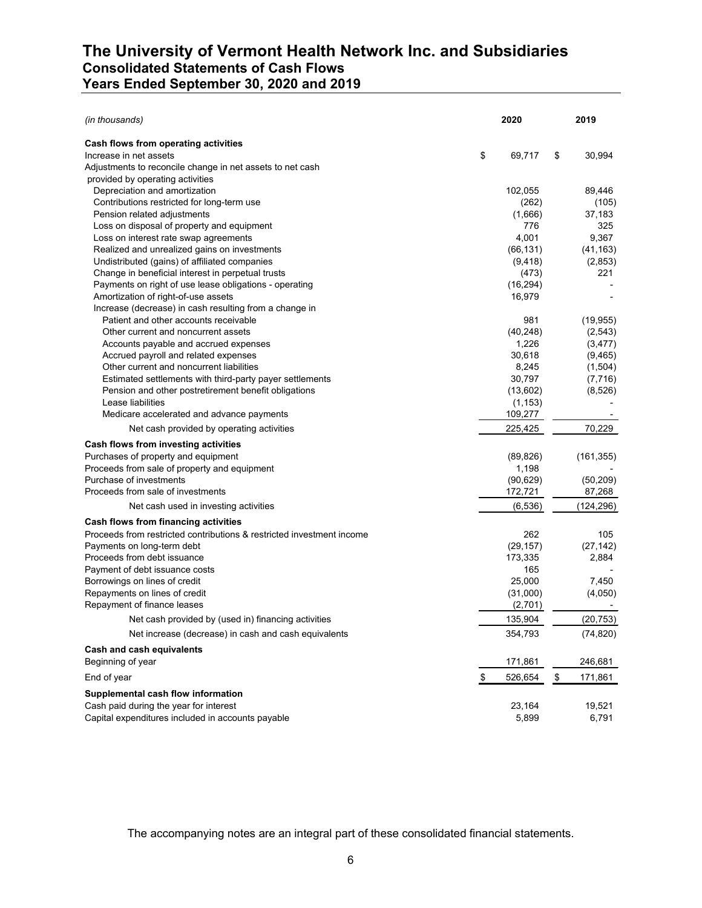# The University of Vermont Health Network Inc. and Subsidiaries
## Consolidated Statements of Cash Flows
## Years Ended September 30, 2020 and 2019

| *(in thousands)* | 2020 | 2019 |
|---|---|---|
| **Cash flows from operating activities** | | |
| Increase in net assets | $ 69,717 | $ 30,994 |
| Adjustments to reconcile change in net assets to net cash provided by operating activities | | |
| Depreciation and amortization | 102,055 | 89,446 |
| Contributions restricted for long-term use | (262) | (105) |
| Pension related adjustments | (1,666) | 37,183 |
| Loss on disposal of property and equipment | 776 | 325 |
| Loss on interest rate swap agreements | 4,001 | 9,367 |
| Realized and unrealized gains on investments | (66,131) | (41,163) |
| Undistributed (gains) of affiliated companies | (9,418) | (2,853) |
| Change in beneficial interest in perpetual trusts | (473) | 221 |
| Payments on right of use lease obligations - operating | (16,294) | - |
| Amortization of right-of-use assets | 16,979 | - |
| Increase (decrease) in cash resulting from a change in | | |
| Patient and other accounts receivable | 981 | (19,955) |
| Other current and noncurrent assets | (40,248) | (2,543) |
| Accounts payable and accrued expenses | 1,226 | (3,477) |
| Accrued payroll and related expenses | 30,618 | (9,465) |
| Other current and noncurrent liabilities | 8,245 | (1,504) |
| Estimated settlements with third-party payer settlements | 30,797 | (7,716) |
| Pension and other postretirement benefit obligations | (13,602) | (8,526) |
| Lease liabilities | (1,153) | - |
| Medicare accelerated and advance payments | 109,277 | - |
| Net cash provided by operating activities | 225,425 | 70,229 |
| **Cash flows from investing activities** | | |
| Purchases of property and equipment | (89,826) | (161,355) |
| Proceeds from sale of property and equipment | 1,198 | - |
| Purchase of investments | (90,629) | (50,209) |
| Proceeds from sale of investments | 172,721 | 87,268 |
| Net cash used in investing activities | (6,536) | (124,296) |
| **Cash flows from financing activities** | | |
| Proceeds from restricted contributions & restricted investment income | 262 | 105 |
| Payments on long-term debt | (29,157) | (27,142) |
| Proceeds from debt issuance | 173,335 | 2,884 |
| Payment of debt issuance costs | 165 | - |
| Borrowings on lines of credit | 25,000 | 7,450 |
| Repayments on lines of credit | (31,000) | (4,050) |
| Repayment of finance leases | (2,701) | - |
| Net cash provided by (used in) financing activities | 135,904 | (20,753) |
| Net increase (decrease) in cash and cash equivalents | 354,793 | (74,820) |
| **Cash and cash equivalents** | | |
| Beginning of year | 171,861 | 246,681 |
| End of year | $ 526,654 | $ 171,861 |
| **Supplemental cash flow information** | | |
| Cash paid during the year for interest | 23,164 | 19,521 |
| Capital expenditures included in accounts payable | 5,899 | 6,791 |

The accompanying notes are an integral part of these consolidated financial statements.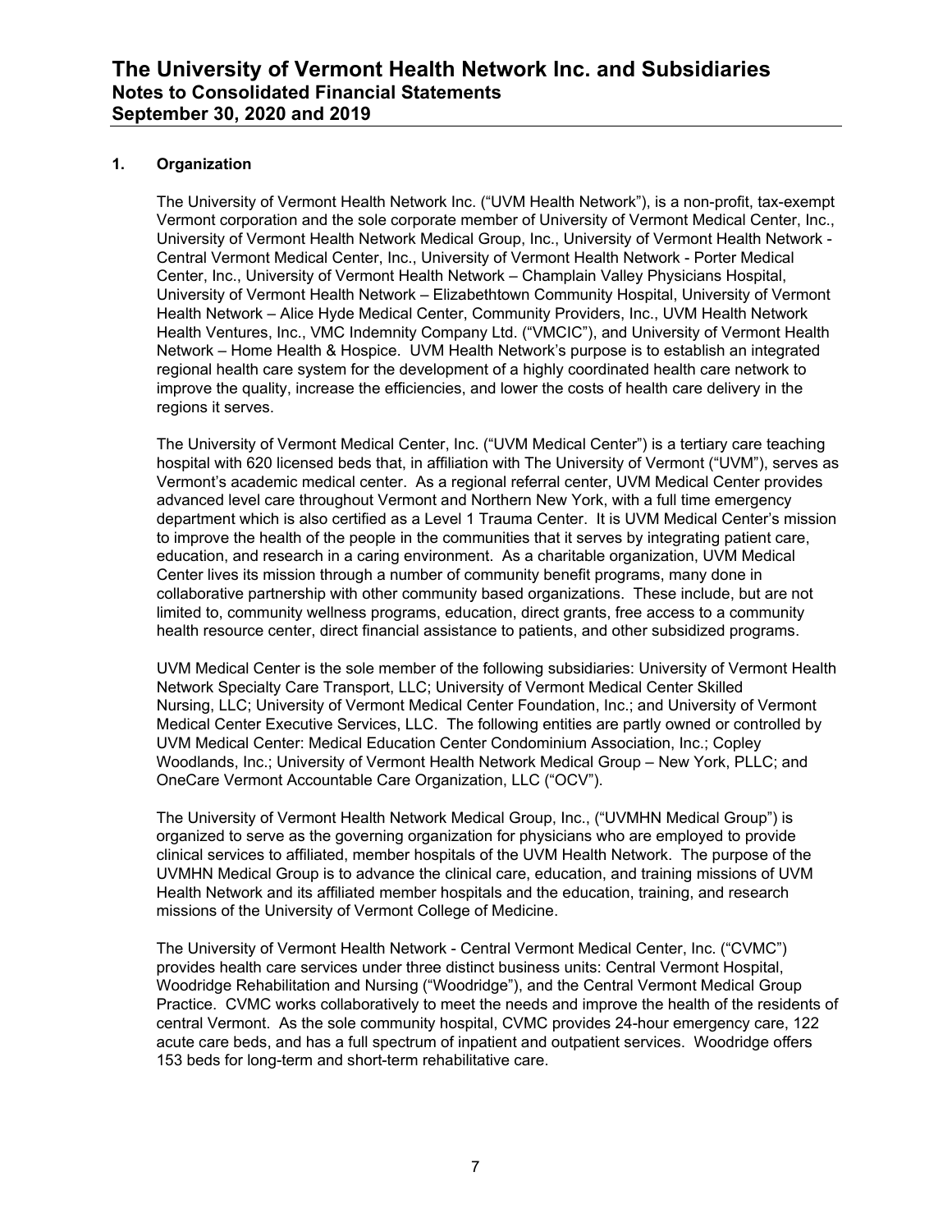## 1. Organization

The University of Vermont Health Network Inc. ("UVM Health Network"), is a non-profit, tax-exempt Vermont corporation and the sole corporate member of University of Vermont Medical Center, Inc., University of Vermont Health Network Medical Group, Inc., University of Vermont Health Network - Central Vermont Medical Center, Inc., University of Vermont Health Network - Porter Medical Center, Inc., University of Vermont Health Network – Champlain Valley Physicians Hospital, University of Vermont Health Network – Elizabethtown Community Hospital, University of Vermont Health Network – Alice Hyde Medical Center, Community Providers, Inc., UVM Health Network Health Ventures, Inc., VMC Indemnity Company Ltd. ("VMCIC"), and University of Vermont Health Network – Home Health & Hospice. UVM Health Network's purpose is to establish an integrated regional health care system for the development of a highly coordinated health care network to improve the quality, increase the efficiencies, and lower the costs of health care delivery in the regions it serves.

The University of Vermont Medical Center, Inc. ("UVM Medical Center") is a tertiary care teaching hospital with 620 licensed beds that, in affiliation with The University of Vermont ("UVM"), serves as Vermont's academic medical center. As a regional referral center, UVM Medical Center provides advanced level care throughout Vermont and Northern New York, with a full time emergency department which is also certified as a Level 1 Trauma Center. It is UVM Medical Center's mission to improve the health of the people in the communities that it serves by integrating patient care, education, and research in a caring environment. As a charitable organization, UVM Medical Center lives its mission through a number of community benefit programs, many done in collaborative partnership with other community based organizations. These include, but are not limited to, community wellness programs, education, direct grants, free access to a community health resource center, direct financial assistance to patients, and other subsidized programs.

UVM Medical Center is the sole member of the following subsidiaries: University of Vermont Health Network Specialty Care Transport, LLC; University of Vermont Medical Center Skilled Nursing, LLC; University of Vermont Medical Center Foundation, Inc.; and University of Vermont Medical Center Executive Services, LLC. The following entities are partly owned or controlled by UVM Medical Center: Medical Education Center Condominium Association, Inc.; Copley Woodlands, Inc.; University of Vermont Health Network Medical Group – New York, PLLC; and OneCare Vermont Accountable Care Organization, LLC ("OCV").

The University of Vermont Health Network Medical Group, Inc., ("UVMHN Medical Group") is organized to serve as the governing organization for physicians who are employed to provide clinical services to affiliated, member hospitals of the UVM Health Network. The purpose of the UVMHN Medical Group is to advance the clinical care, education, and training missions of UVM Health Network and its affiliated member hospitals and the education, training, and research missions of the University of Vermont College of Medicine.

The University of Vermont Health Network - Central Vermont Medical Center, Inc. ("CVMC") provides health care services under three distinct business units: Central Vermont Hospital, Woodridge Rehabilitation and Nursing ("Woodridge"), and the Central Vermont Medical Group Practice. CVMC works collaboratively to meet the needs and improve the health of the residents of central Vermont. As the sole community hospital, CVMC provides 24-hour emergency care, 122 acute care beds, and has a full spectrum of inpatient and outpatient services. Woodridge offers 153 beds for long-term and short-term rehabilitative care.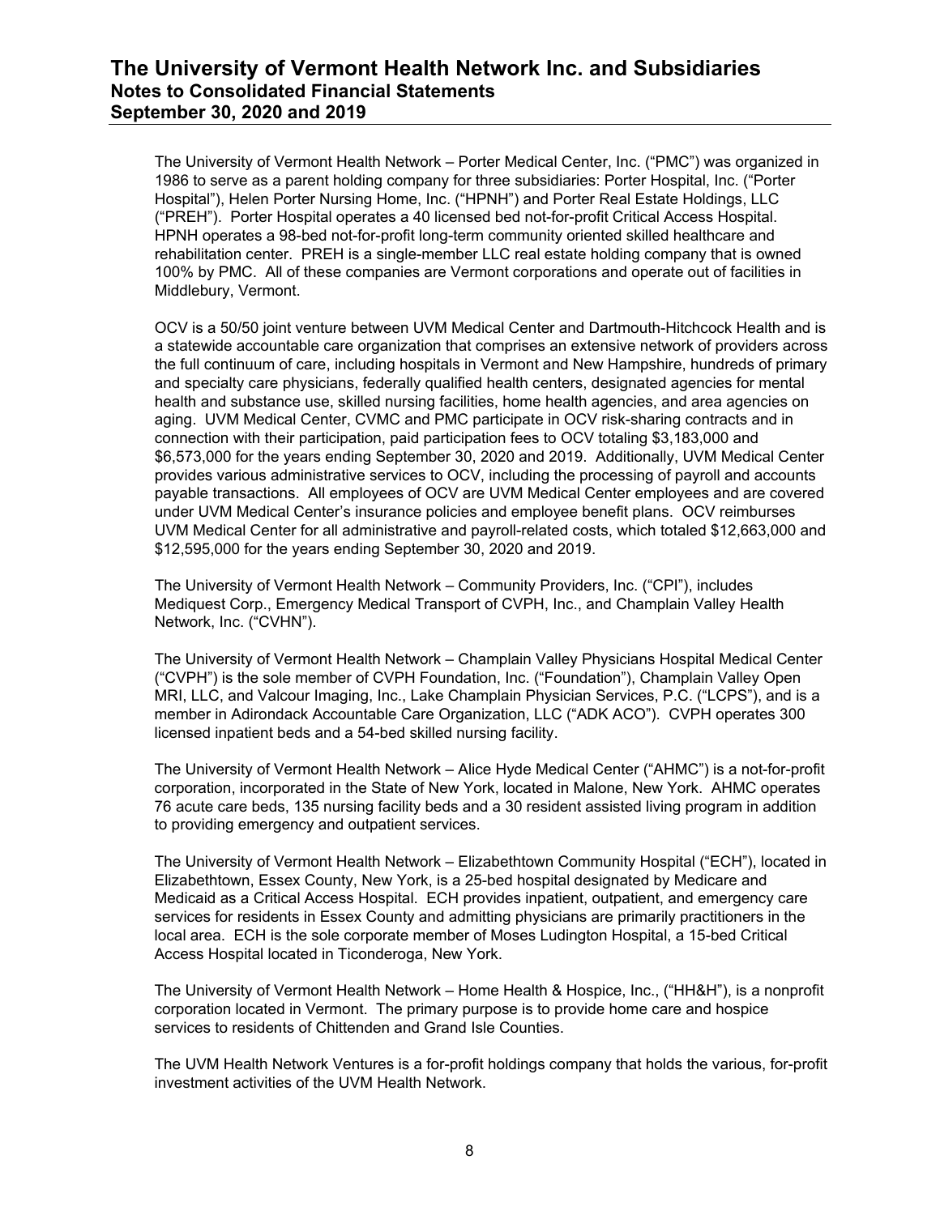The University of Vermont Health Network – Porter Medical Center, Inc. ("PMC") was organized in 1986 to serve as a parent holding company for three subsidiaries: Porter Hospital, Inc. ("Porter Hospital"), Helen Porter Nursing Home, Inc. ("HPNH") and Porter Real Estate Holdings, LLC ("PREH"). Porter Hospital operates a 40 licensed bed not-for-profit Critical Access Hospital. HPNH operates a 98-bed not-for-profit long-term community oriented skilled healthcare and rehabilitation center. PREH is a single-member LLC real estate holding company that is owned 100% by PMC. All of these companies are Vermont corporations and operate out of facilities in Middlebury, Vermont.

OCV is a 50/50 joint venture between UVM Medical Center and Dartmouth-Hitchcock Health and is a statewide accountable care organization that comprises an extensive network of providers across the full continuum of care, including hospitals in Vermont and New Hampshire, hundreds of primary and specialty care physicians, federally qualified health centers, designated agencies for mental health and substance use, skilled nursing facilities, home health agencies, and area agencies on aging. UVM Medical Center, CVMC and PMC participate in OCV risk-sharing contracts and in connection with their participation, paid participation fees to OCV totaling $3,183,000 and $6,573,000 for the years ending September 30, 2020 and 2019. Additionally, UVM Medical Center provides various administrative services to OCV, including the processing of payroll and accounts payable transactions. All employees of OCV are UVM Medical Center employees and are covered under UVM Medical Center's insurance policies and employee benefit plans. OCV reimburses UVM Medical Center for all administrative and payroll-related costs, which totaled $12,663,000 and $12,595,000 for the years ending September 30, 2020 and 2019.

The University of Vermont Health Network – Community Providers, Inc. ("CPI"), includes Mediquest Corp., Emergency Medical Transport of CVPH, Inc., and Champlain Valley Health Network, Inc. ("CVHN").

The University of Vermont Health Network – Champlain Valley Physicians Hospital Medical Center ("CVPH") is the sole member of CVPH Foundation, Inc. ("Foundation"), Champlain Valley Open MRI, LLC, and Valcour Imaging, Inc., Lake Champlain Physician Services, P.C. ("LCPS"), and is a member in Adirondack Accountable Care Organization, LLC ("ADK ACO"). CVPH operates 300 licensed inpatient beds and a 54-bed skilled nursing facility.

The University of Vermont Health Network – Alice Hyde Medical Center ("AHMC") is a not-for-profit corporation, incorporated in the State of New York, located in Malone, New York. AHMC operates 76 acute care beds, 135 nursing facility beds and a 30 resident assisted living program in addition to providing emergency and outpatient services.

The University of Vermont Health Network – Elizabethtown Community Hospital ("ECH"), located in Elizabethtown, Essex County, New York, is a 25-bed hospital designated by Medicare and Medicaid as a Critical Access Hospital. ECH provides inpatient, outpatient, and emergency care services for residents in Essex County and admitting physicians are primarily practitioners in the local area. ECH is the sole corporate member of Moses Ludington Hospital, a 15-bed Critical Access Hospital located in Ticonderoga, New York.

The University of Vermont Health Network – Home Health & Hospice, Inc., ("HH&H"), is a nonprofit corporation located in Vermont. The primary purpose is to provide home care and hospice services to residents of Chittenden and Grand Isle Counties.

The UVM Health Network Ventures is a for-profit holdings company that holds the various, for-profit investment activities of the UVM Health Network.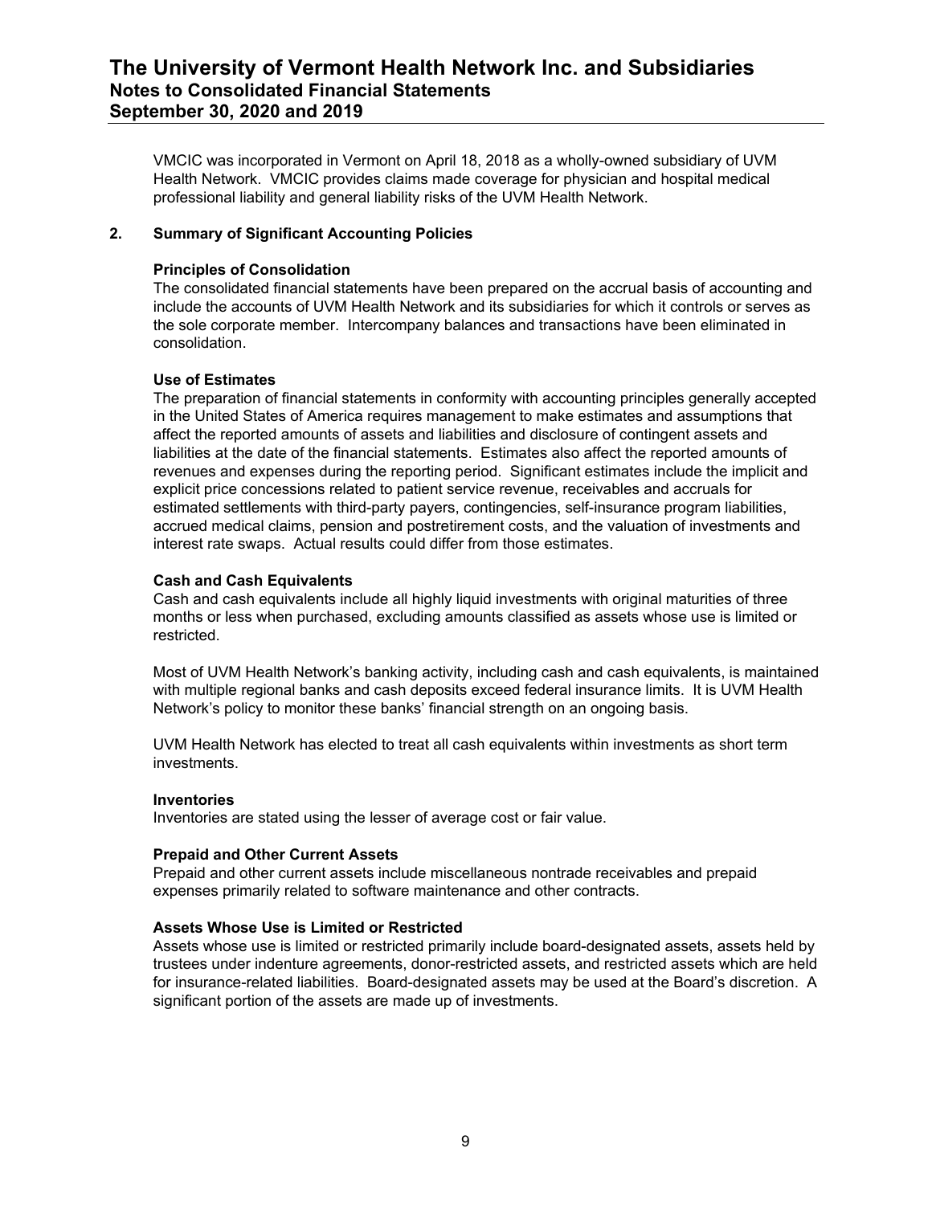VMCIC was incorporated in Vermont on April 18, 2018 as a wholly-owned subsidiary of UVM Health Network. VMCIC provides claims made coverage for physician and hospital medical professional liability and general liability risks of the UVM Health Network.

## 2. Summary of Significant Accounting Policies

### Principles of Consolidation

The consolidated financial statements have been prepared on the accrual basis of accounting and include the accounts of UVM Health Network and its subsidiaries for which it controls or serves as the sole corporate member. Intercompany balances and transactions have been eliminated in consolidation.

### Use of Estimates

The preparation of financial statements in conformity with accounting principles generally accepted in the United States of America requires management to make estimates and assumptions that affect the reported amounts of assets and liabilities and disclosure of contingent assets and liabilities at the date of the financial statements. Estimates also affect the reported amounts of revenues and expenses during the reporting period. Significant estimates include the implicit and explicit price concessions related to patient service revenue, receivables and accruals for estimated settlements with third-party payers, contingencies, self-insurance program liabilities, accrued medical claims, pension and postretirement costs, and the valuation of investments and interest rate swaps. Actual results could differ from those estimates.

### Cash and Cash Equivalents

Cash and cash equivalents include all highly liquid investments with original maturities of three months or less when purchased, excluding amounts classified as assets whose use is limited or restricted.

Most of UVM Health Network's banking activity, including cash and cash equivalents, is maintained with multiple regional banks and cash deposits exceed federal insurance limits. It is UVM Health Network's policy to monitor these banks' financial strength on an ongoing basis.

UVM Health Network has elected to treat all cash equivalents within investments as short term investments.

### Inventories

Inventories are stated using the lesser of average cost or fair value.

### Prepaid and Other Current Assets

Prepaid and other current assets include miscellaneous nontrade receivables and prepaid expenses primarily related to software maintenance and other contracts.

### Assets Whose Use is Limited or Restricted

Assets whose use is limited or restricted primarily include board-designated assets, assets held by trustees under indenture agreements, donor-restricted assets, and restricted assets which are held for insurance-related liabilities. Board-designated assets may be used at the Board's discretion. A significant portion of the assets are made up of investments.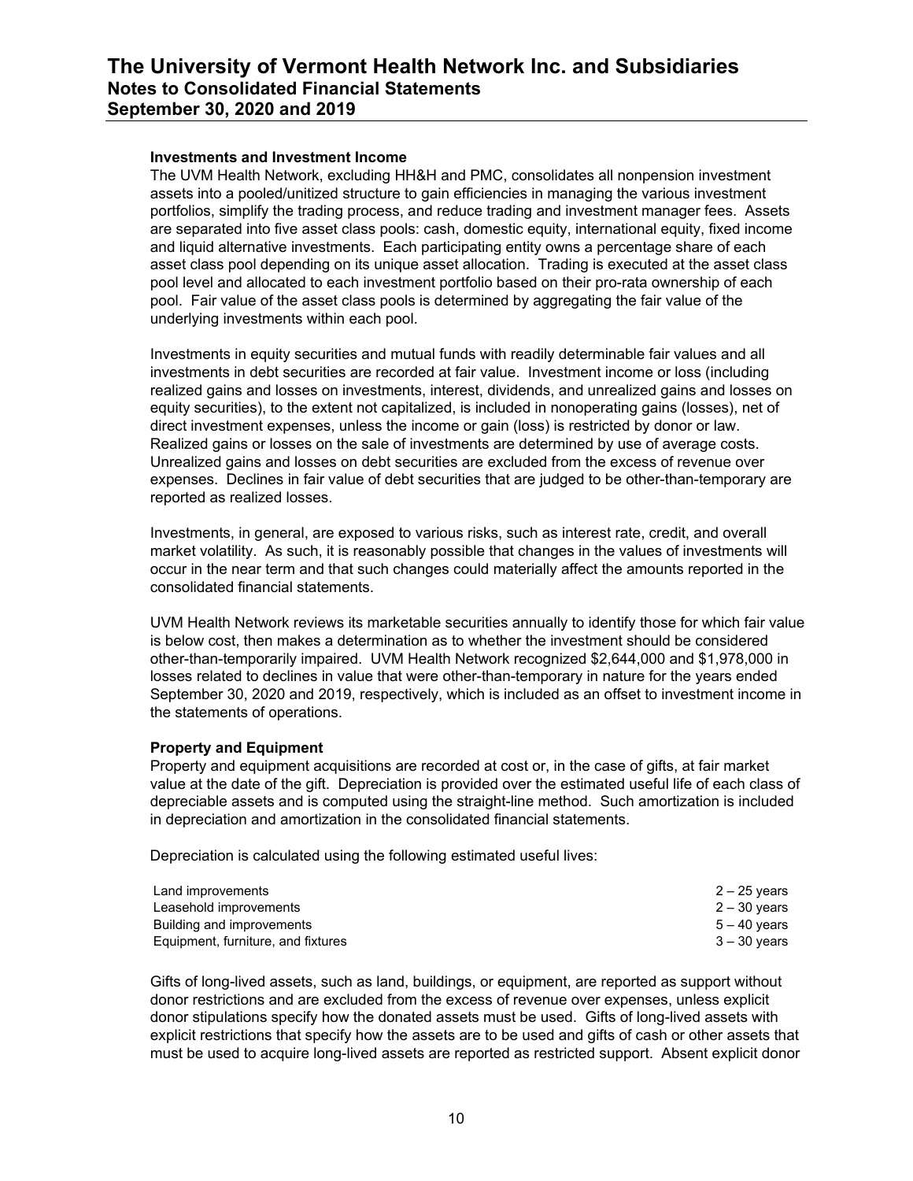### Investments and Investment Income

The UVM Health Network, excluding HH&H and PMC, consolidates all nonpension investment assets into a pooled/unitized structure to gain efficiencies in managing the various investment portfolios, simplify the trading process, and reduce trading and investment manager fees. Assets are separated into five asset class pools: cash, domestic equity, international equity, fixed income and liquid alternative investments. Each participating entity owns a percentage share of each asset class pool depending on its unique asset allocation. Trading is executed at the asset class pool level and allocated to each investment portfolio based on their pro-rata ownership of each pool. Fair value of the asset class pools is determined by aggregating the fair value of the underlying investments within each pool.

Investments in equity securities and mutual funds with readily determinable fair values and all investments in debt securities are recorded at fair value. Investment income or loss (including realized gains and losses on investments, interest, dividends, and unrealized gains and losses on equity securities), to the extent not capitalized, is included in nonoperating gains (losses), net of direct investment expenses, unless the income or gain (loss) is restricted by donor or law. Realized gains or losses on the sale of investments are determined by use of average costs. Unrealized gains and losses on debt securities are excluded from the excess of revenue over expenses. Declines in fair value of debt securities that are judged to be other-than-temporary are reported as realized losses.

Investments, in general, are exposed to various risks, such as interest rate, credit, and overall market volatility. As such, it is reasonably possible that changes in the values of investments will occur in the near term and that such changes could materially affect the amounts reported in the consolidated financial statements.

UVM Health Network reviews its marketable securities annually to identify those for which fair value is below cost, then makes a determination as to whether the investment should be considered other-than-temporarily impaired. UVM Health Network recognized $2,644,000 and $1,978,000 in losses related to declines in value that were other-than-temporary in nature for the years ended September 30, 2020 and 2019, respectively, which is included as an offset to investment income in the statements of operations.

### Property and Equipment

Property and equipment acquisitions are recorded at cost or, in the case of gifts, at fair market value at the date of the gift. Depreciation is provided over the estimated useful life of each class of depreciable assets and is computed using the straight-line method. Such amortization is included in depreciation and amortization in the consolidated financial statements.

Depreciation is calculated using the following estimated useful lives:

| | |
|---|---|
| Land improvements | 2 – 25 years |
| Leasehold improvements | 2 – 30 years |
| Building and improvements | 5 – 40 years |
| Equipment, furniture, and fixtures | 3 – 30 years |

Gifts of long-lived assets, such as land, buildings, or equipment, are reported as support without donor restrictions and are excluded from the excess of revenue over expenses, unless explicit donor stipulations specify how the donated assets must be used. Gifts of long-lived assets with explicit restrictions that specify how the assets are to be used and gifts of cash or other assets that must be used to acquire long-lived assets are reported as restricted support. Absent explicit donor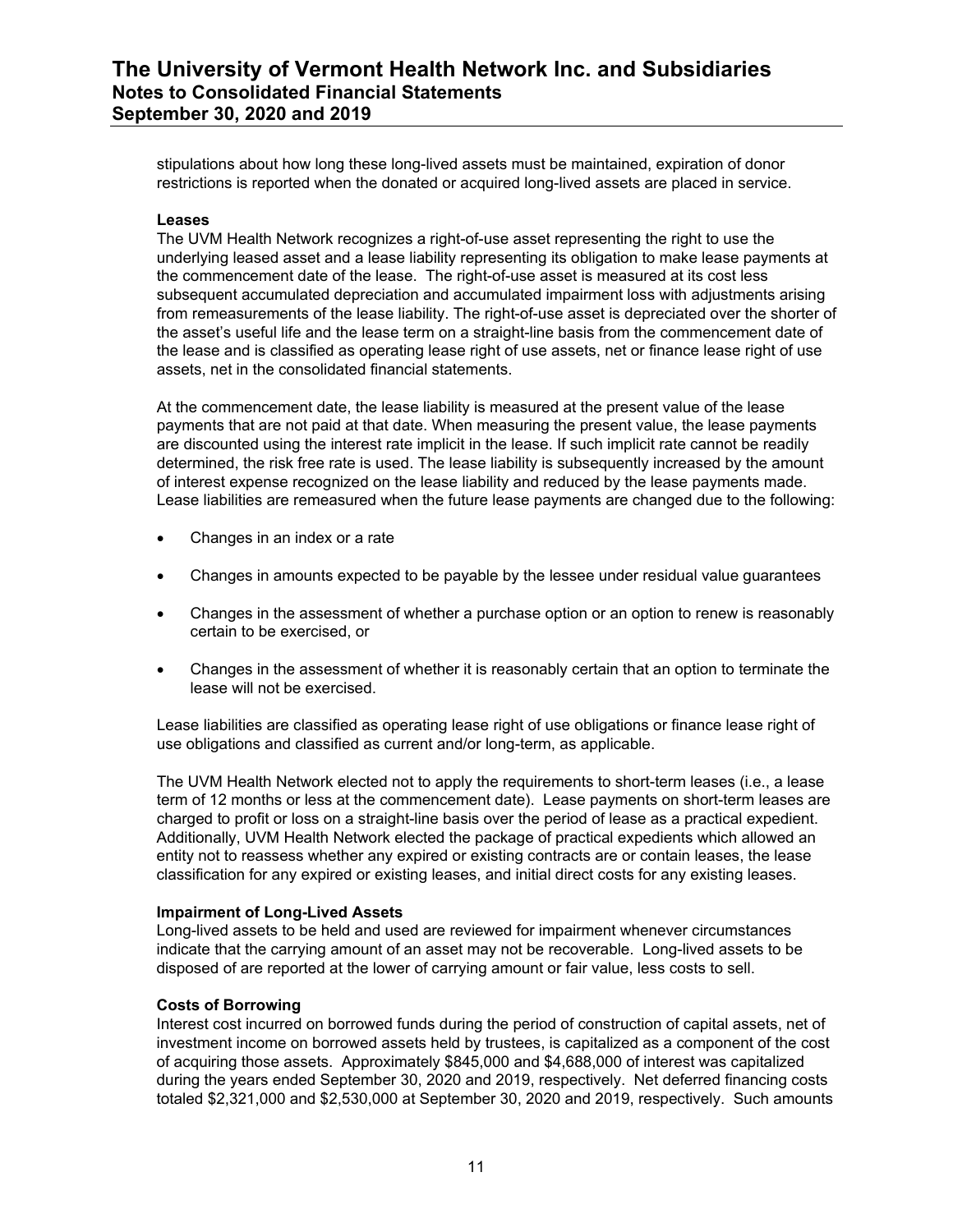stipulations about how long these long-lived assets must be maintained, expiration of donor restrictions is reported when the donated or acquired long-lived assets are placed in service.

**Leases**

The UVM Health Network recognizes a right-of-use asset representing the right to use the underlying leased asset and a lease liability representing its obligation to make lease payments at the commencement date of the lease. The right-of-use asset is measured at its cost less subsequent accumulated depreciation and accumulated impairment loss with adjustments arising from remeasurements of the lease liability. The right-of-use asset is depreciated over the shorter of the asset's useful life and the lease term on a straight-line basis from the commencement date of the lease and is classified as operating lease right of use assets, net or finance lease right of use assets, net in the consolidated financial statements.

At the commencement date, the lease liability is measured at the present value of the lease payments that are not paid at that date. When measuring the present value, the lease payments are discounted using the interest rate implicit in the lease. If such implicit rate cannot be readily determined, the risk free rate is used. The lease liability is subsequently increased by the amount of interest expense recognized on the lease liability and reduced by the lease payments made. Lease liabilities are remeasured when the future lease payments are changed due to the following:

- Changes in an index or a rate
- Changes in amounts expected to be payable by the lessee under residual value guarantees
- Changes in the assessment of whether a purchase option or an option to renew is reasonably certain to be exercised, or
- Changes in the assessment of whether it is reasonably certain that an option to terminate the lease will not be exercised.

Lease liabilities are classified as operating lease right of use obligations or finance lease right of use obligations and classified as current and/or long-term, as applicable.

The UVM Health Network elected not to apply the requirements to short-term leases (i.e., a lease term of 12 months or less at the commencement date). Lease payments on short-term leases are charged to profit or loss on a straight-line basis over the period of lease as a practical expedient. Additionally, UVM Health Network elected the package of practical expedients which allowed an entity not to reassess whether any expired or existing contracts are or contain leases, the lease classification for any expired or existing leases, and initial direct costs for any existing leases.

**Impairment of Long-Lived Assets**

Long-lived assets to be held and used are reviewed for impairment whenever circumstances indicate that the carrying amount of an asset may not be recoverable. Long-lived assets to be disposed of are reported at the lower of carrying amount or fair value, less costs to sell.

**Costs of Borrowing**

Interest cost incurred on borrowed funds during the period of construction of capital assets, net of investment income on borrowed assets held by trustees, is capitalized as a component of the cost of acquiring those assets. Approximately $845,000 and $4,688,000 of interest was capitalized during the years ended September 30, 2020 and 2019, respectively. Net deferred financing costs totaled $2,321,000 and $2,530,000 at September 30, 2020 and 2019, respectively. Such amounts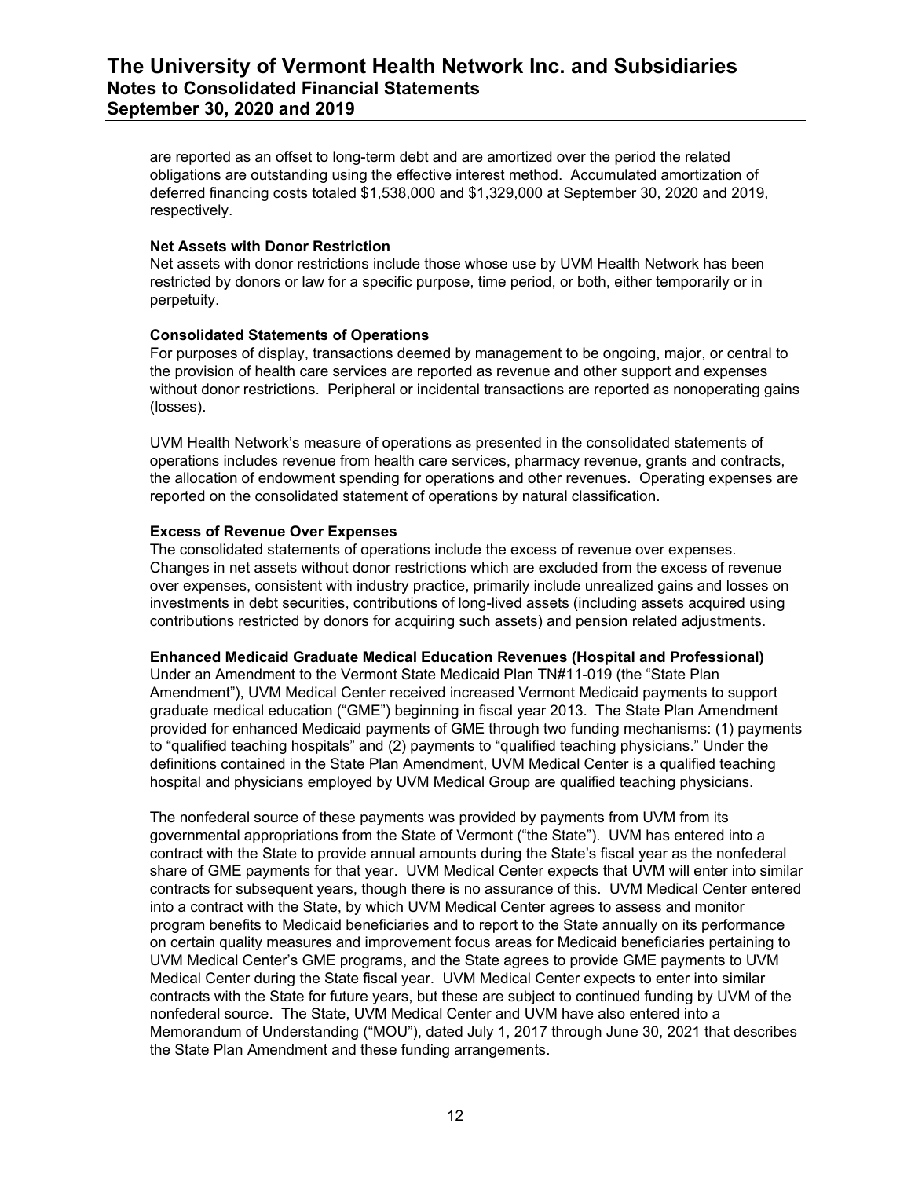are reported as an offset to long-term debt and are amortized over the period the related obligations are outstanding using the effective interest method. Accumulated amortization of deferred financing costs totaled $1,538,000 and $1,329,000 at September 30, 2020 and 2019, respectively.

**Net Assets with Donor Restriction**
Net assets with donor restrictions include those whose use by UVM Health Network has been restricted by donors or law for a specific purpose, time period, or both, either temporarily or in perpetuity.

**Consolidated Statements of Operations**
For purposes of display, transactions deemed by management to be ongoing, major, or central to the provision of health care services are reported as revenue and other support and expenses without donor restrictions. Peripheral or incidental transactions are reported as nonoperating gains (losses).

UVM Health Network's measure of operations as presented in the consolidated statements of operations includes revenue from health care services, pharmacy revenue, grants and contracts, the allocation of endowment spending for operations and other revenues. Operating expenses are reported on the consolidated statement of operations by natural classification.

**Excess of Revenue Over Expenses**
The consolidated statements of operations include the excess of revenue over expenses. Changes in net assets without donor restrictions which are excluded from the excess of revenue over expenses, consistent with industry practice, primarily include unrealized gains and losses on investments in debt securities, contributions of long-lived assets (including assets acquired using contributions restricted by donors for acquiring such assets) and pension related adjustments.

**Enhanced Medicaid Graduate Medical Education Revenues (Hospital and Professional)**
Under an Amendment to the Vermont State Medicaid Plan TN#11-019 (the "State Plan Amendment"), UVM Medical Center received increased Vermont Medicaid payments to support graduate medical education ("GME") beginning in fiscal year 2013. The State Plan Amendment provided for enhanced Medicaid payments of GME through two funding mechanisms: (1) payments to "qualified teaching hospitals" and (2) payments to "qualified teaching physicians." Under the definitions contained in the State Plan Amendment, UVM Medical Center is a qualified teaching hospital and physicians employed by UVM Medical Group are qualified teaching physicians.

The nonfederal source of these payments was provided by payments from UVM from its governmental appropriations from the State of Vermont ("the State"). UVM has entered into a contract with the State to provide annual amounts during the State's fiscal year as the nonfederal share of GME payments for that year. UVM Medical Center expects that UVM will enter into similar contracts for subsequent years, though there is no assurance of this. UVM Medical Center entered into a contract with the State, by which UVM Medical Center agrees to assess and monitor program benefits to Medicaid beneficiaries and to report to the State annually on its performance on certain quality measures and improvement focus areas for Medicaid beneficiaries pertaining to UVM Medical Center's GME programs, and the State agrees to provide GME payments to UVM Medical Center during the State fiscal year. UVM Medical Center expects to enter into similar contracts with the State for future years, but these are subject to continued funding by UVM of the nonfederal source. The State, UVM Medical Center and UVM have also entered into a Memorandum of Understanding ("MOU"), dated July 1, 2017 through June 30, 2021 that describes the State Plan Amendment and these funding arrangements.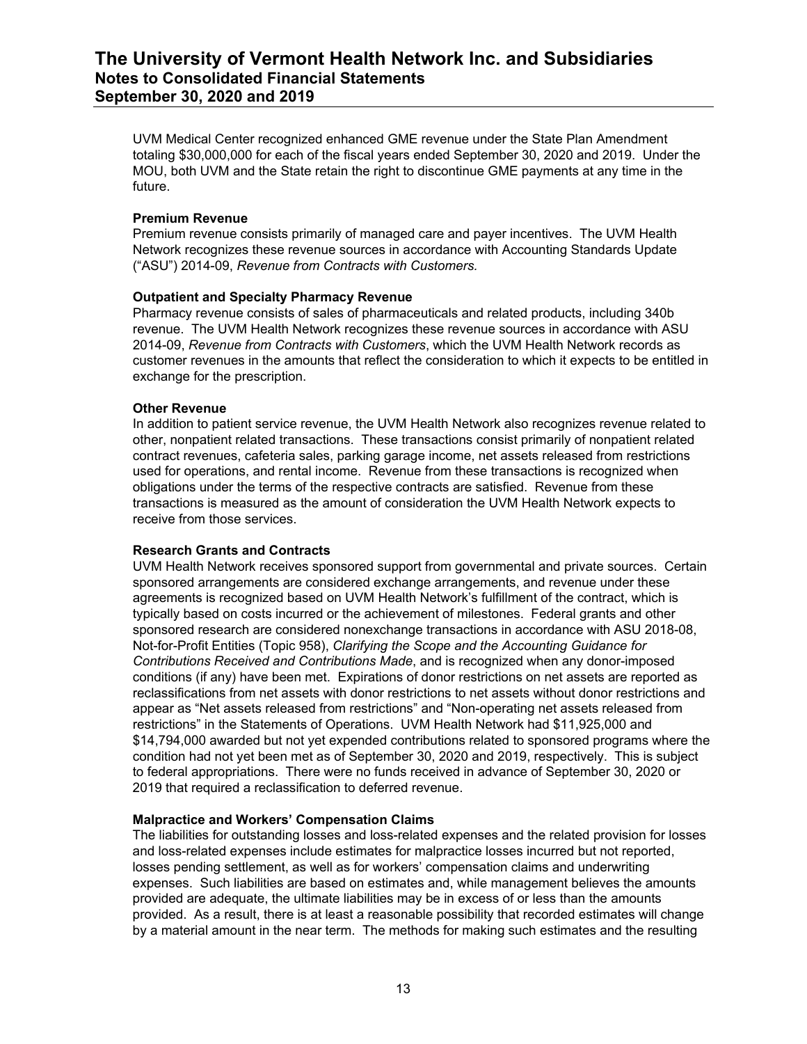UVM Medical Center recognized enhanced GME revenue under the State Plan Amendment totaling $30,000,000 for each of the fiscal years ended September 30, 2020 and 2019. Under the MOU, both UVM and the State retain the right to discontinue GME payments at any time in the future.

**Premium Revenue**
Premium revenue consists primarily of managed care and payer incentives. The UVM Health Network recognizes these revenue sources in accordance with Accounting Standards Update ("ASU") 2014-09, *Revenue from Contracts with Customers.*

**Outpatient and Specialty Pharmacy Revenue**
Pharmacy revenue consists of sales of pharmaceuticals and related products, including 340b revenue. The UVM Health Network recognizes these revenue sources in accordance with ASU 2014-09, *Revenue from Contracts with Customers*, which the UVM Health Network records as customer revenues in the amounts that reflect the consideration to which it expects to be entitled in exchange for the prescription.

**Other Revenue**
In addition to patient service revenue, the UVM Health Network also recognizes revenue related to other, nonpatient related transactions. These transactions consist primarily of nonpatient related contract revenues, cafeteria sales, parking garage income, net assets released from restrictions used for operations, and rental income. Revenue from these transactions is recognized when obligations under the terms of the respective contracts are satisfied. Revenue from these transactions is measured as the amount of consideration the UVM Health Network expects to receive from those services.

**Research Grants and Contracts**
UVM Health Network receives sponsored support from governmental and private sources. Certain sponsored arrangements are considered exchange arrangements, and revenue under these agreements is recognized based on UVM Health Network's fulfillment of the contract, which is typically based on costs incurred or the achievement of milestones. Federal grants and other sponsored research are considered nonexchange transactions in accordance with ASU 2018-08, Not-for-Profit Entities (Topic 958), *Clarifying the Scope and the Accounting Guidance for Contributions Received and Contributions Made*, and is recognized when any donor-imposed conditions (if any) have been met. Expirations of donor restrictions on net assets are reported as reclassifications from net assets with donor restrictions to net assets without donor restrictions and appear as "Net assets released from restrictions" and "Non-operating net assets released from restrictions" in the Statements of Operations. UVM Health Network had $11,925,000 and $14,794,000 awarded but not yet expended contributions related to sponsored programs where the condition had not yet been met as of September 30, 2020 and 2019, respectively. This is subject to federal appropriations. There were no funds received in advance of September 30, 2020 or 2019 that required a reclassification to deferred revenue.

**Malpractice and Workers' Compensation Claims**
The liabilities for outstanding losses and loss-related expenses and the related provision for losses and loss-related expenses include estimates for malpractice losses incurred but not reported, losses pending settlement, as well as for workers' compensation claims and underwriting expenses. Such liabilities are based on estimates and, while management believes the amounts provided are adequate, the ultimate liabilities may be in excess of or less than the amounts provided. As a result, there is at least a reasonable possibility that recorded estimates will change by a material amount in the near term. The methods for making such estimates and the resulting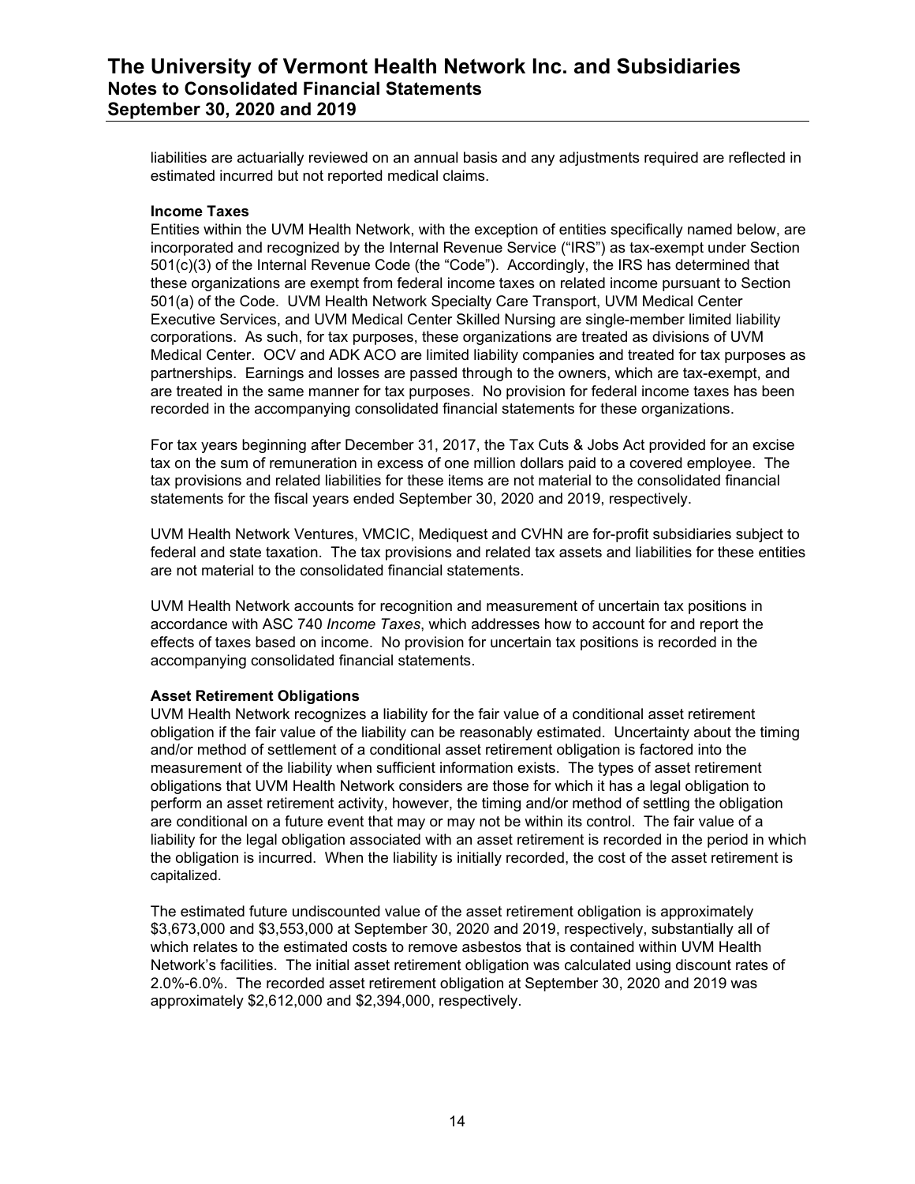liabilities are actuarially reviewed on an annual basis and any adjustments required are reflected in estimated incurred but not reported medical claims.

**Income Taxes**

Entities within the UVM Health Network, with the exception of entities specifically named below, are incorporated and recognized by the Internal Revenue Service ("IRS") as tax-exempt under Section 501(c)(3) of the Internal Revenue Code (the "Code"). Accordingly, the IRS has determined that these organizations are exempt from federal income taxes on related income pursuant to Section 501(a) of the Code. UVM Health Network Specialty Care Transport, UVM Medical Center Executive Services, and UVM Medical Center Skilled Nursing are single-member limited liability corporations. As such, for tax purposes, these organizations are treated as divisions of UVM Medical Center. OCV and ADK ACO are limited liability companies and treated for tax purposes as partnerships. Earnings and losses are passed through to the owners, which are tax-exempt, and are treated in the same manner for tax purposes. No provision for federal income taxes has been recorded in the accompanying consolidated financial statements for these organizations.

For tax years beginning after December 31, 2017, the Tax Cuts & Jobs Act provided for an excise tax on the sum of remuneration in excess of one million dollars paid to a covered employee. The tax provisions and related liabilities for these items are not material to the consolidated financial statements for the fiscal years ended September 30, 2020 and 2019, respectively.

UVM Health Network Ventures, VMCIC, Mediquest and CVHN are for-profit subsidiaries subject to federal and state taxation. The tax provisions and related tax assets and liabilities for these entities are not material to the consolidated financial statements.

UVM Health Network accounts for recognition and measurement of uncertain tax positions in accordance with ASC 740 *Income Taxes*, which addresses how to account for and report the effects of taxes based on income. No provision for uncertain tax positions is recorded in the accompanying consolidated financial statements.

**Asset Retirement Obligations**

UVM Health Network recognizes a liability for the fair value of a conditional asset retirement obligation if the fair value of the liability can be reasonably estimated. Uncertainty about the timing and/or method of settlement of a conditional asset retirement obligation is factored into the measurement of the liability when sufficient information exists. The types of asset retirement obligations that UVM Health Network considers are those for which it has a legal obligation to perform an asset retirement activity, however, the timing and/or method of settling the obligation are conditional on a future event that may or may not be within its control. The fair value of a liability for the legal obligation associated with an asset retirement is recorded in the period in which the obligation is incurred. When the liability is initially recorded, the cost of the asset retirement is capitalized.

The estimated future undiscounted value of the asset retirement obligation is approximately \$3,673,000 and \$3,553,000 at September 30, 2020 and 2019, respectively, substantially all of which relates to the estimated costs to remove asbestos that is contained within UVM Health Network's facilities. The initial asset retirement obligation was calculated using discount rates of 2.0%-6.0%. The recorded asset retirement obligation at September 30, 2020 and 2019 was approximately \$2,612,000 and \$2,394,000, respectively.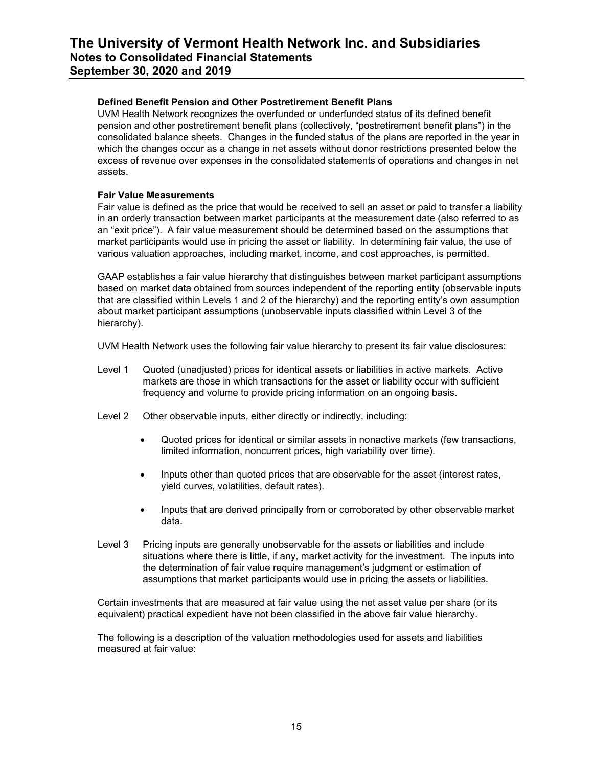**Defined Benefit Pension and Other Postretirement Benefit Plans**

UVM Health Network recognizes the overfunded or underfunded status of its defined benefit pension and other postretirement benefit plans (collectively, "postretirement benefit plans") in the consolidated balance sheets. Changes in the funded status of the plans are reported in the year in which the changes occur as a change in net assets without donor restrictions presented below the excess of revenue over expenses in the consolidated statements of operations and changes in net assets.

**Fair Value Measurements**

Fair value is defined as the price that would be received to sell an asset or paid to transfer a liability in an orderly transaction between market participants at the measurement date (also referred to as an "exit price"). A fair value measurement should be determined based on the assumptions that market participants would use in pricing the asset or liability. In determining fair value, the use of various valuation approaches, including market, income, and cost approaches, is permitted.

GAAP establishes a fair value hierarchy that distinguishes between market participant assumptions based on market data obtained from sources independent of the reporting entity (observable inputs that are classified within Levels 1 and 2 of the hierarchy) and the reporting entity's own assumption about market participant assumptions (unobservable inputs classified within Level 3 of the hierarchy).

UVM Health Network uses the following fair value hierarchy to present its fair value disclosures:

Level 1 Quoted (unadjusted) prices for identical assets or liabilities in active markets. Active markets are those in which transactions for the asset or liability occur with sufficient frequency and volume to provide pricing information on an ongoing basis.

Level 2 Other observable inputs, either directly or indirectly, including:

- Quoted prices for identical or similar assets in nonactive markets (few transactions, limited information, noncurrent prices, high variability over time).
- Inputs other than quoted prices that are observable for the asset (interest rates, yield curves, volatilities, default rates).
- Inputs that are derived principally from or corroborated by other observable market data.

Level 3 Pricing inputs are generally unobservable for the assets or liabilities and include situations where there is little, if any, market activity for the investment. The inputs into the determination of fair value require management's judgment or estimation of assumptions that market participants would use in pricing the assets or liabilities.

Certain investments that are measured at fair value using the net asset value per share (or its equivalent) practical expedient have not been classified in the above fair value hierarchy.

The following is a description of the valuation methodologies used for assets and liabilities measured at fair value: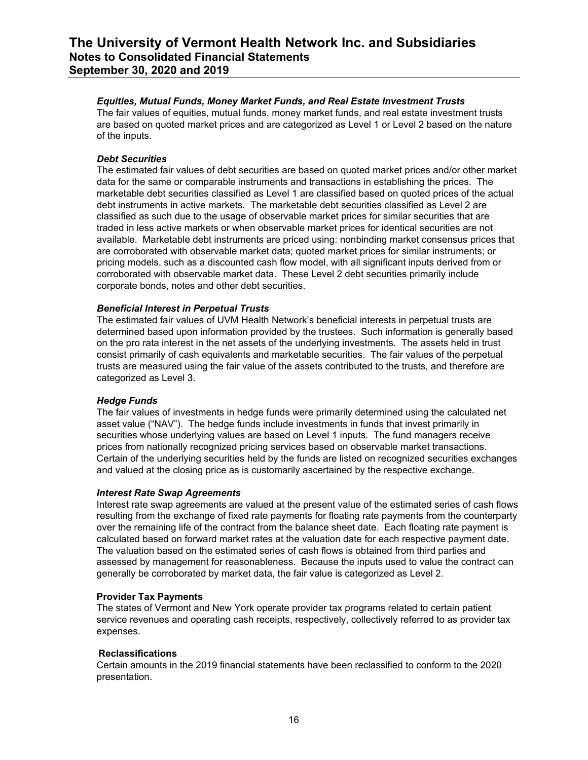***Equities, Mutual Funds, Money Market Funds, and Real Estate Investment Trusts***
The fair values of equities, mutual funds, money market funds, and real estate investment trusts are based on quoted market prices and are categorized as Level 1 or Level 2 based on the nature of the inputs.

***Debt Securities***
The estimated fair values of debt securities are based on quoted market prices and/or other market data for the same or comparable instruments and transactions in establishing the prices. The marketable debt securities classified as Level 1 are classified based on quoted prices of the actual debt instruments in active markets. The marketable debt securities classified as Level 2 are classified as such due to the usage of observable market prices for similar securities that are traded in less active markets or when observable market prices for identical securities are not available. Marketable debt instruments are priced using: nonbinding market consensus prices that are corroborated with observable market data; quoted market prices for similar instruments; or pricing models, such as a discounted cash flow model, with all significant inputs derived from or corroborated with observable market data. These Level 2 debt securities primarily include corporate bonds, notes and other debt securities.

***Beneficial Interest in Perpetual Trusts***
The estimated fair values of UVM Health Network's beneficial interests in perpetual trusts are determined based upon information provided by the trustees. Such information is generally based on the pro rata interest in the net assets of the underlying investments. The assets held in trust consist primarily of cash equivalents and marketable securities. The fair values of the perpetual trusts are measured using the fair value of the assets contributed to the trusts, and therefore are categorized as Level 3.

***Hedge Funds***
The fair values of investments in hedge funds were primarily determined using the calculated net asset value ("NAV"). The hedge funds include investments in funds that invest primarily in securities whose underlying values are based on Level 1 inputs. The fund managers receive prices from nationally recognized pricing services based on observable market transactions. Certain of the underlying securities held by the funds are listed on recognized securities exchanges and valued at the closing price as is customarily ascertained by the respective exchange.

***Interest Rate Swap Agreements***
Interest rate swap agreements are valued at the present value of the estimated series of cash flows resulting from the exchange of fixed rate payments for floating rate payments from the counterparty over the remaining life of the contract from the balance sheet date. Each floating rate payment is calculated based on forward market rates at the valuation date for each respective payment date. The valuation based on the estimated series of cash flows is obtained from third parties and assessed by management for reasonableness. Because the inputs used to value the contract can generally be corroborated by market data, the fair value is categorized as Level 2.

**Provider Tax Payments**
The states of Vermont and New York operate provider tax programs related to certain patient service revenues and operating cash receipts, respectively, collectively referred to as provider tax expenses.

**Reclassifications**
Certain amounts in the 2019 financial statements have been reclassified to conform to the 2020 presentation.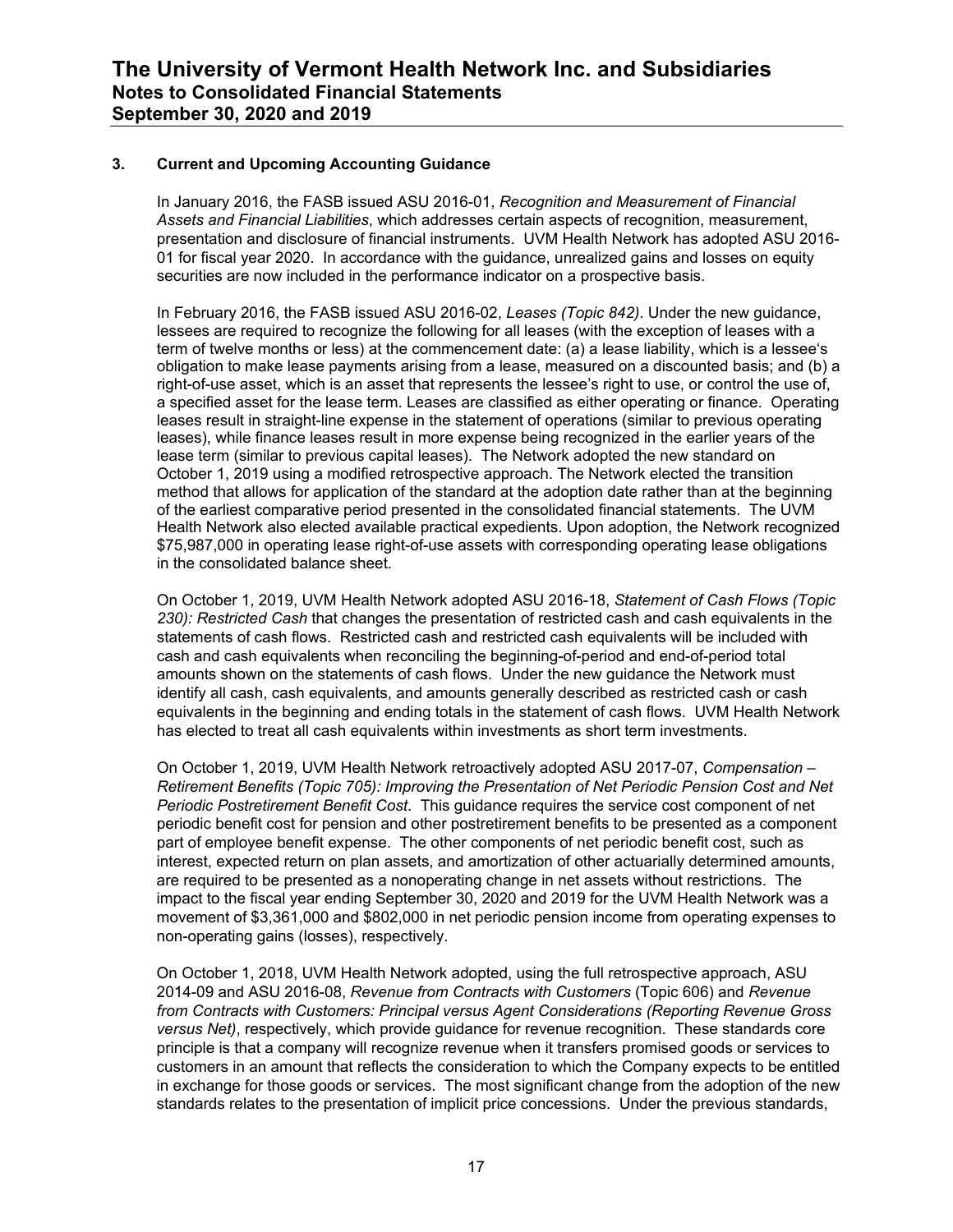### 3. Current and Upcoming Accounting Guidance

In January 2016, the FASB issued ASU 2016-01, *Recognition and Measurement of Financial Assets and Financial Liabilities*, which addresses certain aspects of recognition, measurement, presentation and disclosure of financial instruments. UVM Health Network has adopted ASU 2016-01 for fiscal year 2020. In accordance with the guidance, unrealized gains and losses on equity securities are now included in the performance indicator on a prospective basis.

In February 2016, the FASB issued ASU 2016-02, *Leases (Topic 842)*. Under the new guidance, lessees are required to recognize the following for all leases (with the exception of leases with a term of twelve months or less) at the commencement date: (a) a lease liability, which is a lessee's obligation to make lease payments arising from a lease, measured on a discounted basis; and (b) a right-of-use asset, which is an asset that represents the lessee's right to use, or control the use of, a specified asset for the lease term. Leases are classified as either operating or finance. Operating leases result in straight-line expense in the statement of operations (similar to previous operating leases), while finance leases result in more expense being recognized in the earlier years of the lease term (similar to previous capital leases). The Network adopted the new standard on October 1, 2019 using a modified retrospective approach. The Network elected the transition method that allows for application of the standard at the adoption date rather than at the beginning of the earliest comparative period presented in the consolidated financial statements. The UVM Health Network also elected available practical expedients. Upon adoption, the Network recognized $75,987,000 in operating lease right-of-use assets with corresponding operating lease obligations in the consolidated balance sheet.

On October 1, 2019, UVM Health Network adopted ASU 2016-18, *Statement of Cash Flows (Topic 230): Restricted Cash* that changes the presentation of restricted cash and cash equivalents in the statements of cash flows. Restricted cash and restricted cash equivalents will be included with cash and cash equivalents when reconciling the beginning-of-period and end-of-period total amounts shown on the statements of cash flows. Under the new guidance the Network must identify all cash, cash equivalents, and amounts generally described as restricted cash or cash equivalents in the beginning and ending totals in the statement of cash flows. UVM Health Network has elected to treat all cash equivalents within investments as short term investments.

On October 1, 2019, UVM Health Network retroactively adopted ASU 2017-07, *Compensation – Retirement Benefits (Topic 705): Improving the Presentation of Net Periodic Pension Cost and Net Periodic Postretirement Benefit Cost*. This guidance requires the service cost component of net periodic benefit cost for pension and other postretirement benefits to be presented as a component part of employee benefit expense. The other components of net periodic benefit cost, such as interest, expected return on plan assets, and amortization of other actuarially determined amounts, are required to be presented as a nonoperating change in net assets without restrictions. The impact to the fiscal year ending September 30, 2020 and 2019 for the UVM Health Network was a movement of $3,361,000 and $802,000 in net periodic pension income from operating expenses to non-operating gains (losses), respectively.

On October 1, 2018, UVM Health Network adopted, using the full retrospective approach, ASU 2014-09 and ASU 2016-08, *Revenue from Contracts with Customers* (Topic 606) and *Revenue from Contracts with Customers: Principal versus Agent Considerations (Reporting Revenue Gross versus Net)*, respectively, which provide guidance for revenue recognition. These standards core principle is that a company will recognize revenue when it transfers promised goods or services to customers in an amount that reflects the consideration to which the Company expects to be entitled in exchange for those goods or services. The most significant change from the adoption of the new standards relates to the presentation of implicit price concessions. Under the previous standards,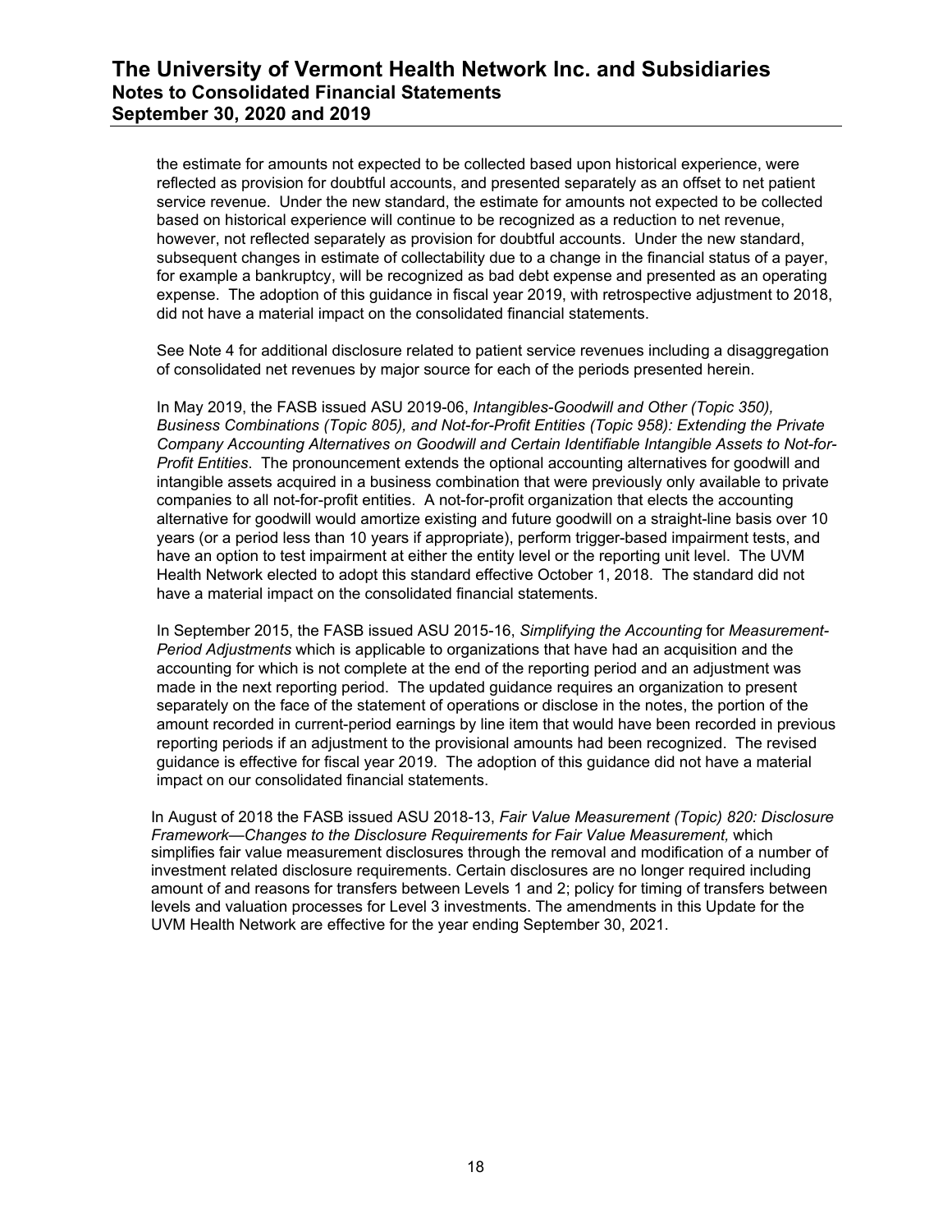the estimate for amounts not expected to be collected based upon historical experience, were reflected as provision for doubtful accounts, and presented separately as an offset to net patient service revenue. Under the new standard, the estimate for amounts not expected to be collected based on historical experience will continue to be recognized as a reduction to net revenue, however, not reflected separately as provision for doubtful accounts. Under the new standard, subsequent changes in estimate of collectability due to a change in the financial status of a payer, for example a bankruptcy, will be recognized as bad debt expense and presented as an operating expense. The adoption of this guidance in fiscal year 2019, with retrospective adjustment to 2018, did not have a material impact on the consolidated financial statements.

See Note 4 for additional disclosure related to patient service revenues including a disaggregation of consolidated net revenues by major source for each of the periods presented herein.

In May 2019, the FASB issued ASU 2019-06, *Intangibles-Goodwill and Other (Topic 350), Business Combinations (Topic 805), and Not-for-Profit Entities (Topic 958): Extending the Private Company Accounting Alternatives on Goodwill and Certain Identifiable Intangible Assets to Not-for-Profit Entities*. The pronouncement extends the optional accounting alternatives for goodwill and intangible assets acquired in a business combination that were previously only available to private companies to all not-for-profit entities. A not-for-profit organization that elects the accounting alternative for goodwill would amortize existing and future goodwill on a straight-line basis over 10 years (or a period less than 10 years if appropriate), perform trigger-based impairment tests, and have an option to test impairment at either the entity level or the reporting unit level. The UVM Health Network elected to adopt this standard effective October 1, 2018. The standard did not have a material impact on the consolidated financial statements.

In September 2015, the FASB issued ASU 2015-16, *Simplifying the Accounting* for *Measurement-Period Adjustments* which is applicable to organizations that have had an acquisition and the accounting for which is not complete at the end of the reporting period and an adjustment was made in the next reporting period. The updated guidance requires an organization to present separately on the face of the statement of operations or disclose in the notes, the portion of the amount recorded in current-period earnings by line item that would have been recorded in previous reporting periods if an adjustment to the provisional amounts had been recognized. The revised guidance is effective for fiscal year 2019. The adoption of this guidance did not have a material impact on our consolidated financial statements.

In August of 2018 the FASB issued ASU 2018-13, *Fair Value Measurement (Topic) 820: Disclosure Framework—Changes to the Disclosure Requirements for Fair Value Measurement,* which simplifies fair value measurement disclosures through the removal and modification of a number of investment related disclosure requirements. Certain disclosures are no longer required including amount of and reasons for transfers between Levels 1 and 2; policy for timing of transfers between levels and valuation processes for Level 3 investments. The amendments in this Update for the UVM Health Network are effective for the year ending September 30, 2021.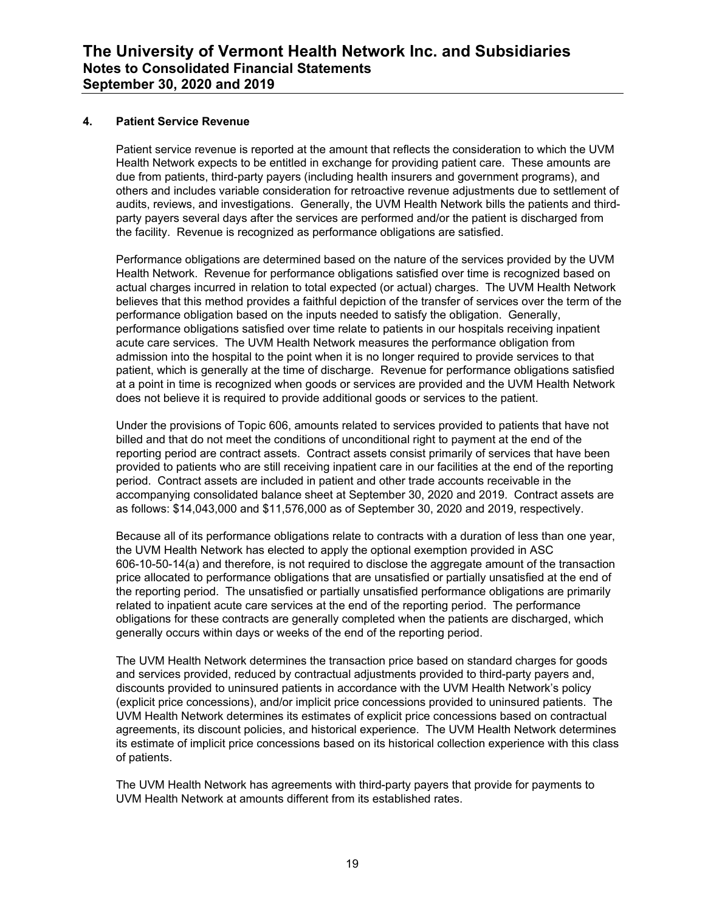## 4. Patient Service Revenue

Patient service revenue is reported at the amount that reflects the consideration to which the UVM Health Network expects to be entitled in exchange for providing patient care. These amounts are due from patients, third-party payers (including health insurers and government programs), and others and includes variable consideration for retroactive revenue adjustments due to settlement of audits, reviews, and investigations. Generally, the UVM Health Network bills the patients and third-party payers several days after the services are performed and/or the patient is discharged from the facility. Revenue is recognized as performance obligations are satisfied.

Performance obligations are determined based on the nature of the services provided by the UVM Health Network. Revenue for performance obligations satisfied over time is recognized based on actual charges incurred in relation to total expected (or actual) charges. The UVM Health Network believes that this method provides a faithful depiction of the transfer of services over the term of the performance obligation based on the inputs needed to satisfy the obligation. Generally, performance obligations satisfied over time relate to patients in our hospitals receiving inpatient acute care services. The UVM Health Network measures the performance obligation from admission into the hospital to the point when it is no longer required to provide services to that patient, which is generally at the time of discharge. Revenue for performance obligations satisfied at a point in time is recognized when goods or services are provided and the UVM Health Network does not believe it is required to provide additional goods or services to the patient.

Under the provisions of Topic 606, amounts related to services provided to patients that have not billed and that do not meet the conditions of unconditional right to payment at the end of the reporting period are contract assets. Contract assets consist primarily of services that have been provided to patients who are still receiving inpatient care in our facilities at the end of the reporting period. Contract assets are included in patient and other trade accounts receivable in the accompanying consolidated balance sheet at September 30, 2020 and 2019. Contract assets are as follows: $14,043,000 and $11,576,000 as of September 30, 2020 and 2019, respectively.

Because all of its performance obligations relate to contracts with a duration of less than one year, the UVM Health Network has elected to apply the optional exemption provided in ASC 606-10-50-14(a) and therefore, is not required to disclose the aggregate amount of the transaction price allocated to performance obligations that are unsatisfied or partially unsatisfied at the end of the reporting period. The unsatisfied or partially unsatisfied performance obligations are primarily related to inpatient acute care services at the end of the reporting period. The performance obligations for these contracts are generally completed when the patients are discharged, which generally occurs within days or weeks of the end of the reporting period.

The UVM Health Network determines the transaction price based on standard charges for goods and services provided, reduced by contractual adjustments provided to third-party payers and, discounts provided to uninsured patients in accordance with the UVM Health Network's policy (explicit price concessions), and/or implicit price concessions provided to uninsured patients. The UVM Health Network determines its estimates of explicit price concessions based on contractual agreements, its discount policies, and historical experience. The UVM Health Network determines its estimate of implicit price concessions based on its historical collection experience with this class of patients.

The UVM Health Network has agreements with third-party payers that provide for payments to UVM Health Network at amounts different from its established rates.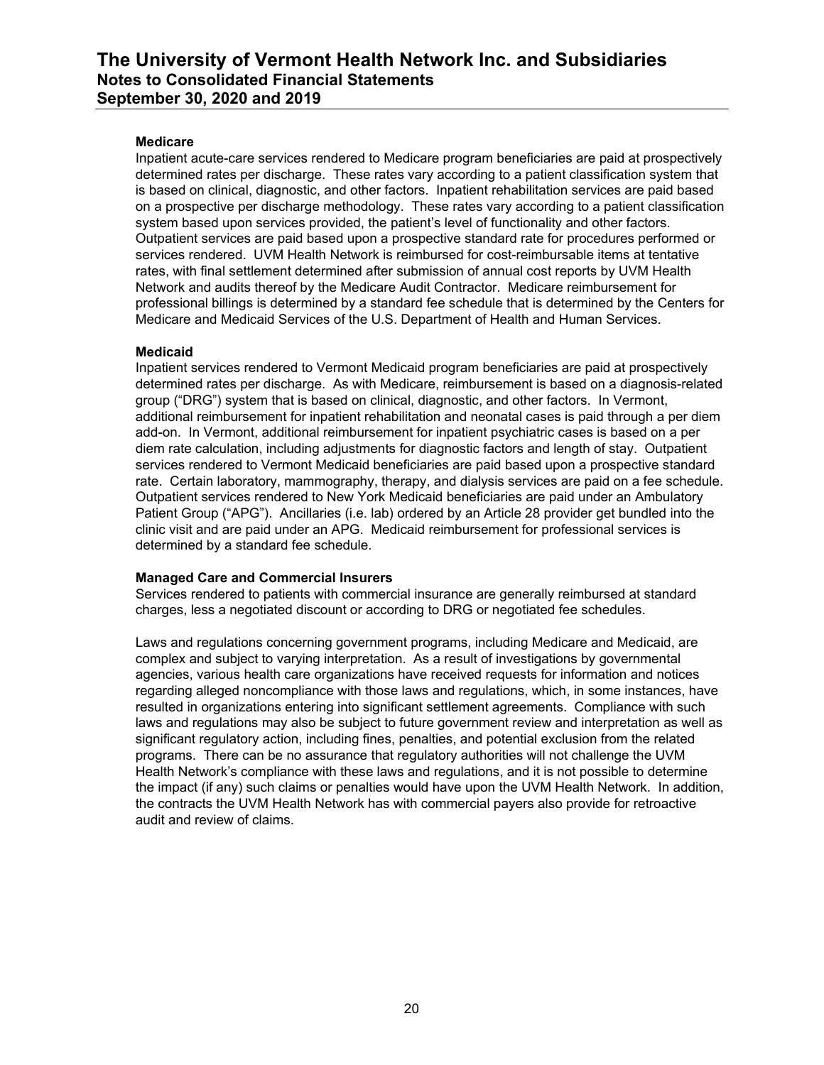**Medicare**

Inpatient acute-care services rendered to Medicare program beneficiaries are paid at prospectively determined rates per discharge. These rates vary according to a patient classification system that is based on clinical, diagnostic, and other factors. Inpatient rehabilitation services are paid based on a prospective per discharge methodology. These rates vary according to a patient classification system based upon services provided, the patient's level of functionality and other factors. Outpatient services are paid based upon a prospective standard rate for procedures performed or services rendered. UVM Health Network is reimbursed for cost-reimbursable items at tentative rates, with final settlement determined after submission of annual cost reports by UVM Health Network and audits thereof by the Medicare Audit Contractor. Medicare reimbursement for professional billings is determined by a standard fee schedule that is determined by the Centers for Medicare and Medicaid Services of the U.S. Department of Health and Human Services.

**Medicaid**

Inpatient services rendered to Vermont Medicaid program beneficiaries are paid at prospectively determined rates per discharge. As with Medicare, reimbursement is based on a diagnosis-related group ("DRG") system that is based on clinical, diagnostic, and other factors. In Vermont, additional reimbursement for inpatient rehabilitation and neonatal cases is paid through a per diem add-on. In Vermont, additional reimbursement for inpatient psychiatric cases is based on a per diem rate calculation, including adjustments for diagnostic factors and length of stay. Outpatient services rendered to Vermont Medicaid beneficiaries are paid based upon a prospective standard rate. Certain laboratory, mammography, therapy, and dialysis services are paid on a fee schedule. Outpatient services rendered to New York Medicaid beneficiaries are paid under an Ambulatory Patient Group ("APG"). Ancillaries (i.e. lab) ordered by an Article 28 provider get bundled into the clinic visit and are paid under an APG. Medicaid reimbursement for professional services is determined by a standard fee schedule.

**Managed Care and Commercial Insurers**

Services rendered to patients with commercial insurance are generally reimbursed at standard charges, less a negotiated discount or according to DRG or negotiated fee schedules.

Laws and regulations concerning government programs, including Medicare and Medicaid, are complex and subject to varying interpretation. As a result of investigations by governmental agencies, various health care organizations have received requests for information and notices regarding alleged noncompliance with those laws and regulations, which, in some instances, have resulted in organizations entering into significant settlement agreements. Compliance with such laws and regulations may also be subject to future government review and interpretation as well as significant regulatory action, including fines, penalties, and potential exclusion from the related programs. There can be no assurance that regulatory authorities will not challenge the UVM Health Network's compliance with these laws and regulations, and it is not possible to determine the impact (if any) such claims or penalties would have upon the UVM Health Network. In addition, the contracts the UVM Health Network has with commercial payers also provide for retroactive audit and review of claims.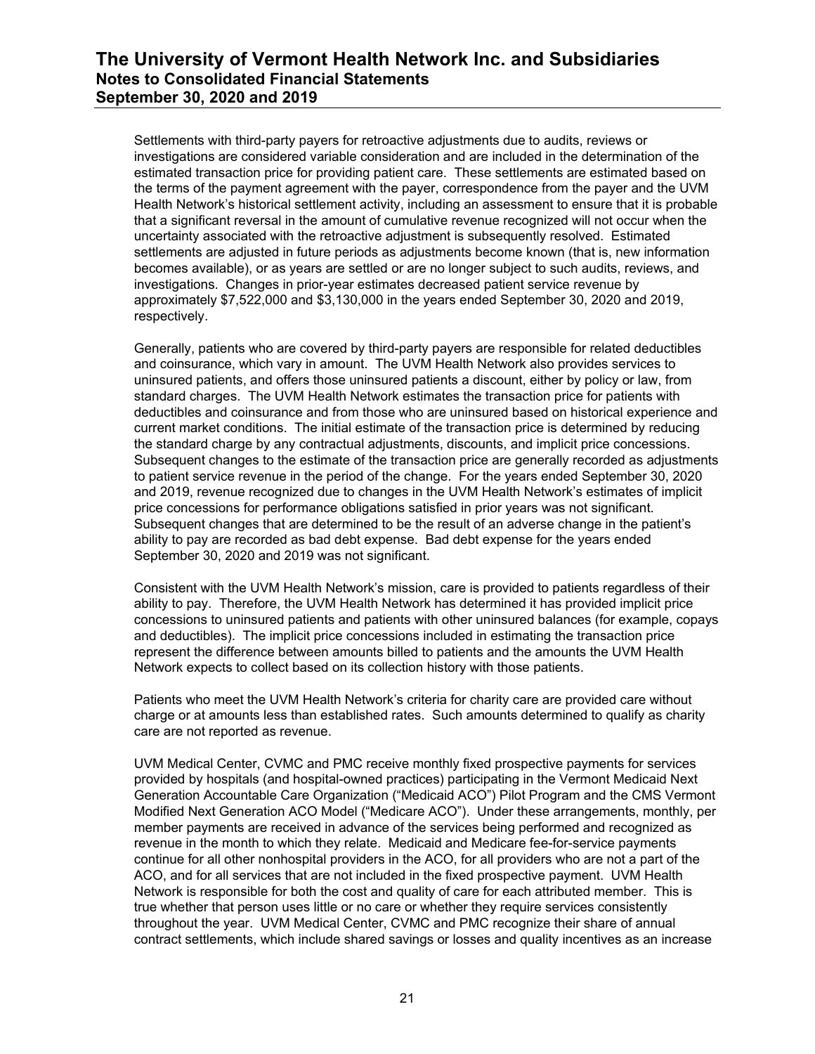Settlements with third-party payers for retroactive adjustments due to audits, reviews or investigations are considered variable consideration and are included in the determination of the estimated transaction price for providing patient care. These settlements are estimated based on the terms of the payment agreement with the payer, correspondence from the payer and the UVM Health Network's historical settlement activity, including an assessment to ensure that it is probable that a significant reversal in the amount of cumulative revenue recognized will not occur when the uncertainty associated with the retroactive adjustment is subsequently resolved. Estimated settlements are adjusted in future periods as adjustments become known (that is, new information becomes available), or as years are settled or are no longer subject to such audits, reviews, and investigations. Changes in prior-year estimates decreased patient service revenue by approximately $7,522,000 and $3,130,000 in the years ended September 30, 2020 and 2019, respectively.

Generally, patients who are covered by third-party payers are responsible for related deductibles and coinsurance, which vary in amount. The UVM Health Network also provides services to uninsured patients, and offers those uninsured patients a discount, either by policy or law, from standard charges. The UVM Health Network estimates the transaction price for patients with deductibles and coinsurance and from those who are uninsured based on historical experience and current market conditions. The initial estimate of the transaction price is determined by reducing the standard charge by any contractual adjustments, discounts, and implicit price concessions. Subsequent changes to the estimate of the transaction price are generally recorded as adjustments to patient service revenue in the period of the change. For the years ended September 30, 2020 and 2019, revenue recognized due to changes in the UVM Health Network's estimates of implicit price concessions for performance obligations satisfied in prior years was not significant. Subsequent changes that are determined to be the result of an adverse change in the patient's ability to pay are recorded as bad debt expense. Bad debt expense for the years ended September 30, 2020 and 2019 was not significant.

Consistent with the UVM Health Network's mission, care is provided to patients regardless of their ability to pay. Therefore, the UVM Health Network has determined it has provided implicit price concessions to uninsured patients and patients with other uninsured balances (for example, copays and deductibles). The implicit price concessions included in estimating the transaction price represent the difference between amounts billed to patients and the amounts the UVM Health Network expects to collect based on its collection history with those patients.

Patients who meet the UVM Health Network's criteria for charity care are provided care without charge or at amounts less than established rates. Such amounts determined to qualify as charity care are not reported as revenue.

UVM Medical Center, CVMC and PMC receive monthly fixed prospective payments for services provided by hospitals (and hospital-owned practices) participating in the Vermont Medicaid Next Generation Accountable Care Organization ("Medicaid ACO") Pilot Program and the CMS Vermont Modified Next Generation ACO Model ("Medicare ACO"). Under these arrangements, monthly, per member payments are received in advance of the services being performed and recognized as revenue in the month to which they relate. Medicaid and Medicare fee-for-service payments continue for all other nonhospital providers in the ACO, for all providers who are not a part of the ACO, and for all services that are not included in the fixed prospective payment. UVM Health Network is responsible for both the cost and quality of care for each attributed member. This is true whether that person uses little or no care or whether they require services consistently throughout the year. UVM Medical Center, CVMC and PMC recognize their share of annual contract settlements, which include shared savings or losses and quality incentives as an increase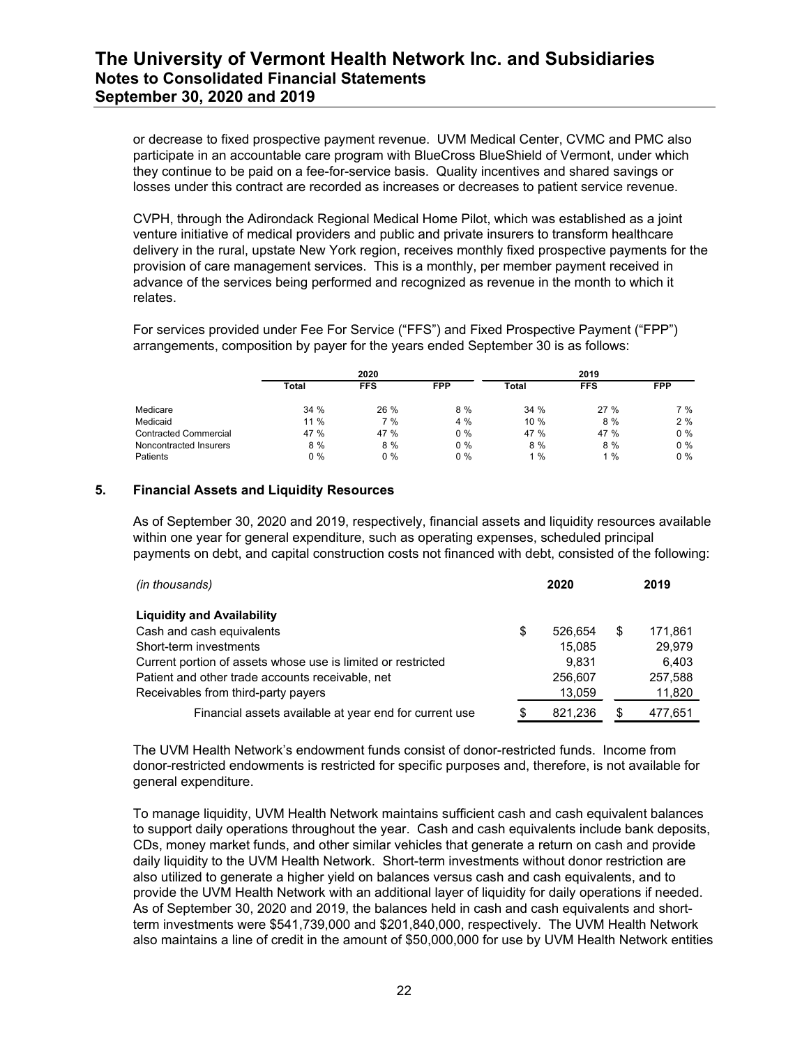or decrease to fixed prospective payment revenue. UVM Medical Center, CVMC and PMC also participate in an accountable care program with BlueCross BlueShield of Vermont, under which they continue to be paid on a fee-for-service basis. Quality incentives and shared savings or losses under this contract are recorded as increases or decreases to patient service revenue.

CVPH, through the Adirondack Regional Medical Home Pilot, which was established as a joint venture initiative of medical providers and public and private insurers to transform healthcare delivery in the rural, upstate New York region, receives monthly fixed prospective payments for the provision of care management services. This is a monthly, per member payment received in advance of the services being performed and recognized as revenue in the month to which it relates.

For services provided under Fee For Service ("FFS") and Fixed Prospective Payment ("FPP") arrangements, composition by payer for the years ended September 30 is as follows:

| | 2020 | | | 2019 | | |
|---|---|---|---|---|---|---|
| | Total | FFS | FPP | Total | FFS | FPP |
| Medicare | 34 % | 26 % | 8 % | 34 % | 27 % | 7 % |
| Medicaid | 11 % | 7 % | 4 % | 10 % | 8 % | 2 % |
| Contracted Commercial | 47 % | 47 % | 0 % | 47 % | 47 % | 0 % |
| Noncontracted Insurers | 8 % | 8 % | 0 % | 8 % | 8 % | 0 % |
| Patients | 0 % | 0 % | 0 % | 1 % | 1 % | 0 % |

## 5. Financial Assets and Liquidity Resources

As of September 30, 2020 and 2019, respectively, financial assets and liquidity resources available within one year for general expenditure, such as operating expenses, scheduled principal payments on debt, and capital construction costs not financed with debt, consisted of the following:

| *(in thousands)* | 2020 | 2019 |
|---|---|---|
| **Liquidity and Availability** | | |
| Cash and cash equivalents | $ 526,654 | $ 171,861 |
| Short-term investments | 15,085 | 29,979 |
| Current portion of assets whose use is limited or restricted | 9,831 | 6,403 |
| Patient and other trade accounts receivable, net | 256,607 | 257,588 |
| Receivables from third-party payers | 13,059 | 11,820 |
| Financial assets available at year end for current use | $ 821,236 | $ 477,651 |

The UVM Health Network's endowment funds consist of donor-restricted funds. Income from donor-restricted endowments is restricted for specific purposes and, therefore, is not available for general expenditure.

To manage liquidity, UVM Health Network maintains sufficient cash and cash equivalent balances to support daily operations throughout the year. Cash and cash equivalents include bank deposits, CDs, money market funds, and other similar vehicles that generate a return on cash and provide daily liquidity to the UVM Health Network. Short-term investments without donor restriction are also utilized to generate a higher yield on balances versus cash and cash equivalents, and to provide the UVM Health Network with an additional layer of liquidity for daily operations if needed. As of September 30, 2020 and 2019, the balances held in cash and cash equivalents and short-term investments were $541,739,000 and $201,840,000, respectively. The UVM Health Network also maintains a line of credit in the amount of $50,000,000 for use by UVM Health Network entities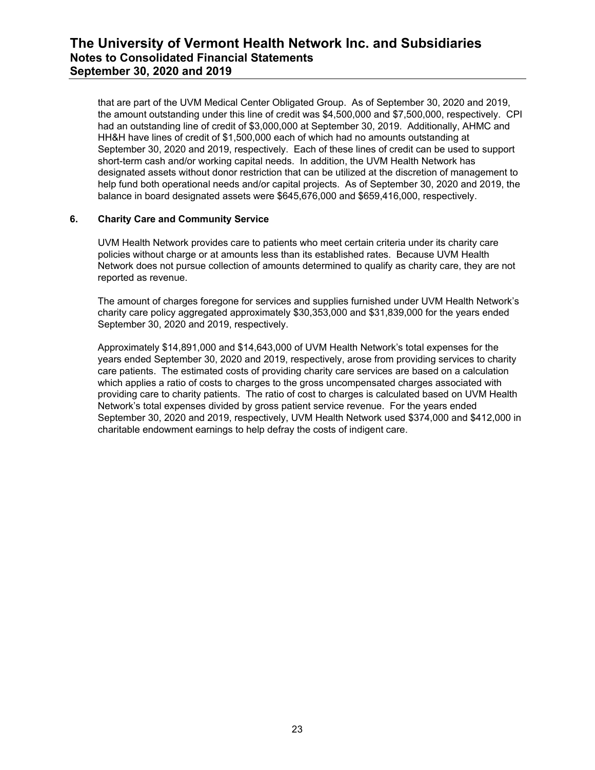that are part of the UVM Medical Center Obligated Group. As of September 30, 2020 and 2019, the amount outstanding under this line of credit was $4,500,000 and $7,500,000, respectively. CPI had an outstanding line of credit of $3,000,000 at September 30, 2019. Additionally, AHMC and HH&H have lines of credit of $1,500,000 each of which had no amounts outstanding at September 30, 2020 and 2019, respectively. Each of these lines of credit can be used to support short-term cash and/or working capital needs. In addition, the UVM Health Network has designated assets without donor restriction that can be utilized at the discretion of management to help fund both operational needs and/or capital projects. As of September 30, 2020 and 2019, the balance in board designated assets were $645,676,000 and $659,416,000, respectively.

## 6. Charity Care and Community Service

UVM Health Network provides care to patients who meet certain criteria under its charity care policies without charge or at amounts less than its established rates. Because UVM Health Network does not pursue collection of amounts determined to qualify as charity care, they are not reported as revenue.

The amount of charges foregone for services and supplies furnished under UVM Health Network's charity care policy aggregated approximately $30,353,000 and $31,839,000 for the years ended September 30, 2020 and 2019, respectively.

Approximately $14,891,000 and $14,643,000 of UVM Health Network's total expenses for the years ended September 30, 2020 and 2019, respectively, arose from providing services to charity care patients. The estimated costs of providing charity care services are based on a calculation which applies a ratio of costs to charges to the gross uncompensated charges associated with providing care to charity patients. The ratio of cost to charges is calculated based on UVM Health Network's total expenses divided by gross patient service revenue. For the years ended September 30, 2020 and 2019, respectively, UVM Health Network used $374,000 and $412,000 in charitable endowment earnings to help defray the costs of indigent care.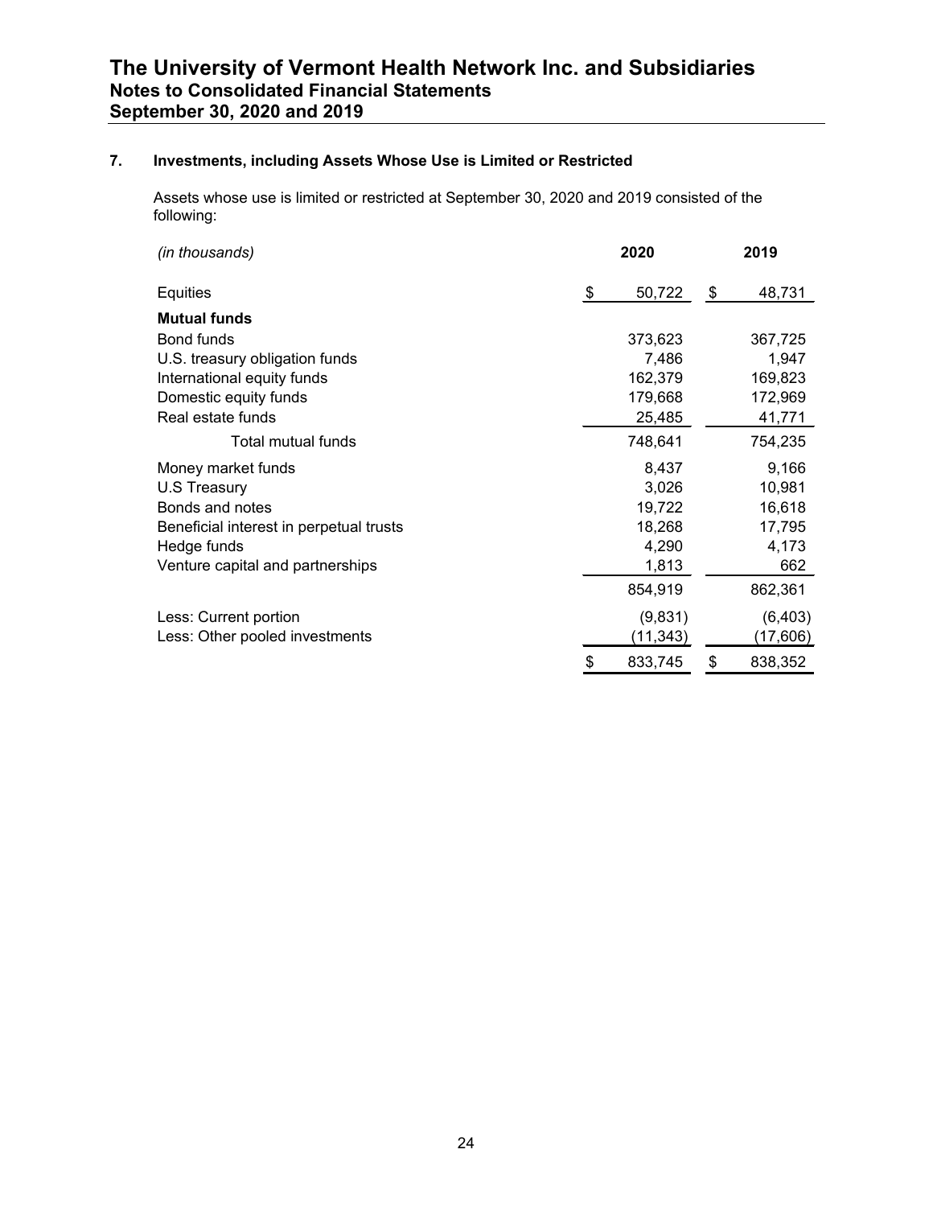## 7. Investments, including Assets Whose Use is Limited or Restricted

Assets whose use is limited or restricted at September 30, 2020 and 2019 consisted of the following:

| *(in thousands)* | 2020 | 2019 |
|---|---|---|
| Equities | $ 50,722 | $ 48,731 |
| **Mutual funds** | | |
| Bond funds | 373,623 | 367,725 |
| U.S. treasury obligation funds | 7,486 | 1,947 |
| International equity funds | 162,379 | 169,823 |
| Domestic equity funds | 179,668 | 172,969 |
| Real estate funds | 25,485 | 41,771 |
| Total mutual funds | 748,641 | 754,235 |
| Money market funds | 8,437 | 9,166 |
| U.S Treasury | 3,026 | 10,981 |
| Bonds and notes | 19,722 | 16,618 |
| Beneficial interest in perpetual trusts | 18,268 | 17,795 |
| Hedge funds | 4,290 | 4,173 |
| Venture capital and partnerships | 1,813 | 662 |
| | 854,919 | 862,361 |
| Less: Current portion | (9,831) | (6,403) |
| Less: Other pooled investments | (11,343) | (17,606) |
| | $ 833,745 | $ 838,352 |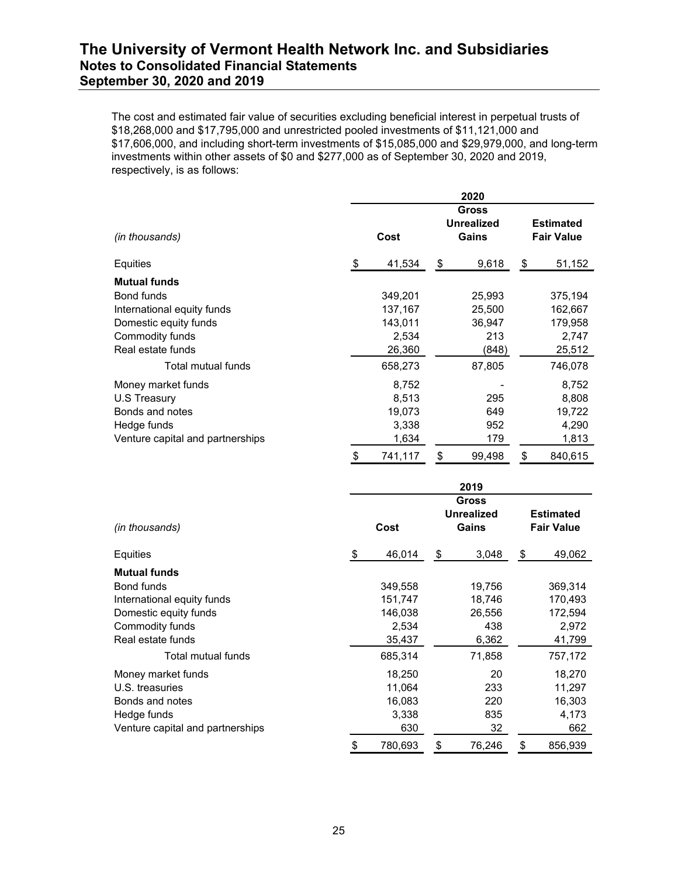The cost and estimated fair value of securities excluding beneficial interest in perpetual trusts of $18,268,000 and $17,795,000 and unrestricted pooled investments of $11,121,000 and $17,606,000, and including short-term investments of $15,085,000 and $29,979,000, and long-term investments within other assets of $0 and $277,000 as of September 30, 2020 and 2019, respectively, is as follows:

| | 2020 | | |
|---|---|---|---|
| *(in thousands)* | **Cost** | **Gross Unrealized Gains** | **Estimated Fair Value** |
| Equities | $ 41,534 | $ 9,618 | $ 51,152 |
| **Mutual funds** | | | |
| Bond funds | 349,201 | 25,993 | 375,194 |
| International equity funds | 137,167 | 25,500 | 162,667 |
| Domestic equity funds | 143,011 | 36,947 | 179,958 |
| Commodity funds | 2,534 | 213 | 2,747 |
| Real estate funds | 26,360 | (848) | 25,512 |
| Total mutual funds | 658,273 | 87,805 | 746,078 |
| Money market funds | 8,752 | - | 8,752 |
| U.S Treasury | 8,513 | 295 | 8,808 |
| Bonds and notes | 19,073 | 649 | 19,722 |
| Hedge funds | 3,338 | 952 | 4,290 |
| Venture capital and partnerships | 1,634 | 179 | 1,813 |
| | $ 741,117 | $ 99,498 | $ 840,615 |

| | 2019 | | |
|---|---|---|---|
| *(in thousands)* | **Cost** | **Gross Unrealized Gains** | **Estimated Fair Value** |
| Equities | $ 46,014 | $ 3,048 | $ 49,062 |
| **Mutual funds** | | | |
| Bond funds | 349,558 | 19,756 | 369,314 |
| International equity funds | 151,747 | 18,746 | 170,493 |
| Domestic equity funds | 146,038 | 26,556 | 172,594 |
| Commodity funds | 2,534 | 438 | 2,972 |
| Real estate funds | 35,437 | 6,362 | 41,799 |
| Total mutual funds | 685,314 | 71,858 | 757,172 |
| Money market funds | 18,250 | 20 | 18,270 |
| U.S. treasuries | 11,064 | 233 | 11,297 |
| Bonds and notes | 16,083 | 220 | 16,303 |
| Hedge funds | 3,338 | 835 | 4,173 |
| Venture capital and partnerships | 630 | 32 | 662 |
| | $ 780,693 | $ 76,246 | $ 856,939 |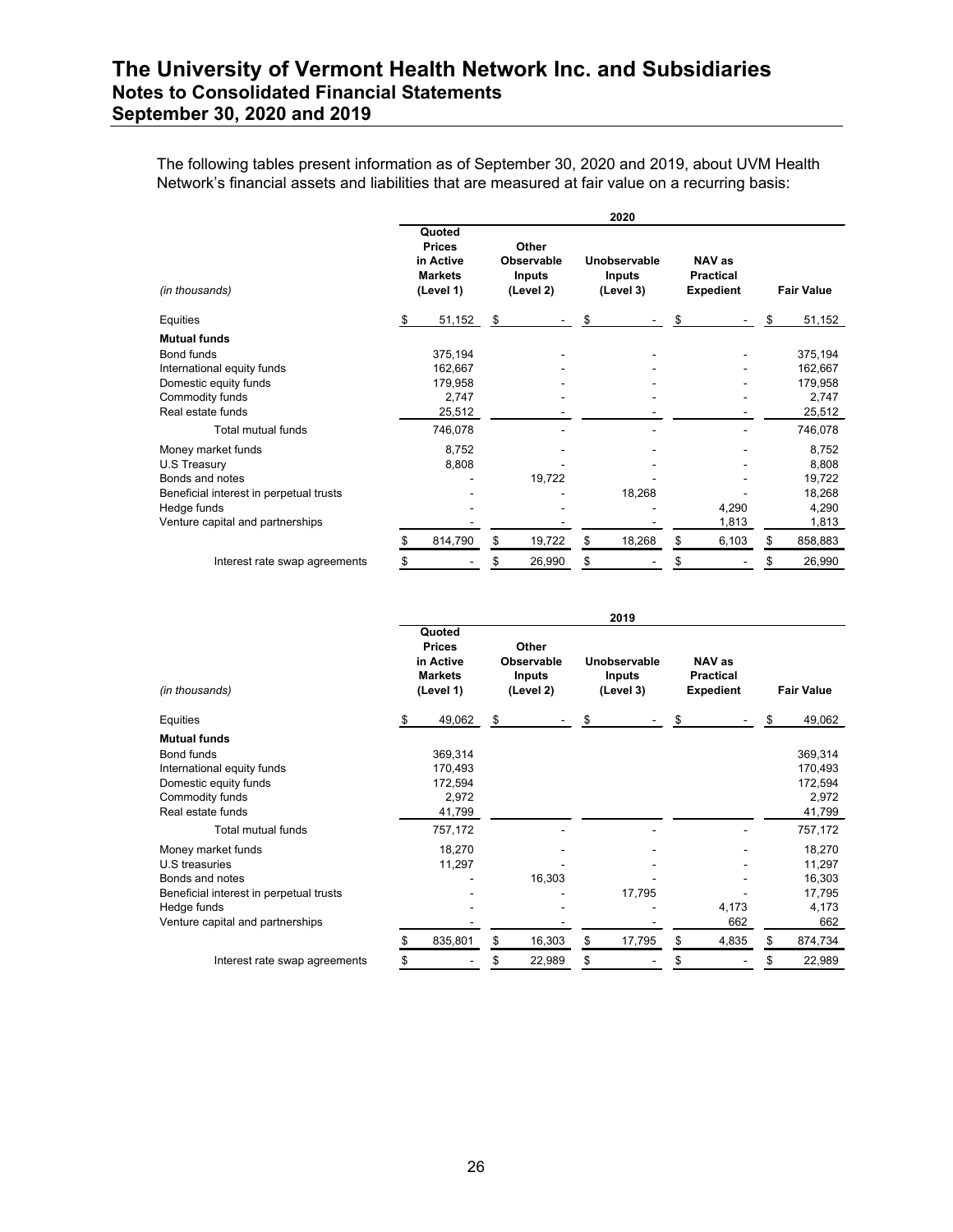The following tables present information as of September 30, 2020 and 2019, about UVM Health Network's financial assets and liabilities that are measured at fair value on a recurring basis:

| 2020 | | | | | |
|---|---|---|---|---|---|
| *(in thousands)* | **Quoted Prices in Active Markets (Level 1)** | **Other Observable Inputs (Level 2)** | **Unobservable Inputs (Level 3)** | **NAV as Practical Expedient** | **Fair Value** |
| Equities | $ 51,152 | $ - | $ - | $ - | $ 51,152 |
| **Mutual funds** | | | | | |
| Bond funds | 375,194 | - | - | - | 375,194 |
| International equity funds | 162,667 | - | - | - | 162,667 |
| Domestic equity funds | 179,958 | - | - | - | 179,958 |
| Commodity funds | 2,747 | - | - | - | 2,747 |
| Real estate funds | 25,512 | - | - | - | 25,512 |
| Total mutual funds | 746,078 | - | - | - | 746,078 |
| Money market funds | 8,752 | - | - | - | 8,752 |
| U.S Treasury | 8,808 | - | - | - | 8,808 |
| Bonds and notes | - | 19,722 | - | - | 19,722 |
| Beneficial interest in perpetual trusts | - | - | 18,268 | - | 18,268 |
| Hedge funds | - | - | - | 4,290 | 4,290 |
| Venture capital and partnerships | - | - | - | 1,813 | 1,813 |
| | $ 814,790 | $ 19,722 | $ 18,268 | $ 6,103 | $ 858,883 |
| Interest rate swap agreements | $ - | $ 26,990 | $ - | $ - | $ 26,990 |

| 2019 | | | | | |
|---|---|---|---|---|---|
| *(in thousands)* | **Quoted Prices in Active Markets (Level 1)** | **Other Observable Inputs (Level 2)** | **Unobservable Inputs (Level 3)** | **NAV as Practical Expedient** | **Fair Value** |
| Equities | $ 49,062 | $ - | $ - | $ - | $ 49,062 |
| **Mutual funds** | | | | | |
| Bond funds | 369,314 | | | | 369,314 |
| International equity funds | 170,493 | | | | 170,493 |
| Domestic equity funds | 172,594 | | | | 172,594 |
| Commodity funds | 2,972 | | | | 2,972 |
| Real estate funds | 41,799 | | | | 41,799 |
| Total mutual funds | 757,172 | - | - | - | 757,172 |
| Money market funds | 18,270 | - | - | - | 18,270 |
| U.S treasuries | 11,297 | - | - | - | 11,297 |
| Bonds and notes | - | 16,303 | - | - | 16,303 |
| Beneficial interest in perpetual trusts | - | - | 17,795 | - | 17,795 |
| Hedge funds | - | - | - | 4,173 | 4,173 |
| Venture capital and partnerships | - | - | - | 662 | 662 |
| | $ 835,801 | $ 16,303 | $ 17,795 | $ 4,835 | $ 874,734 |
| Interest rate swap agreements | $ - | $ 22,989 | $ - | $ - | $ 22,989 |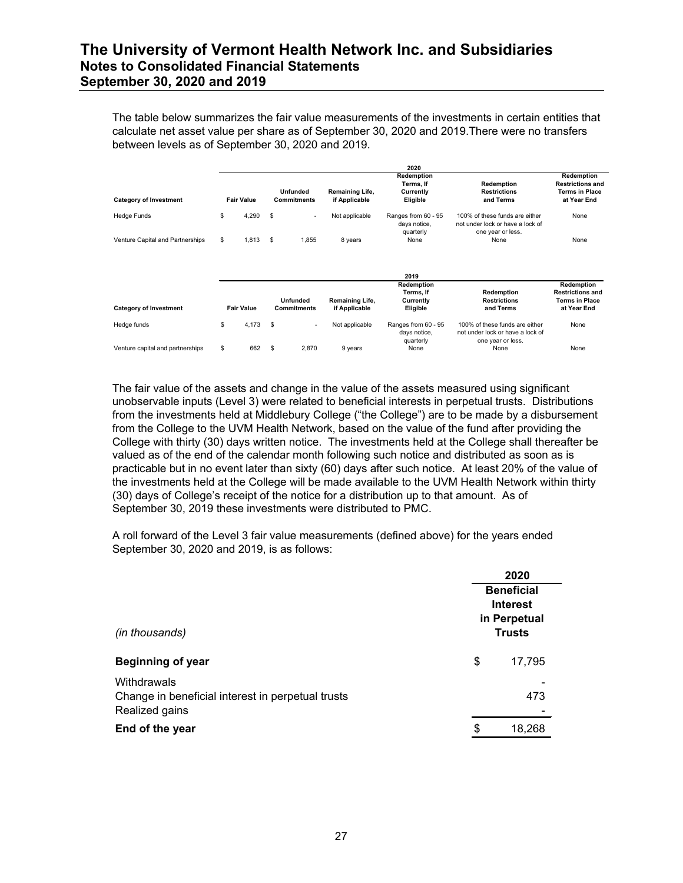The table below summarizes the fair value measurements of the investments in certain entities that calculate net asset value per share as of September 30, 2020 and 2019.There were no transfers between levels as of September 30, 2020 and 2019.

| | | | 2020 | | | |
|---|---|---|---|---|---|---|
| **Category of Investment** | **Fair Value** | **Unfunded Commitments** | **Remaining Life, if Applicable** | **Redemption Terms, If Currently Eligible** | **Redemption Restrictions and Terms** | **Redemption Restrictions and Terms in Place at Year End** |
| Hedge Funds | $ 4,290 | $ - | Not applicable | Ranges from 60 - 95 days notice, quarterly | 100% of these funds are either not under lock or have a lock of one year or less. | None |
| Venture Capital and Partnerships | $ 1,813 | $ 1,855 | 8 years | None | None | None |

| | | | 2019 | | | |
|---|---|---|---|---|---|---|
| **Category of Investment** | **Fair Value** | **Unfunded Commitments** | **Remaining Life, if Applicable** | **Redemption Terms, If Currently Eligible** | **Redemption Restrictions and Terms** | **Redemption Restrictions and Terms in Place at Year End** |
| Hedge funds | $ 4,173 | $ - | Not applicable | Ranges from 60 - 95 days notice, quarterly | 100% of these funds are either not under lock or have a lock of one year or less. | None |
| Venture capital and partnerships | $ 662 | $ 2,870 | 9 years | None | None | None |

The fair value of the assets and change in the value of the assets measured using significant unobservable inputs (Level 3) were related to beneficial interests in perpetual trusts. Distributions from the investments held at Middlebury College ("the College") are to be made by a disbursement from the College to the UVM Health Network, based on the value of the fund after providing the College with thirty (30) days written notice. The investments held at the College shall thereafter be valued as of the end of the calendar month following such notice and distributed as soon as is practicable but in no event later than sixty (60) days after such notice. At least 20% of the value of the investments held at the College will be made available to the UVM Health Network within thirty (30) days of College's receipt of the notice for a distribution up to that amount. As of September 30, 2019 these investments were distributed to PMC.

A roll forward of the Level 3 fair value measurements (defined above) for the years ended September 30, 2020 and 2019, is as follows:

| *(in thousands)* | **2020 Beneficial Interest in Perpetual Trusts** |
|---|---|
| **Beginning of year** | $ 17,795 |
| Withdrawals | - |
| Change in beneficial interest in perpetual trusts | 473 |
| Realized gains | - |
| **End of the year** | $ 18,268 |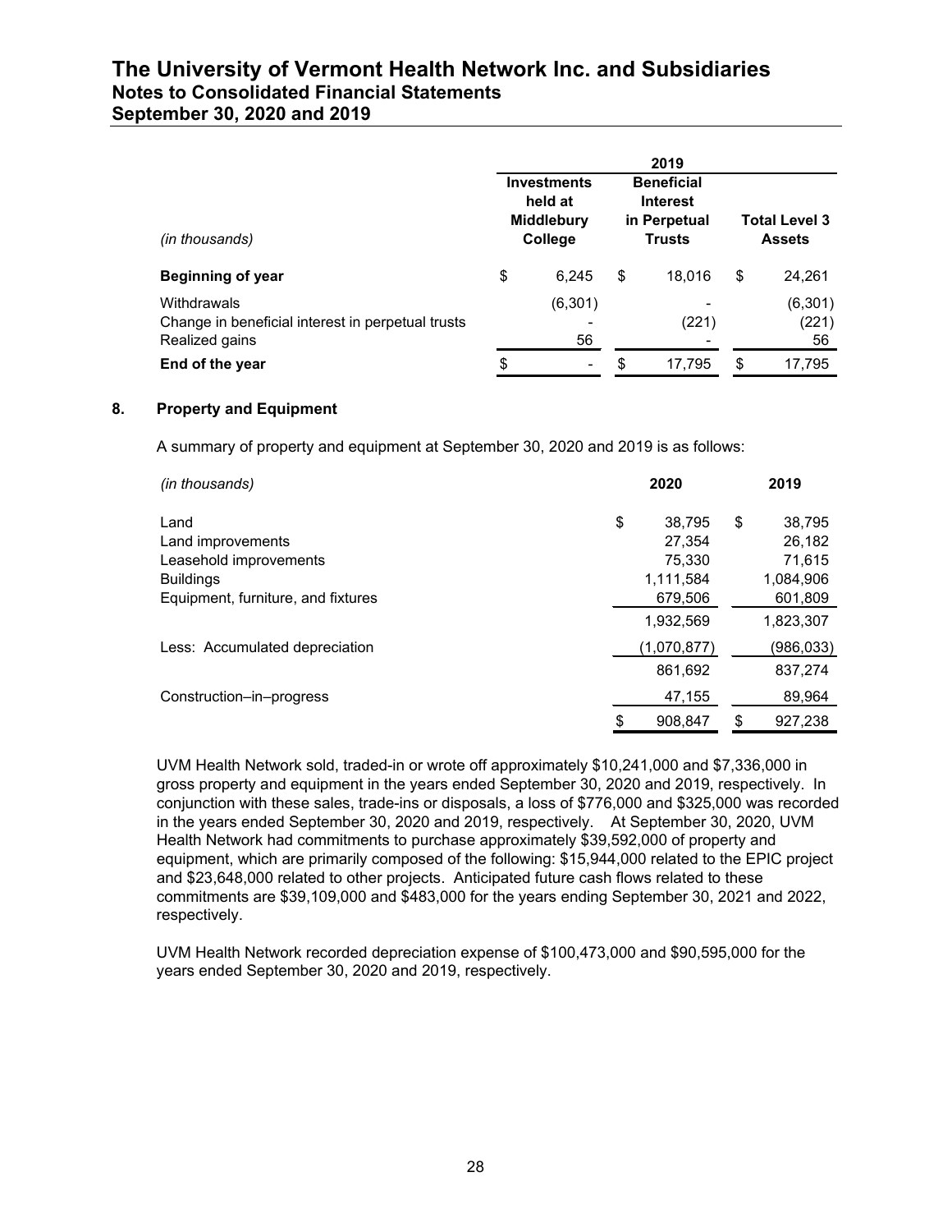| *(in thousands)* | 2019 | | |
|---|---|---|---|
| | **Investments held at Middlebury College** | **Beneficial Interest in Perpetual Trusts** | **Total Level 3 Assets** |
| **Beginning of year** | $ 6,245 | $ 18,016 | $ 24,261 |
| Withdrawals | (6,301) | - | (6,301) |
| Change in beneficial interest in perpetual trusts | - | (221) | (221) |
| Realized gains | 56 | - | 56 |
| **End of the year** | $ - | $ 17,795 | $ 17,795 |

## 8. Property and Equipment

A summary of property and equipment at September 30, 2020 and 2019 is as follows:

| *(in thousands)* | 2020 | 2019 |
|---|---|---|
| Land | $ 38,795 | $ 38,795 |
| Land improvements | 27,354 | 26,182 |
| Leasehold improvements | 75,330 | 71,615 |
| Buildings | 1,111,584 | 1,084,906 |
| Equipment, furniture, and fixtures | 679,506 | 601,809 |
| | 1,932,569 | 1,823,307 |
| Less: Accumulated depreciation | (1,070,877) | (986,033) |
| | 861,692 | 837,274 |
| Construction–in–progress | 47,155 | 89,964 |
| | $ 908,847 | $ 927,238 |

UVM Health Network sold, traded-in or wrote off approximately $10,241,000 and $7,336,000 in gross property and equipment in the years ended September 30, 2020 and 2019, respectively. In conjunction with these sales, trade-ins or disposals, a loss of $776,000 and $325,000 was recorded in the years ended September 30, 2020 and 2019, respectively. At September 30, 2020, UVM Health Network had commitments to purchase approximately $39,592,000 of property and equipment, which are primarily composed of the following: $15,944,000 related to the EPIC project and $23,648,000 related to other projects. Anticipated future cash flows related to these commitments are $39,109,000 and $483,000 for the years ending September 30, 2021 and 2022, respectively.

UVM Health Network recorded depreciation expense of $100,473,000 and $90,595,000 for the years ended September 30, 2020 and 2019, respectively.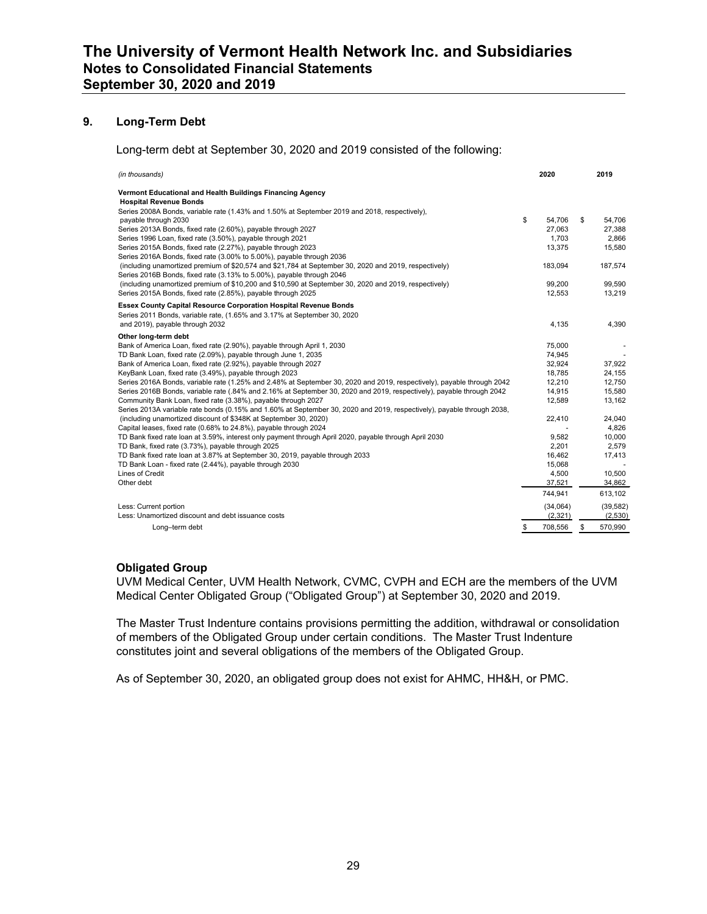## 9. Long-Term Debt

Long-term debt at September 30, 2020 and 2019 consisted of the following:

| *(in thousands)* | 2020 | 2019 |
|---|---|---|
| **Vermont Educational and Health Buildings Financing Agency** | | |
| **Hospital Revenue Bonds** | | |
| Series 2008A Bonds, variable rate (1.43% and 1.50% at September 2019 and 2018, respectively), payable through 2030 | $ 54,706 | $ 54,706 |
| Series 2013A Bonds, fixed rate (2.60%), payable through 2027 | 27,063 | 27,388 |
| Series 1996 Loan, fixed rate (3.50%), payable through 2021 | 1,703 | 2,866 |
| Series 2015A Bonds, fixed rate (2.27%), payable through 2023 | 13,375 | 15,580 |
| Series 2016A Bonds, fixed rate (3.00% to 5.00%), payable through 2036 (including unamortized premium of $20,574 and $21,784 at September 30, 2020 and 2019, respectively) | 183,094 | 187,574 |
| Series 2016B Bonds, fixed rate (3.13% to 5.00%), payable through 2046 (including unamortized premium of $10,200 and $10,590 at September 30, 2020 and 2019, respectively) | 99,200 | 99,590 |
| Series 2015A Bonds, fixed rate (2.85%), payable through 2025 | 12,553 | 13,219 |
| **Essex County Capital Resource Corporation Hospital Revenue Bonds** | | |
| Series 2011 Bonds, variable rate, (1.65% and 3.17% at September 30, 2020 and 2019), payable through 2032 | 4,135 | 4,390 |
| **Other long-term debt** | | |
| Bank of America Loan, fixed rate (2.90%), payable through April 1, 2030 | 75,000 | - |
| TD Bank Loan, fixed rate (2.09%), payable through June 1, 2035 | 74,945 | - |
| Bank of America Loan, fixed rate (2.92%), payable through 2027 | 32,924 | 37,922 |
| KeyBank Loan, fixed rate (3.49%), payable through 2023 | 18,785 | 24,155 |
| Series 2016A Bonds, variable rate (1.25% and 2.48% at September 30, 2020 and 2019, respectively), payable through 2042 | 12,210 | 12,750 |
| Series 2016B Bonds, variable rate (.84% and 2.16% at September 30, 2020 and 2019, respectively), payable through 2042 | 14,915 | 15,580 |
| Community Bank Loan, fixed rate (3.38%), payable through 2027 | 12,589 | 13,162 |
| Series 2013A variable rate bonds (0.15% and 1.60% at September 30, 2020 and 2019, respectively), payable through 2038, (including unamortized discount of $348K at September 30, 2020) | 22,410 | 24,040 |
| Capital leases, fixed rate (0.68% to 24.8%), payable through 2024 | - | 4,826 |
| TD Bank fixed rate loan at 3.59%, interest only payment through April 2020, payable through April 2030 | 9,582 | 10,000 |
| TD Bank, fixed rate (3.73%), payable through 2025 | 2,201 | 2,579 |
| TD Bank fixed rate loan at 3.87% at September 30, 2019, payable through 2033 | 16,462 | 17,413 |
| TD Bank Loan - fixed rate (2.44%), payable through 2030 | 15,068 | - |
| Lines of Credit | 4,500 | 10,500 |
| Other debt | 37,521 | 34,862 |
| | 744,941 | 613,102 |
| Less: Current portion | (34,064) | (39,582) |
| Less: Unamortized discount and debt issuance costs | (2,321) | (2,530) |
| Long–term debt | $ 708,556 | $ 570,990 |

**Obligated Group**

UVM Medical Center, UVM Health Network, CVMC, CVPH and ECH are the members of the UVM Medical Center Obligated Group ("Obligated Group") at September 30, 2020 and 2019.

The Master Trust Indenture contains provisions permitting the addition, withdrawal or consolidation of members of the Obligated Group under certain conditions. The Master Trust Indenture constitutes joint and several obligations of the members of the Obligated Group.

As of September 30, 2020, an obligated group does not exist for AHMC, HH&H, or PMC.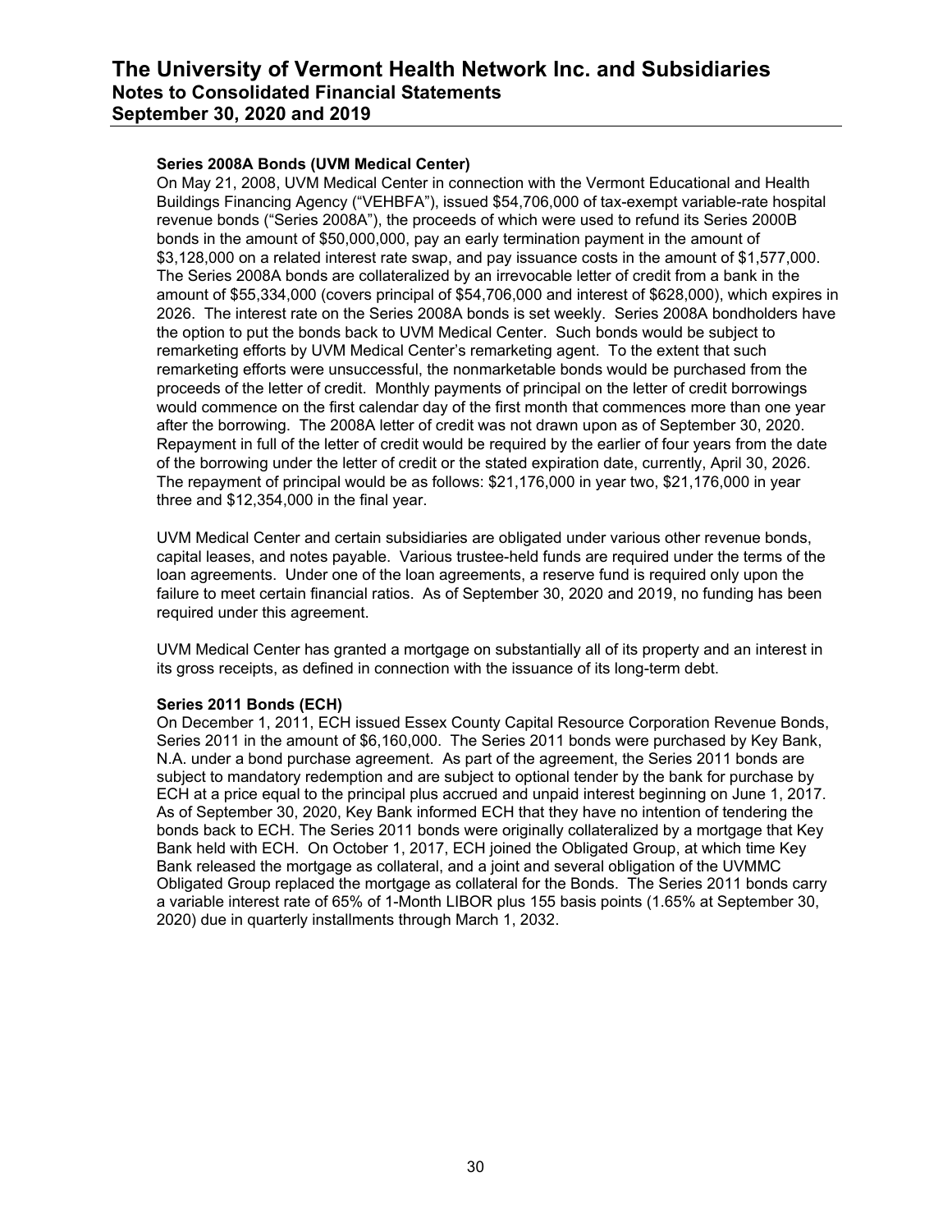**Series 2008A Bonds (UVM Medical Center)**

On May 21, 2008, UVM Medical Center in connection with the Vermont Educational and Health Buildings Financing Agency ("VEHBFA"), issued $54,706,000 of tax-exempt variable-rate hospital revenue bonds ("Series 2008A"), the proceeds of which were used to refund its Series 2000B bonds in the amount of $50,000,000, pay an early termination payment in the amount of $3,128,000 on a related interest rate swap, and pay issuance costs in the amount of $1,577,000. The Series 2008A bonds are collateralized by an irrevocable letter of credit from a bank in the amount of $55,334,000 (covers principal of $54,706,000 and interest of $628,000), which expires in 2026. The interest rate on the Series 2008A bonds is set weekly. Series 2008A bondholders have the option to put the bonds back to UVM Medical Center. Such bonds would be subject to remarketing efforts by UVM Medical Center's remarketing agent. To the extent that such remarketing efforts were unsuccessful, the nonmarketable bonds would be purchased from the proceeds of the letter of credit. Monthly payments of principal on the letter of credit borrowings would commence on the first calendar day of the first month that commences more than one year after the borrowing. The 2008A letter of credit was not drawn upon as of September 30, 2020. Repayment in full of the letter of credit would be required by the earlier of four years from the date of the borrowing under the letter of credit or the stated expiration date, currently, April 30, 2026. The repayment of principal would be as follows: $21,176,000 in year two, $21,176,000 in year three and $12,354,000 in the final year.

UVM Medical Center and certain subsidiaries are obligated under various other revenue bonds, capital leases, and notes payable. Various trustee-held funds are required under the terms of the loan agreements. Under one of the loan agreements, a reserve fund is required only upon the failure to meet certain financial ratios. As of September 30, 2020 and 2019, no funding has been required under this agreement.

UVM Medical Center has granted a mortgage on substantially all of its property and an interest in its gross receipts, as defined in connection with the issuance of its long-term debt.

**Series 2011 Bonds (ECH)**

On December 1, 2011, ECH issued Essex County Capital Resource Corporation Revenue Bonds, Series 2011 in the amount of $6,160,000. The Series 2011 bonds were purchased by Key Bank, N.A. under a bond purchase agreement. As part of the agreement, the Series 2011 bonds are subject to mandatory redemption and are subject to optional tender by the bank for purchase by ECH at a price equal to the principal plus accrued and unpaid interest beginning on June 1, 2017. As of September 30, 2020, Key Bank informed ECH that they have no intention of tendering the bonds back to ECH. The Series 2011 bonds were originally collateralized by a mortgage that Key Bank held with ECH. On October 1, 2017, ECH joined the Obligated Group, at which time Key Bank released the mortgage as collateral, and a joint and several obligation of the UVMMC Obligated Group replaced the mortgage as collateral for the Bonds. The Series 2011 bonds carry a variable interest rate of 65% of 1-Month LIBOR plus 155 basis points (1.65% at September 30, 2020) due in quarterly installments through March 1, 2032.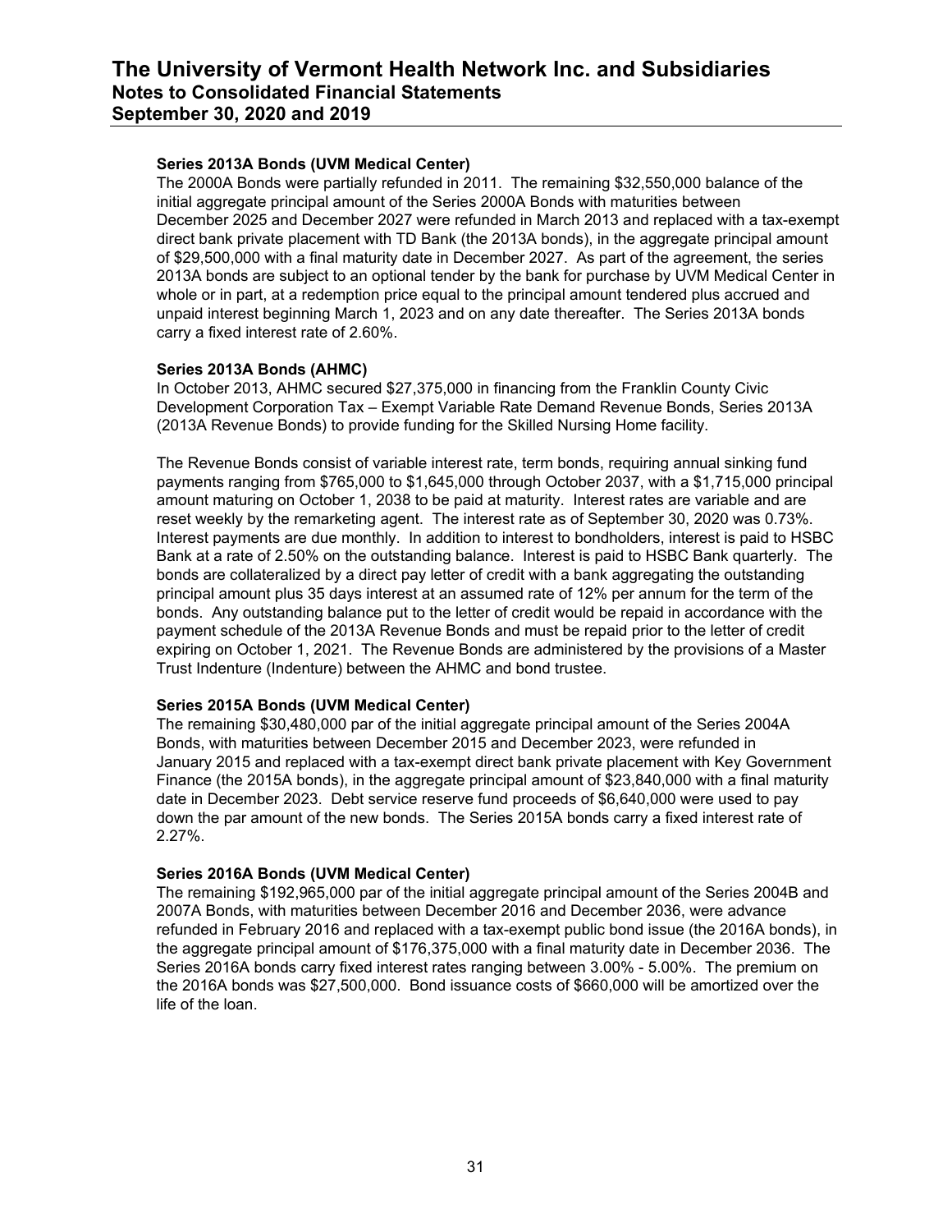**Series 2013A Bonds (UVM Medical Center)**

The 2000A Bonds were partially refunded in 2011. The remaining $32,550,000 balance of the initial aggregate principal amount of the Series 2000A Bonds with maturities between December 2025 and December 2027 were refunded in March 2013 and replaced with a tax-exempt direct bank private placement with TD Bank (the 2013A bonds), in the aggregate principal amount of $29,500,000 with a final maturity date in December 2027. As part of the agreement, the series 2013A bonds are subject to an optional tender by the bank for purchase by UVM Medical Center in whole or in part, at a redemption price equal to the principal amount tendered plus accrued and unpaid interest beginning March 1, 2023 and on any date thereafter. The Series 2013A bonds carry a fixed interest rate of 2.60%.

**Series 2013A Bonds (AHMC)**

In October 2013, AHMC secured $27,375,000 in financing from the Franklin County Civic Development Corporation Tax – Exempt Variable Rate Demand Revenue Bonds, Series 2013A (2013A Revenue Bonds) to provide funding for the Skilled Nursing Home facility.

The Revenue Bonds consist of variable interest rate, term bonds, requiring annual sinking fund payments ranging from $765,000 to $1,645,000 through October 2037, with a $1,715,000 principal amount maturing on October 1, 2038 to be paid at maturity. Interest rates are variable and are reset weekly by the remarketing agent. The interest rate as of September 30, 2020 was 0.73%. Interest payments are due monthly. In addition to interest to bondholders, interest is paid to HSBC Bank at a rate of 2.50% on the outstanding balance. Interest is paid to HSBC Bank quarterly. The bonds are collateralized by a direct pay letter of credit with a bank aggregating the outstanding principal amount plus 35 days interest at an assumed rate of 12% per annum for the term of the bonds. Any outstanding balance put to the letter of credit would be repaid in accordance with the payment schedule of the 2013A Revenue Bonds and must be repaid prior to the letter of credit expiring on October 1, 2021. The Revenue Bonds are administered by the provisions of a Master Trust Indenture (Indenture) between the AHMC and bond trustee.

**Series 2015A Bonds (UVM Medical Center)**

The remaining $30,480,000 par of the initial aggregate principal amount of the Series 2004A Bonds, with maturities between December 2015 and December 2023, were refunded in January 2015 and replaced with a tax-exempt direct bank private placement with Key Government Finance (the 2015A bonds), in the aggregate principal amount of $23,840,000 with a final maturity date in December 2023. Debt service reserve fund proceeds of $6,640,000 were used to pay down the par amount of the new bonds. The Series 2015A bonds carry a fixed interest rate of 2.27%.

**Series 2016A Bonds (UVM Medical Center)**

The remaining $192,965,000 par of the initial aggregate principal amount of the Series 2004B and 2007A Bonds, with maturities between December 2016 and December 2036, were advance refunded in February 2016 and replaced with a tax-exempt public bond issue (the 2016A bonds), in the aggregate principal amount of $176,375,000 with a final maturity date in December 2036. The Series 2016A bonds carry fixed interest rates ranging between 3.00% - 5.00%. The premium on the 2016A bonds was $27,500,000. Bond issuance costs of $660,000 will be amortized over the life of the loan.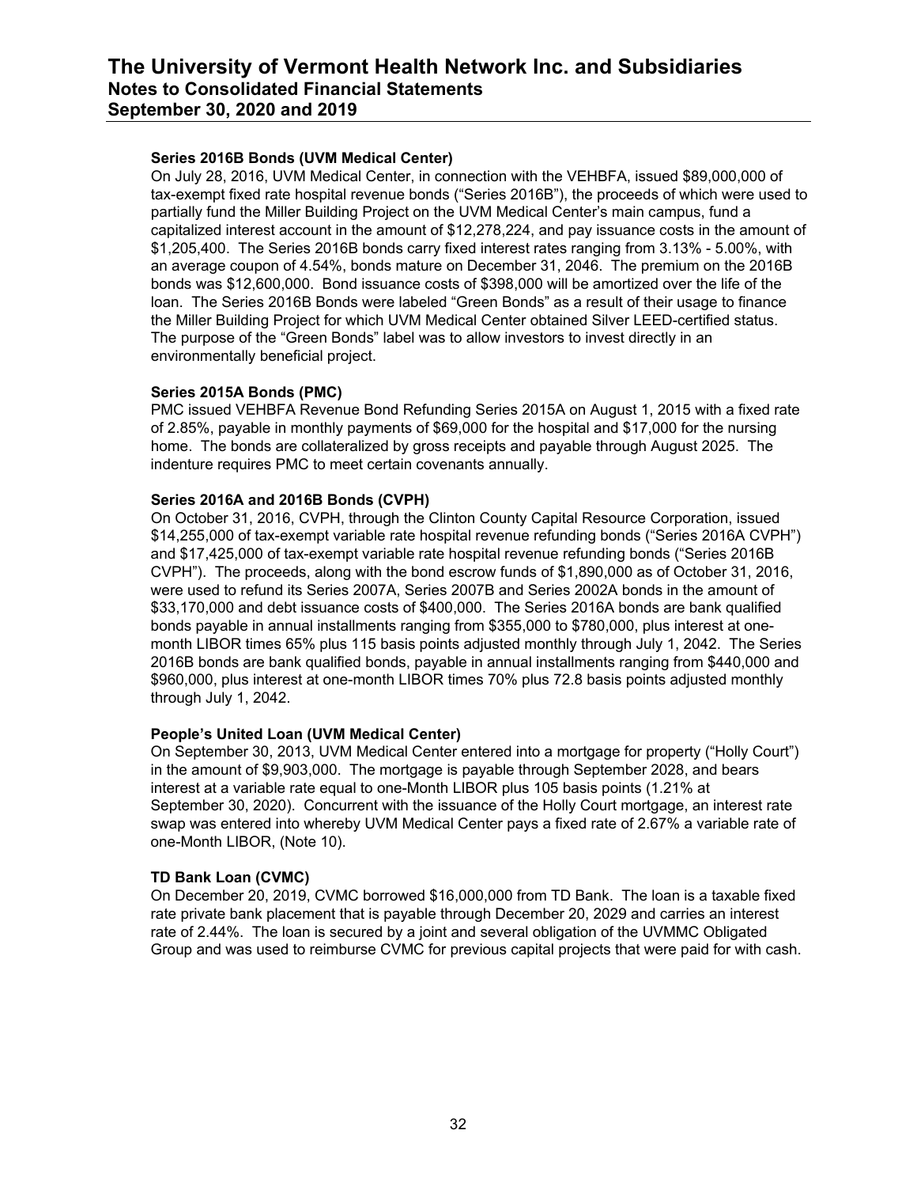#### Series 2016B Bonds (UVM Medical Center)

On July 28, 2016, UVM Medical Center, in connection with the VEHBFA, issued $89,000,000 of tax-exempt fixed rate hospital revenue bonds (“Series 2016B”), the proceeds of which were used to partially fund the Miller Building Project on the UVM Medical Center’s main campus, fund a capitalized interest account in the amount of $12,278,224, and pay issuance costs in the amount of $1,205,400. The Series 2016B bonds carry fixed interest rates ranging from 3.13% - 5.00%, with an average coupon of 4.54%, bonds mature on December 31, 2046. The premium on the 2016B bonds was $12,600,000. Bond issuance costs of $398,000 will be amortized over the life of the loan. The Series 2016B Bonds were labeled “Green Bonds” as a result of their usage to finance the Miller Building Project for which UVM Medical Center obtained Silver LEED-certified status. The purpose of the “Green Bonds” label was to allow investors to invest directly in an environmentally beneficial project.

#### Series 2015A Bonds (PMC)

PMC issued VEHBFA Revenue Bond Refunding Series 2015A on August 1, 2015 with a fixed rate of 2.85%, payable in monthly payments of $69,000 for the hospital and $17,000 for the nursing home. The bonds are collateralized by gross receipts and payable through August 2025. The indenture requires PMC to meet certain covenants annually.

#### Series 2016A and 2016B Bonds (CVPH)

On October 31, 2016, CVPH, through the Clinton County Capital Resource Corporation, issued $14,255,000 of tax-exempt variable rate hospital revenue refunding bonds (“Series 2016A CVPH”) and $17,425,000 of tax-exempt variable rate hospital revenue refunding bonds (“Series 2016B CVPH”). The proceeds, along with the bond escrow funds of $1,890,000 as of October 31, 2016, were used to refund its Series 2007A, Series 2007B and Series 2002A bonds in the amount of $33,170,000 and debt issuance costs of $400,000. The Series 2016A bonds are bank qualified bonds payable in annual installments ranging from $355,000 to $780,000, plus interest at one-month LIBOR times 65% plus 115 basis points adjusted monthly through July 1, 2042. The Series 2016B bonds are bank qualified bonds, payable in annual installments ranging from $440,000 and $960,000, plus interest at one-month LIBOR times 70% plus 72.8 basis points adjusted monthly through July 1, 2042.

#### People’s United Loan (UVM Medical Center)

On September 30, 2013, UVM Medical Center entered into a mortgage for property (“Holly Court”) in the amount of $9,903,000. The mortgage is payable through September 2028, and bears interest at a variable rate equal to one-Month LIBOR plus 105 basis points (1.21% at September 30, 2020). Concurrent with the issuance of the Holly Court mortgage, an interest rate swap was entered into whereby UVM Medical Center pays a fixed rate of 2.67% a variable rate of one-Month LIBOR, (Note 10).

#### TD Bank Loan (CVMC)

On December 20, 2019, CVMC borrowed $16,000,000 from TD Bank. The loan is a taxable fixed rate private bank placement that is payable through December 20, 2029 and carries an interest rate of 2.44%. The loan is secured by a joint and several obligation of the UVMMC Obligated Group and was used to reimburse CVMC for previous capital projects that were paid for with cash.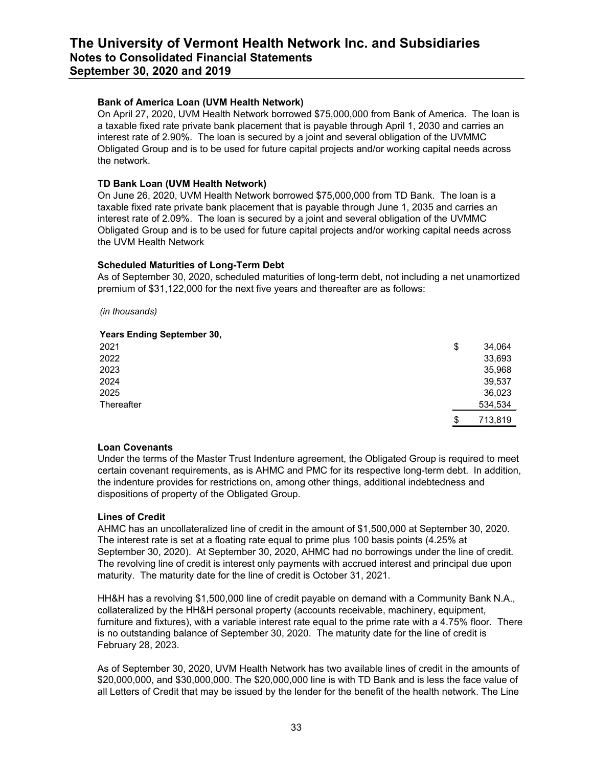### Bank of America Loan (UVM Health Network)

On April 27, 2020, UVM Health Network borrowed $75,000,000 from Bank of America. The loan is a taxable fixed rate private bank placement that is payable through April 1, 2030 and carries an interest rate of 2.90%. The loan is secured by a joint and several obligation of the UVMMC Obligated Group and is to be used for future capital projects and/or working capital needs across the network.

### TD Bank Loan (UVM Health Network)

On June 26, 2020, UVM Health Network borrowed $75,000,000 from TD Bank. The loan is a taxable fixed rate private bank placement that is payable through June 1, 2035 and carries an interest rate of 2.09%. The loan is secured by a joint and several obligation of the UVMMC Obligated Group and is to be used for future capital projects and/or working capital needs across the UVM Health Network

### Scheduled Maturities of Long-Term Debt

As of September 30, 2020, scheduled maturities of long-term debt, not including a net unamortized premium of $31,122,000 for the next five years and thereafter are as follows:

*(in thousands)*

| Years Ending September 30, | |
|---|---|
| 2021 | $ 34,064 |
| 2022 | 33,693 |
| 2023 | 35,968 |
| 2024 | 39,537 |
| 2025 | 36,023 |
| Thereafter | 534,534 |
| | $ 713,819 |

### Loan Covenants

Under the terms of the Master Trust Indenture agreement, the Obligated Group is required to meet certain covenant requirements, as is AHMC and PMC for its respective long-term debt. In addition, the indenture provides for restrictions on, among other things, additional indebtedness and dispositions of property of the Obligated Group.

### Lines of Credit

AHMC has an uncollateralized line of credit in the amount of $1,500,000 at September 30, 2020. The interest rate is set at a floating rate equal to prime plus 100 basis points (4.25% at September 30, 2020). At September 30, 2020, AHMC had no borrowings under the line of credit. The revolving line of credit is interest only payments with accrued interest and principal due upon maturity. The maturity date for the line of credit is October 31, 2021.

HH&H has a revolving $1,500,000 line of credit payable on demand with a Community Bank N.A., collateralized by the HH&H personal property (accounts receivable, machinery, equipment, furniture and fixtures), with a variable interest rate equal to the prime rate with a 4.75% floor. There is no outstanding balance of September 30, 2020. The maturity date for the line of credit is February 28, 2023.

As of September 30, 2020, UVM Health Network has two available lines of credit in the amounts of $20,000,000, and $30,000,000. The $20,000,000 line is with TD Bank and is less the face value of all Letters of Credit that may be issued by the lender for the benefit of the health network. The Line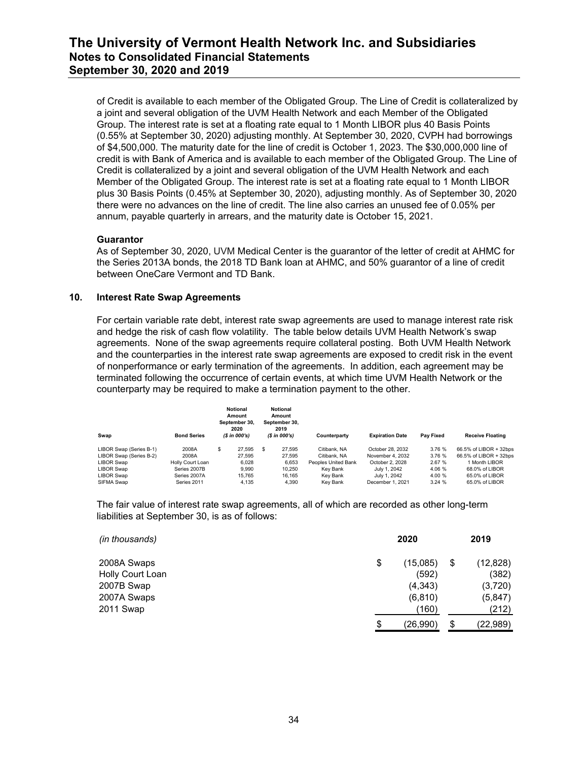of Credit is available to each member of the Obligated Group. The Line of Credit is collateralized by a joint and several obligation of the UVM Health Network and each Member of the Obligated Group. The interest rate is set at a floating rate equal to 1 Month LIBOR plus 40 Basis Points (0.55% at September 30, 2020) adjusting monthly. At September 30, 2020, CVPH had borrowings of $4,500,000. The maturity date for the line of credit is October 1, 2023. The $30,000,000 line of credit is with Bank of America and is available to each member of the Obligated Group. The Line of Credit is collateralized by a joint and several obligation of the UVM Health Network and each Member of the Obligated Group. The interest rate is set at a floating rate equal to 1 Month LIBOR plus 30 Basis Points (0.45% at September 30, 2020), adjusting monthly. As of September 30, 2020 there were no advances on the line of credit. The line also carries an unused fee of 0.05% per annum, payable quarterly in arrears, and the maturity date is October 15, 2021.

**Guarantor**

As of September 30, 2020, UVM Medical Center is the guarantor of the letter of credit at AHMC for the Series 2013A bonds, the 2018 TD Bank loan at AHMC, and 50% guarantor of a line of credit between OneCare Vermont and TD Bank.

## 10. Interest Rate Swap Agreements

For certain variable rate debt, interest rate swap agreements are used to manage interest rate risk and hedge the risk of cash flow volatility. The table below details UVM Health Network's swap agreements. None of the swap agreements require collateral posting. Both UVM Health Network and the counterparties in the interest rate swap agreements are exposed to credit risk in the event of nonperformance or early termination of the agreements. In addition, each agreement may be terminated following the occurrence of certain events, at which time UVM Health Network or the counterparty may be required to make a termination payment to the other.

| Swap | Bond Series | Notional Amount September 30, 2020 *($ in 000's)* | Notional Amount September 30, 2019 *($ in 000's)* | Counterparty | Expiration Date | Pay Fixed | Receive Floating |
|---|---|---|---|---|---|---|---|
| LIBOR Swap (Series B-1) | 2008A | $ 27,595 | $ 27,595 | Citibank, NA | October 28, 2032 | 3.76 % | 66.5% of LIBOR + 32bps |
| LIBOR Swap (Series B-2) | 2008A | 27,595 | 27,595 | Citibank, NA | November 4, 2032 | 3.76 % | 66.5% of LIBOR + 32bps |
| LIBOR Swap | Holly Court Loan | 6,028 | 6,653 | Peoples United Bank | October 2, 2028 | 2.67 % | 1 Month LIBOR |
| LIBOR Swap | Series 2007B | 9,990 | 10,250 | Key Bank | July 1, 2042 | 4.06 % | 68.0% of LIBOR |
| LIBOR Swap | Series 2007A | 15,765 | 16,165 | Key Bank | July 1, 2042 | 4.00 % | 65.0% of LIBOR |
| SIFMA Swap | Series 2011 | 4,135 | 4,390 | Key Bank | December 1, 2021 | 3.24 % | 65.0% of LIBOR |

The fair value of interest rate swap agreements, all of which are recorded as other long-term liabilities at September 30, is as of follows:

| *(in thousands)* | 2020 | 2019 |
|---|---|---|
| 2008A Swaps | $ (15,085) | $ (12,828) |
| Holly Court Loan | (592) | (382) |
| 2007B Swap | (4,343) | (3,720) |
| 2007A Swaps | (6,810) | (5,847) |
| 2011 Swap | (160) | (212) |
| | $ (26,990) | $ (22,989) |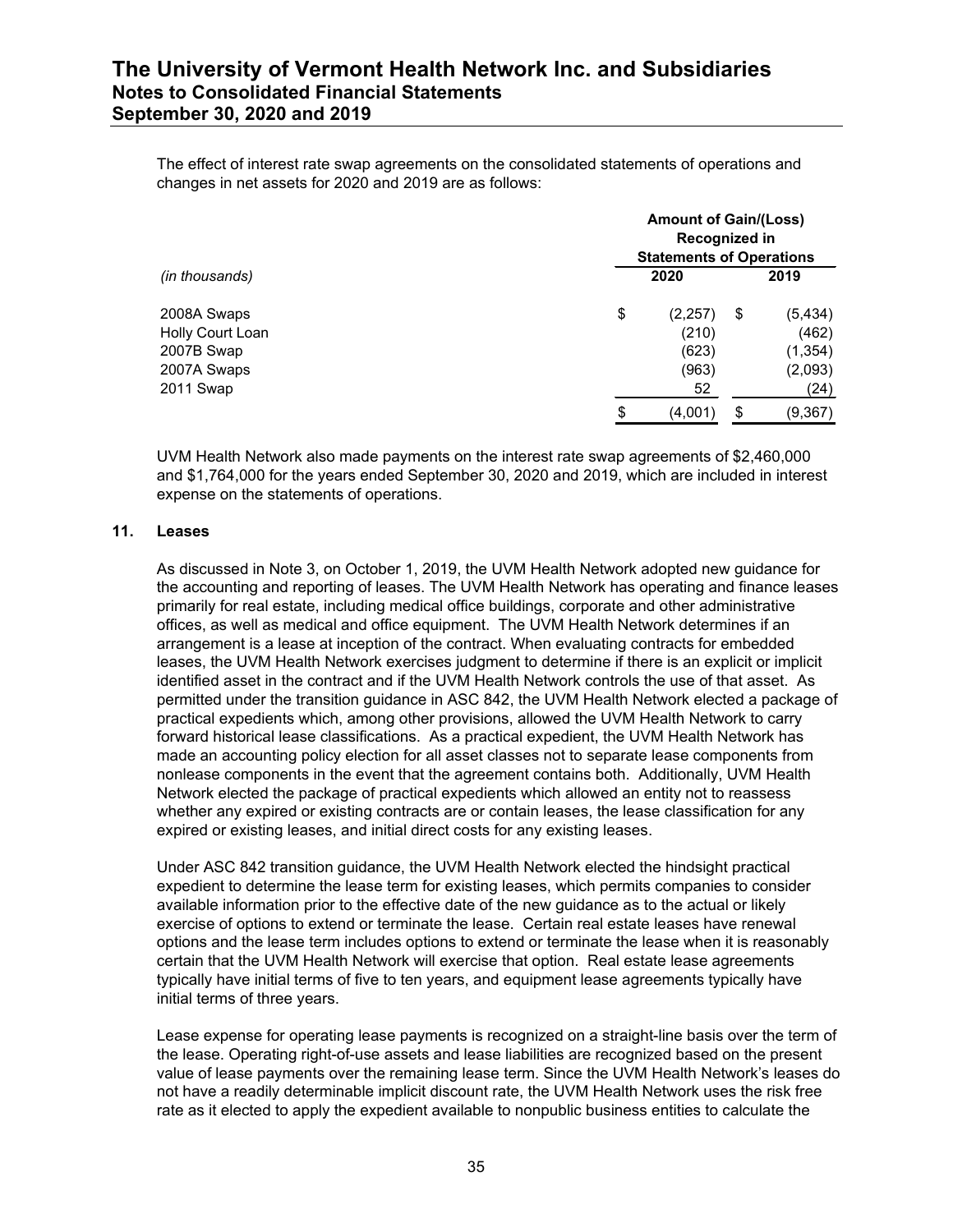The effect of interest rate swap agreements on the consolidated statements of operations and changes in net assets for 2020 and 2019 are as follows:

| *(in thousands)* | Amount of Gain/(Loss) Recognized in Statements of Operations | |
|---|---|---|
| | **2020** | **2019** |
| 2008A Swaps | $ (2,257) | $ (5,434) |
| Holly Court Loan | (210) | (462) |
| 2007B Swap | (623) | (1,354) |
| 2007A Swaps | (963) | (2,093) |
| 2011 Swap | 52 | (24) |
| | $ (4,001) | $ (9,367) |

UVM Health Network also made payments on the interest rate swap agreements of $2,460,000 and $1,764,000 for the years ended September 30, 2020 and 2019, which are included in interest expense on the statements of operations.

## 11. Leases

As discussed in Note 3, on October 1, 2019, the UVM Health Network adopted new guidance for the accounting and reporting of leases. The UVM Health Network has operating and finance leases primarily for real estate, including medical office buildings, corporate and other administrative offices, as well as medical and office equipment. The UVM Health Network determines if an arrangement is a lease at inception of the contract. When evaluating contracts for embedded leases, the UVM Health Network exercises judgment to determine if there is an explicit or implicit identified asset in the contract and if the UVM Health Network controls the use of that asset. As permitted under the transition guidance in ASC 842, the UVM Health Network elected a package of practical expedients which, among other provisions, allowed the UVM Health Network to carry forward historical lease classifications. As a practical expedient, the UVM Health Network has made an accounting policy election for all asset classes not to separate lease components from nonlease components in the event that the agreement contains both. Additionally, UVM Health Network elected the package of practical expedients which allowed an entity not to reassess whether any expired or existing contracts are or contain leases, the lease classification for any expired or existing leases, and initial direct costs for any existing leases.

Under ASC 842 transition guidance, the UVM Health Network elected the hindsight practical expedient to determine the lease term for existing leases, which permits companies to consider available information prior to the effective date of the new guidance as to the actual or likely exercise of options to extend or terminate the lease. Certain real estate leases have renewal options and the lease term includes options to extend or terminate the lease when it is reasonably certain that the UVM Health Network will exercise that option. Real estate lease agreements typically have initial terms of five to ten years, and equipment lease agreements typically have initial terms of three years.

Lease expense for operating lease payments is recognized on a straight-line basis over the term of the lease. Operating right-of-use assets and lease liabilities are recognized based on the present value of lease payments over the remaining lease term. Since the UVM Health Network's leases do not have a readily determinable implicit discount rate, the UVM Health Network uses the risk free rate as it elected to apply the expedient available to nonpublic business entities to calculate the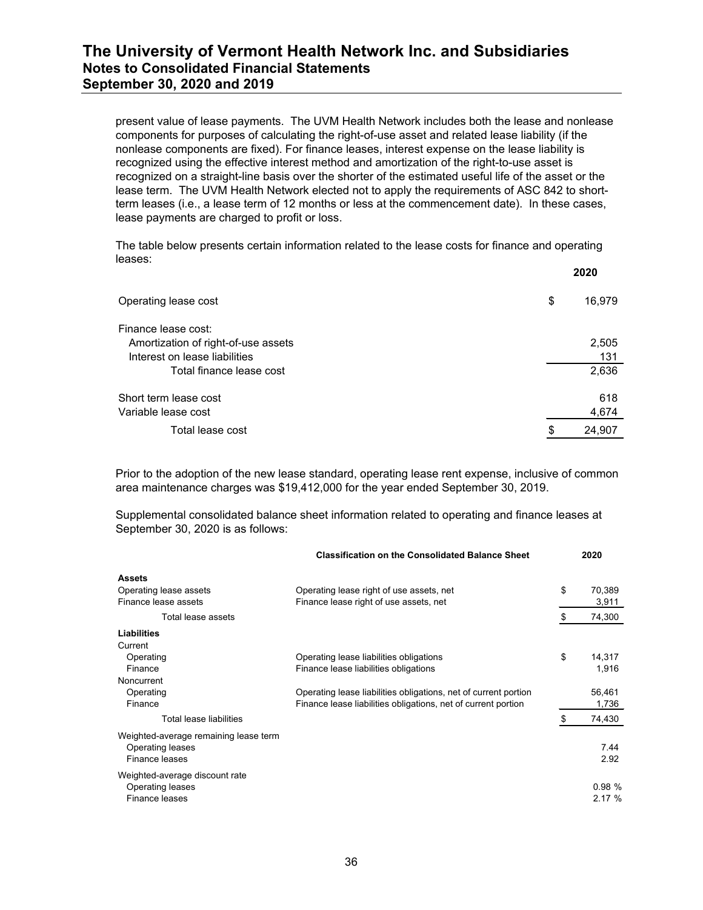present value of lease payments. The UVM Health Network includes both the lease and nonlease components for purposes of calculating the right-of-use asset and related lease liability (if the nonlease components are fixed). For finance leases, interest expense on the lease liability is recognized using the effective interest method and amortization of the right-to-use asset is recognized on a straight-line basis over the shorter of the estimated useful life of the asset or the lease term. The UVM Health Network elected not to apply the requirements of ASC 842 to short-term leases (i.e., a lease term of 12 months or less at the commencement date). In these cases, lease payments are charged to profit or loss.

The table below presents certain information related to the lease costs for finance and operating leases:

| | 2020 |
|---|---|
| Operating lease cost | $ 16,979 |
| Finance lease cost: | |
| Amortization of right-of-use assets | 2,505 |
| Interest on lease liabilities | 131 |
| Total finance lease cost | 2,636 |
| Short term lease cost | 618 |
| Variable lease cost | 4,674 |
| Total lease cost | $ 24,907 |

Prior to the adoption of the new lease standard, operating lease rent expense, inclusive of common area maintenance charges was $19,412,000 for the year ended September 30, 2019.

Supplemental consolidated balance sheet information related to operating and finance leases at September 30, 2020 is as follows:

| | Classification on the Consolidated Balance Sheet | 2020 |
|---|---|---|
| **Assets** | | |
| Operating lease assets | Operating lease right of use assets, net | $ 70,389 |
| Finance lease assets | Finance lease right of use assets, net | 3,911 |
| Total lease assets | | $ 74,300 |
| **Liabilities** | | |
| Current | | |
| Operating | Operating lease liabilities obligations | $ 14,317 |
| Finance | Finance lease liabilities obligations | 1,916 |
| Noncurrent | | |
| Operating | Operating lease liabilities obligations, net of current portion | 56,461 |
| Finance | Finance lease liabilities obligations, net of current portion | 1,736 |
| Total lease liabilities | | $ 74,430 |
| Weighted-average remaining lease term | | |
| Operating leases | | 7.44 |
| Finance leases | | 2.92 |
| Weighted-average discount rate | | |
| Operating leases | | 0.98 % |
| Finance leases | | 2.17 % |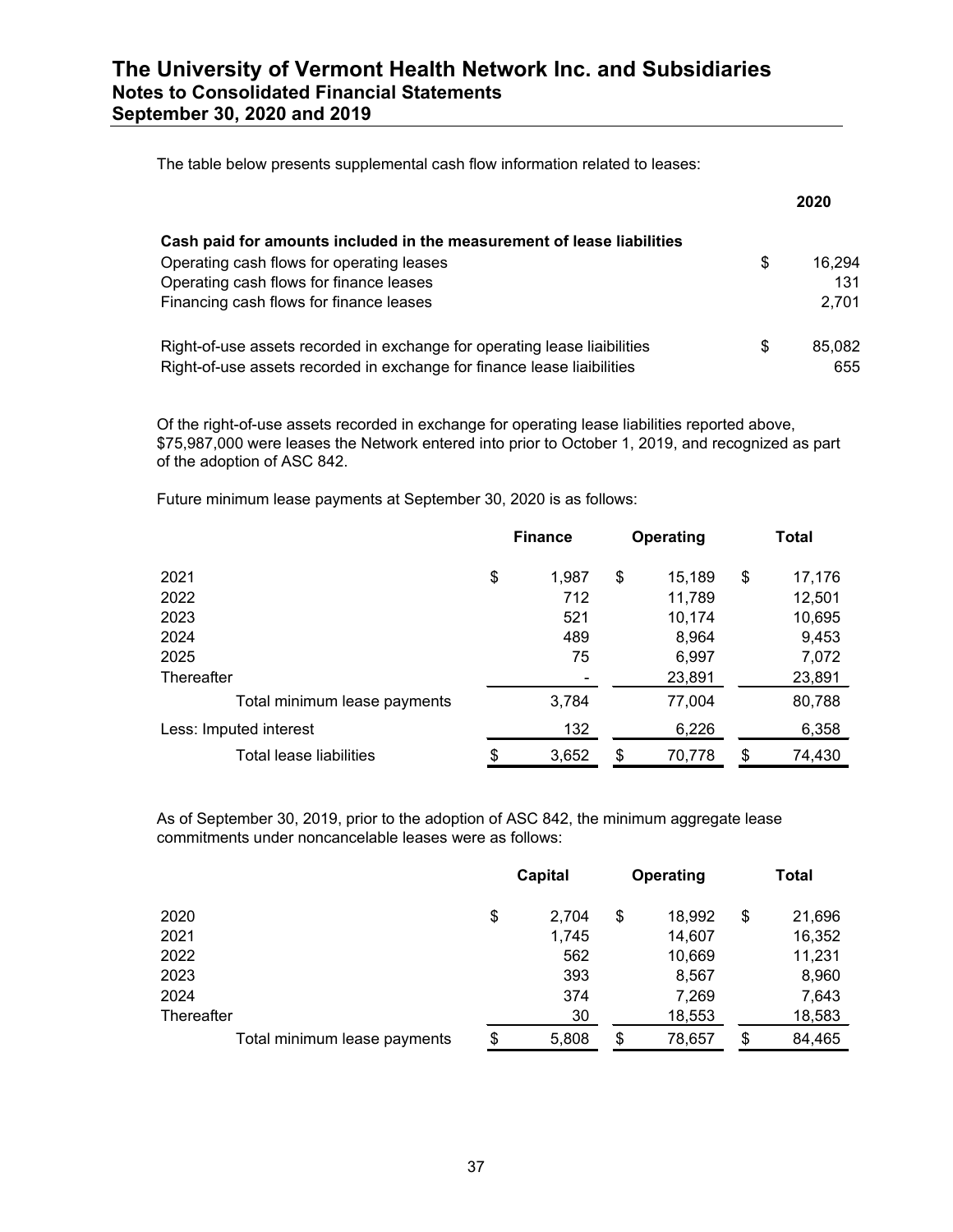The table below presents supplemental cash flow information related to leases:

| | 2020 |
|---|---|
| **Cash paid for amounts included in the measurement of lease liabilities** | |
| Operating cash flows for operating leases | $ 16,294 |
| Operating cash flows for finance leases | 131 |
| Financing cash flows for finance leases | 2,701 |
| | |
| Right-of-use assets recorded in exchange for operating lease liaibilities | $ 85,082 |
| Right-of-use assets recorded in exchange for finance lease liaibilities | 655 |

Of the right-of-use assets recorded in exchange for operating lease liabilities reported above, $75,987,000 were leases the Network entered into prior to October 1, 2019, and recognized as part of the adoption of ASC 842.

Future minimum lease payments at September 30, 2020 is as follows:

| | Finance | Operating | Total |
|---|---|---|---|
| 2021 | $ 1,987 | $ 15,189 | $ 17,176 |
| 2022 | 712 | 11,789 | 12,501 |
| 2023 | 521 | 10,174 | 10,695 |
| 2024 | 489 | 8,964 | 9,453 |
| 2025 | 75 | 6,997 | 7,072 |
| Thereafter | - | 23,891 | 23,891 |
| Total minimum lease payments | 3,784 | 77,004 | 80,788 |
| Less: Imputed interest | 132 | 6,226 | 6,358 |
| Total lease liabilities | $ 3,652 | $ 70,778 | $ 74,430 |

As of September 30, 2019, prior to the adoption of ASC 842, the minimum aggregate lease commitments under noncancelable leases were as follows:

| | Capital | Operating | Total |
|---|---|---|---|
| 2020 | $ 2,704 | $ 18,992 | $ 21,696 |
| 2021 | 1,745 | 14,607 | 16,352 |
| 2022 | 562 | 10,669 | 11,231 |
| 2023 | 393 | 8,567 | 8,960 |
| 2024 | 374 | 7,269 | 7,643 |
| Thereafter | 30 | 18,553 | 18,583 |
| Total minimum lease payments | $ 5,808 | $ 78,657 | $ 84,465 |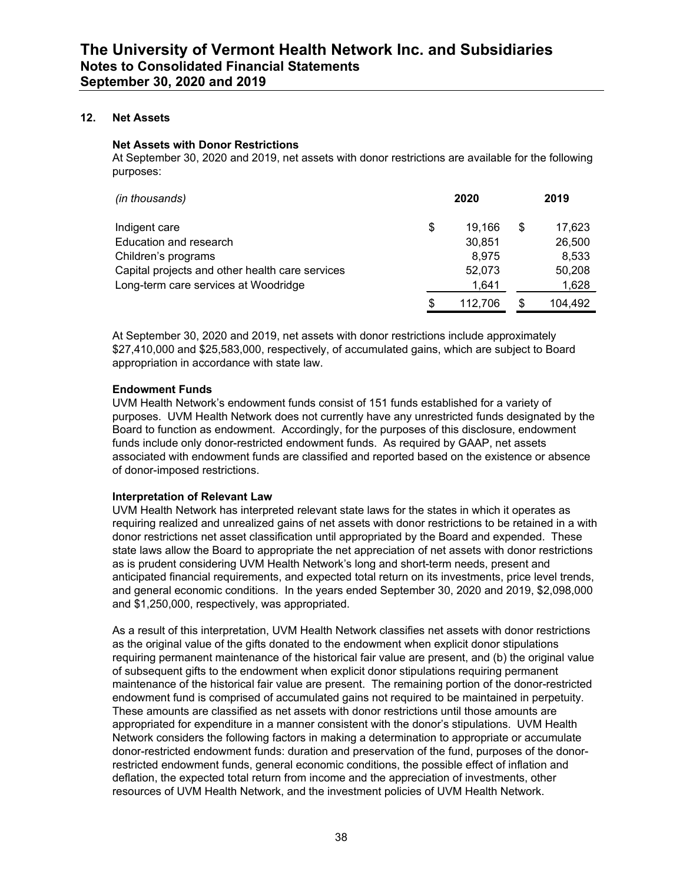## 12. Net Assets

### Net Assets with Donor Restrictions

At September 30, 2020 and 2019, net assets with donor restrictions are available for the following purposes:

| *(in thousands)* | 2020 | 2019 |
|---|---|---|
| Indigent care | $ 19,166 | $ 17,623 |
| Education and research | 30,851 | 26,500 |
| Children's programs | 8,975 | 8,533 |
| Capital projects and other health care services | 52,073 | 50,208 |
| Long-term care services at Woodridge | 1,641 | 1,628 |
| | $ 112,706 | $ 104,492 |

At September 30, 2020 and 2019, net assets with donor restrictions include approximately $27,410,000 and $25,583,000, respectively, of accumulated gains, which are subject to Board appropriation in accordance with state law.

### Endowment Funds

UVM Health Network's endowment funds consist of 151 funds established for a variety of purposes. UVM Health Network does not currently have any unrestricted funds designated by the Board to function as endowment. Accordingly, for the purposes of this disclosure, endowment funds include only donor-restricted endowment funds. As required by GAAP, net assets associated with endowment funds are classified and reported based on the existence or absence of donor-imposed restrictions.

### Interpretation of Relevant Law

UVM Health Network has interpreted relevant state laws for the states in which it operates as requiring realized and unrealized gains of net assets with donor restrictions to be retained in a with donor restrictions net asset classification until appropriated by the Board and expended. These state laws allow the Board to appropriate the net appreciation of net assets with donor restrictions as is prudent considering UVM Health Network's long and short-term needs, present and anticipated financial requirements, and expected total return on its investments, price level trends, and general economic conditions. In the years ended September 30, 2020 and 2019, $2,098,000 and $1,250,000, respectively, was appropriated.

As a result of this interpretation, UVM Health Network classifies net assets with donor restrictions as the original value of the gifts donated to the endowment when explicit donor stipulations requiring permanent maintenance of the historical fair value are present, and (b) the original value of subsequent gifts to the endowment when explicit donor stipulations requiring permanent maintenance of the historical fair value are present. The remaining portion of the donor-restricted endowment fund is comprised of accumulated gains not required to be maintained in perpetuity. These amounts are classified as net assets with donor restrictions until those amounts are appropriated for expenditure in a manner consistent with the donor's stipulations. UVM Health Network considers the following factors in making a determination to appropriate or accumulate donor-restricted endowment funds: duration and preservation of the fund, purposes of the donor-restricted endowment funds, general economic conditions, the possible effect of inflation and deflation, the expected total return from income and the appreciation of investments, other resources of UVM Health Network, and the investment policies of UVM Health Network.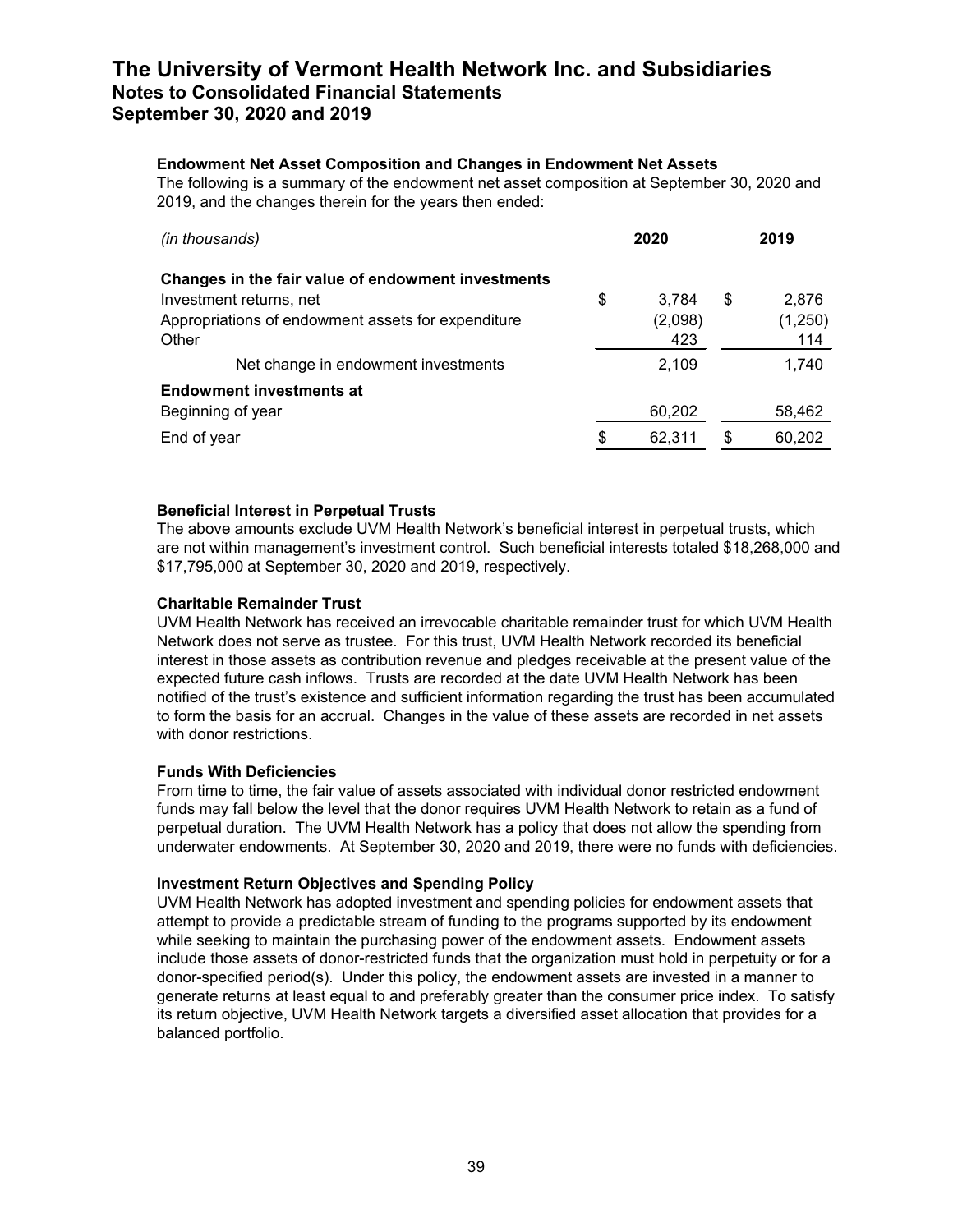### Endowment Net Asset Composition and Changes in Endowment Net Assets

The following is a summary of the endowment net asset composition at September 30, 2020 and 2019, and the changes therein for the years then ended:

| *(in thousands)* | 2020 | 2019 |
|---|---|---|
| **Changes in the fair value of endowment investments** | | |
| Investment returns, net | $ 3,784 | $ 2,876 |
| Appropriations of endowment assets for expenditure | (2,098) | (1,250) |
| Other | 423 | 114 |
| Net change in endowment investments | 2,109 | 1,740 |
| **Endowment investments at** | | |
| Beginning of year | 60,202 | 58,462 |
| End of year | $ 62,311 | $ 60,202 |

### Beneficial Interest in Perpetual Trusts

The above amounts exclude UVM Health Network's beneficial interest in perpetual trusts, which are not within management's investment control. Such beneficial interests totaled $18,268,000 and $17,795,000 at September 30, 2020 and 2019, respectively.

### Charitable Remainder Trust

UVM Health Network has received an irrevocable charitable remainder trust for which UVM Health Network does not serve as trustee. For this trust, UVM Health Network recorded its beneficial interest in those assets as contribution revenue and pledges receivable at the present value of the expected future cash inflows. Trusts are recorded at the date UVM Health Network has been notified of the trust's existence and sufficient information regarding the trust has been accumulated to form the basis for an accrual. Changes in the value of these assets are recorded in net assets with donor restrictions.

### Funds With Deficiencies

From time to time, the fair value of assets associated with individual donor restricted endowment funds may fall below the level that the donor requires UVM Health Network to retain as a fund of perpetual duration. The UVM Health Network has a policy that does not allow the spending from underwater endowments. At September 30, 2020 and 2019, there were no funds with deficiencies.

### Investment Return Objectives and Spending Policy

UVM Health Network has adopted investment and spending policies for endowment assets that attempt to provide a predictable stream of funding to the programs supported by its endowment while seeking to maintain the purchasing power of the endowment assets. Endowment assets include those assets of donor-restricted funds that the organization must hold in perpetuity or for a donor-specified period(s). Under this policy, the endowment assets are invested in a manner to generate returns at least equal to and preferably greater than the consumer price index. To satisfy its return objective, UVM Health Network targets a diversified asset allocation that provides for a balanced portfolio.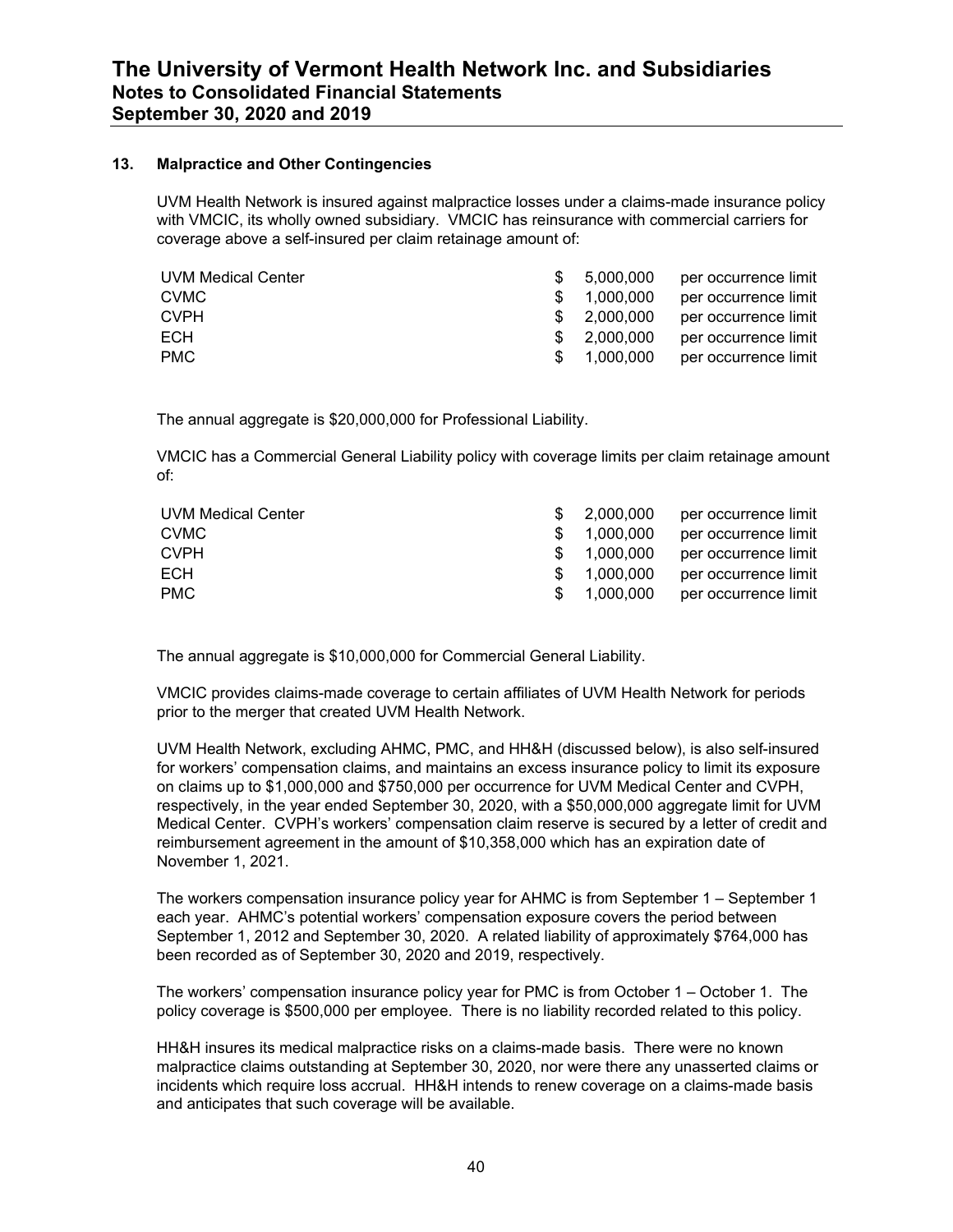## 13. Malpractice and Other Contingencies

UVM Health Network is insured against malpractice losses under a claims-made insurance policy with VMCIC, its wholly owned subsidiary. VMCIC has reinsurance with commercial carriers for coverage above a self-insured per claim retainage amount of:

| | | |
|---|---|---|
| UVM Medical Center | $ 5,000,000 | per occurrence limit |
| CVMC | $ 1,000,000 | per occurrence limit |
| CVPH | $ 2,000,000 | per occurrence limit |
| ECH | $ 2,000,000 | per occurrence limit |
| PMC | $ 1,000,000 | per occurrence limit |

The annual aggregate is $20,000,000 for Professional Liability.

VMCIC has a Commercial General Liability policy with coverage limits per claim retainage amount of:

| | | |
|---|---|---|
| UVM Medical Center | $ 2,000,000 | per occurrence limit |
| CVMC | $ 1,000,000 | per occurrence limit |
| CVPH | $ 1,000,000 | per occurrence limit |
| ECH | $ 1,000,000 | per occurrence limit |
| PMC | $ 1,000,000 | per occurrence limit |

The annual aggregate is $10,000,000 for Commercial General Liability.

VMCIC provides claims-made coverage to certain affiliates of UVM Health Network for periods prior to the merger that created UVM Health Network.

UVM Health Network, excluding AHMC, PMC, and HH&H (discussed below), is also self-insured for workers' compensation claims, and maintains an excess insurance policy to limit its exposure on claims up to $1,000,000 and $750,000 per occurrence for UVM Medical Center and CVPH, respectively, in the year ended September 30, 2020, with a $50,000,000 aggregate limit for UVM Medical Center. CVPH's workers' compensation claim reserve is secured by a letter of credit and reimbursement agreement in the amount of $10,358,000 which has an expiration date of November 1, 2021.

The workers compensation insurance policy year for AHMC is from September 1 – September 1 each year. AHMC's potential workers' compensation exposure covers the period between September 1, 2012 and September 30, 2020. A related liability of approximately $764,000 has been recorded as of September 30, 2020 and 2019, respectively.

The workers' compensation insurance policy year for PMC is from October 1 – October 1. The policy coverage is $500,000 per employee. There is no liability recorded related to this policy.

HH&H insures its medical malpractice risks on a claims-made basis. There were no known malpractice claims outstanding at September 30, 2020, nor were there any unasserted claims or incidents which require loss accrual. HH&H intends to renew coverage on a claims-made basis and anticipates that such coverage will be available.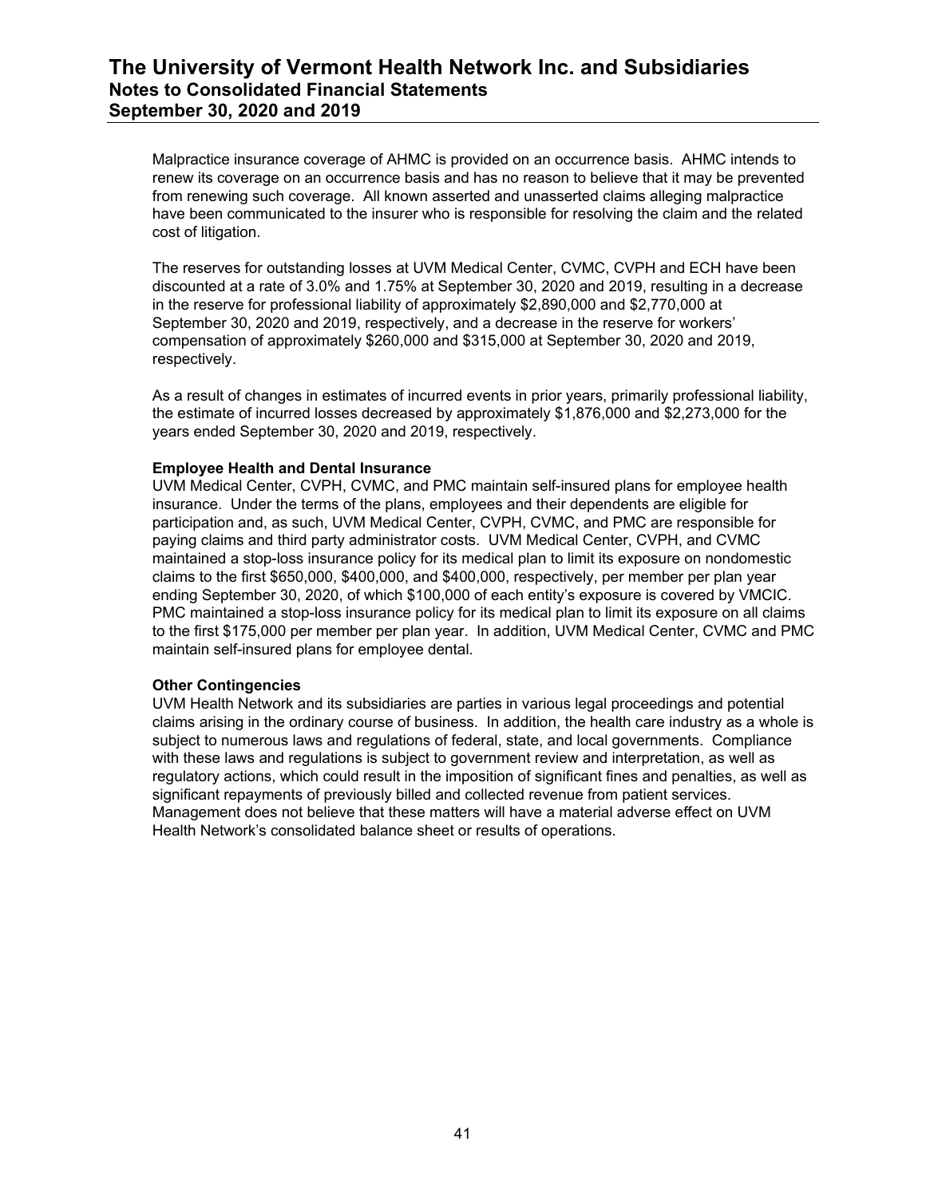Malpractice insurance coverage of AHMC is provided on an occurrence basis. AHMC intends to renew its coverage on an occurrence basis and has no reason to believe that it may be prevented from renewing such coverage. All known asserted and unasserted claims alleging malpractice have been communicated to the insurer who is responsible for resolving the claim and the related cost of litigation.

The reserves for outstanding losses at UVM Medical Center, CVMC, CVPH and ECH have been discounted at a rate of 3.0% and 1.75% at September 30, 2020 and 2019, resulting in a decrease in the reserve for professional liability of approximately $2,890,000 and $2,770,000 at September 30, 2020 and 2019, respectively, and a decrease in the reserve for workers' compensation of approximately $260,000 and $315,000 at September 30, 2020 and 2019, respectively.

As a result of changes in estimates of incurred events in prior years, primarily professional liability, the estimate of incurred losses decreased by approximately $1,876,000 and $2,273,000 for the years ended September 30, 2020 and 2019, respectively.

**Employee Health and Dental Insurance**

UVM Medical Center, CVPH, CVMC, and PMC maintain self-insured plans for employee health insurance. Under the terms of the plans, employees and their dependents are eligible for participation and, as such, UVM Medical Center, CVPH, CVMC, and PMC are responsible for paying claims and third party administrator costs. UVM Medical Center, CVPH, and CVMC maintained a stop-loss insurance policy for its medical plan to limit its exposure on nondomestic claims to the first $650,000, $400,000, and $400,000, respectively, per member per plan year ending September 30, 2020, of which $100,000 of each entity's exposure is covered by VMCIC. PMC maintained a stop-loss insurance policy for its medical plan to limit its exposure on all claims to the first $175,000 per member per plan year. In addition, UVM Medical Center, CVMC and PMC maintain self-insured plans for employee dental.

**Other Contingencies**

UVM Health Network and its subsidiaries are parties in various legal proceedings and potential claims arising in the ordinary course of business. In addition, the health care industry as a whole is subject to numerous laws and regulations of federal, state, and local governments. Compliance with these laws and regulations is subject to government review and interpretation, as well as regulatory actions, which could result in the imposition of significant fines and penalties, as well as significant repayments of previously billed and collected revenue from patient services. Management does not believe that these matters will have a material adverse effect on UVM Health Network's consolidated balance sheet or results of operations.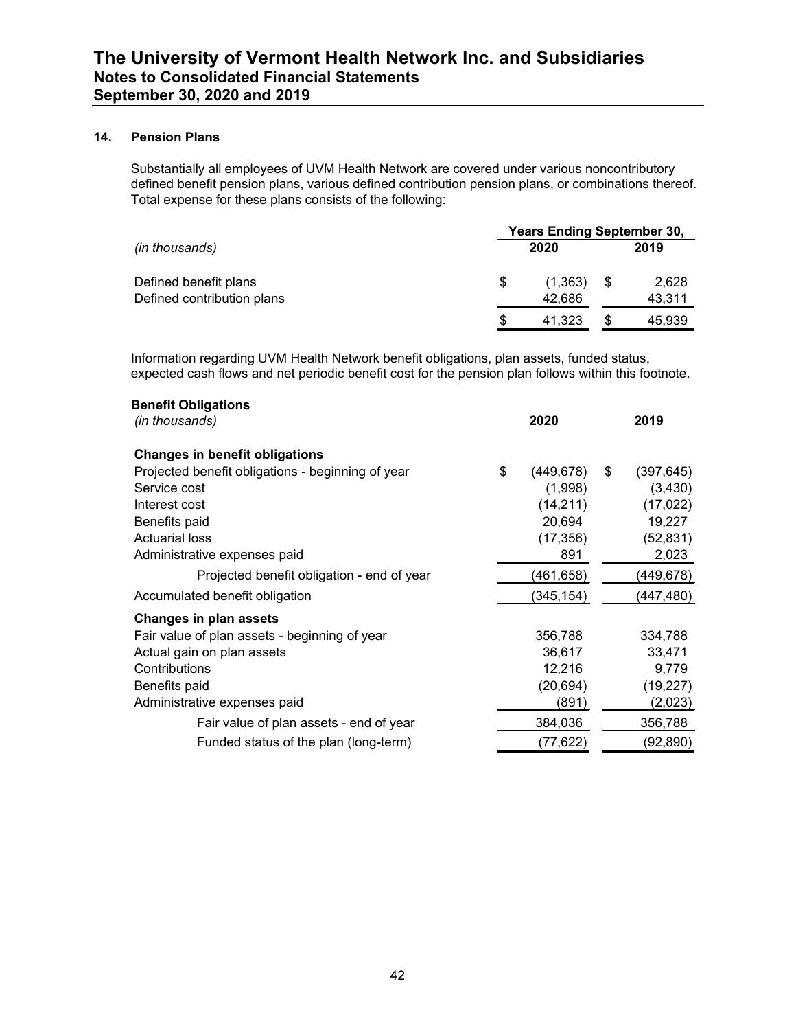The University of Vermont Health Network Inc. and Subsidiaries
Notes to Consolidated Financial Statements
September 30, 2020 and 2019

### 14. Pension Plans

Substantially all employees of UVM Health Network are covered under various noncontributory defined benefit pension plans, various defined contribution pension plans, or combinations thereof. Total expense for these plans consists of the following:

| *(in thousands)* | Years Ending September 30, 2020 | 2019 |
|---|---|---|
| Defined benefit plans | $ (1,363) | $ 2,628 |
| Defined contribution plans | 42,686 | 43,311 |
| | $ 41,323 | $ 45,939 |

Information regarding UVM Health Network benefit obligations, plan assets, funded status, expected cash flows and net periodic benefit cost for the pension plan follows within this footnote.

**Benefit Obligations**

| *(in thousands)* | 2020 | 2019 |
|---|---|---|
| **Changes in benefit obligations** | | |
| Projected benefit obligations - beginning of year | $ (449,678) | $ (397,645) |
| Service cost | (1,998) | (3,430) |
| Interest cost | (14,211) | (17,022) |
| Benefits paid | 20,694 | 19,227 |
| Actuarial loss | (17,356) | (52,831) |
| Administrative expenses paid | 891 | 2,023 |
| Projected benefit obligation - end of year | (461,658) | (449,678) |
| Accumulated benefit obligation | (345,154) | (447,480) |
| **Changes in plan assets** | | |
| Fair value of plan assets - beginning of year | 356,788 | 334,788 |
| Actual gain on plan assets | 36,617 | 33,471 |
| Contributions | 12,216 | 9,779 |
| Benefits paid | (20,694) | (19,227) |
| Administrative expenses paid | (891) | (2,023) |
| Fair value of plan assets - end of year | 384,036 | 356,788 |
| Funded status of the plan (long-term) | (77,622) | (92,890) |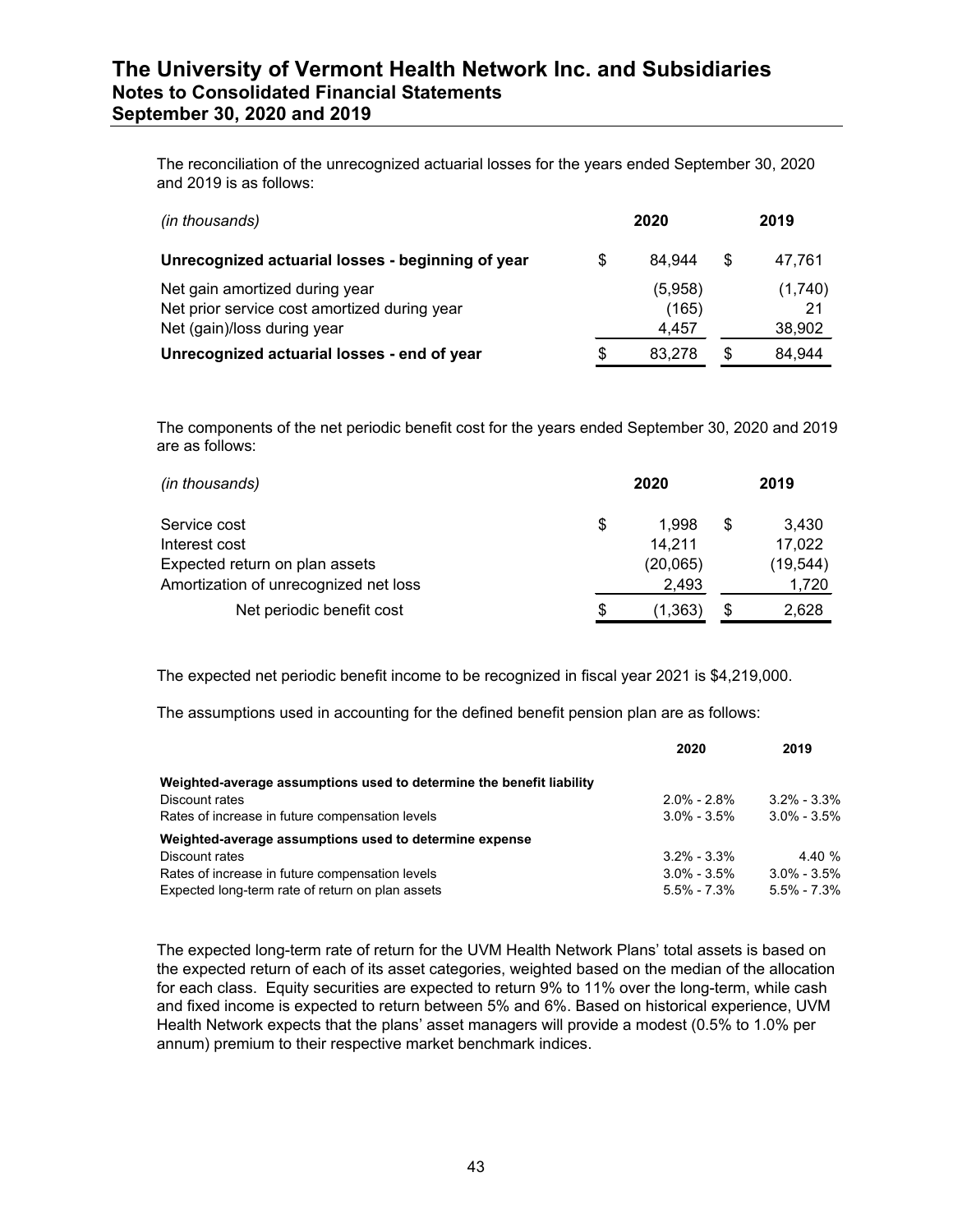The reconciliation of the unrecognized actuarial losses for the years ended September 30, 2020 and 2019 is as follows:

| *(in thousands)* | 2020 | 2019 |
|---|---|---|
| **Unrecognized actuarial losses - beginning of year** | $ 84,944 | $ 47,761 |
| Net gain amortized during year | (5,958) | (1,740) |
| Net prior service cost amortized during year | (165) | 21 |
| Net (gain)/loss during year | 4,457 | 38,902 |
| **Unrecognized actuarial losses - end of year** | $ 83,278 | $ 84,944 |

The components of the net periodic benefit cost for the years ended September 30, 2020 and 2019 are as follows:

| *(in thousands)* | 2020 | 2019 |
|---|---|---|
| Service cost | $ 1,998 | $ 3,430 |
| Interest cost | 14,211 | 17,022 |
| Expected return on plan assets | (20,065) | (19,544) |
| Amortization of unrecognized net loss | 2,493 | 1,720 |
| Net periodic benefit cost | $ (1,363) | $ 2,628 |

The expected net periodic benefit income to be recognized in fiscal year 2021 is $4,219,000.

The assumptions used in accounting for the defined benefit pension plan are as follows:

| | 2020 | 2019 |
|---|---|---|
| **Weighted-average assumptions used to determine the benefit liability** | | |
| Discount rates | 2.0% - 2.8% | 3.2% - 3.3% |
| Rates of increase in future compensation levels | 3.0% - 3.5% | 3.0% - 3.5% |
| **Weighted-average assumptions used to determine expense** | | |
| Discount rates | 3.2% - 3.3% | 4.40 % |
| Rates of increase in future compensation levels | 3.0% - 3.5% | 3.0% - 3.5% |
| Expected long-term rate of return on plan assets | 5.5% - 7.3% | 5.5% - 7.3% |

The expected long-term rate of return for the UVM Health Network Plans' total assets is based on the expected return of each of its asset categories, weighted based on the median of the allocation for each class. Equity securities are expected to return 9% to 11% over the long-term, while cash and fixed income is expected to return between 5% and 6%. Based on historical experience, UVM Health Network expects that the plans' asset managers will provide a modest (0.5% to 1.0% per annum) premium to their respective market benchmark indices.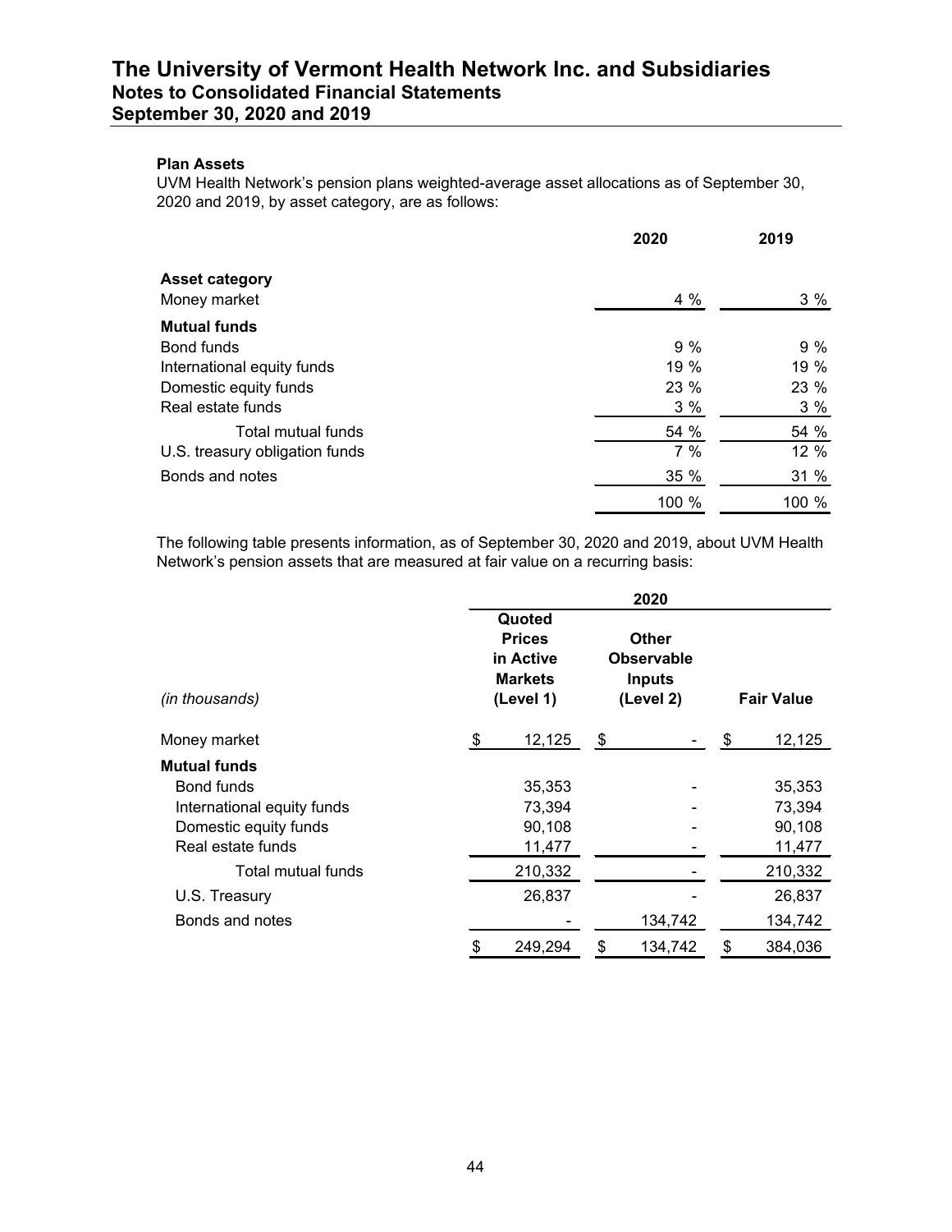### Plan Assets

UVM Health Network's pension plans weighted-average asset allocations as of September 30, 2020 and 2019, by asset category, are as follows:

| | 2020 | 2019 |
|---|---|---|
| **Asset category** | | |
| Money market | 4 % | 3 % |
| **Mutual funds** | | |
| Bond funds | 9 % | 9 % |
| International equity funds | 19 % | 19 % |
| Domestic equity funds | 23 % | 23 % |
| Real estate funds | 3 % | 3 % |
| Total mutual funds | 54 % | 54 % |
| U.S. treasury obligation funds | 7 % | 12 % |
| Bonds and notes | 35 % | 31 % |
| | 100 % | 100 % |

The following table presents information, as of September 30, 2020 and 2019, about UVM Health Network's pension assets that are measured at fair value on a recurring basis:

| | 2020 | | |
|---|---|---|---|
| *(in thousands)* | Quoted Prices in Active Markets (Level 1) | Other Observable Inputs (Level 2) | Fair Value |
| Money market | $ 12,125 | $ - | $ 12,125 |
| **Mutual funds** | | | |
| Bond funds | 35,353 | - | 35,353 |
| International equity funds | 73,394 | - | 73,394 |
| Domestic equity funds | 90,108 | - | 90,108 |
| Real estate funds | 11,477 | - | 11,477 |
| Total mutual funds | 210,332 | - | 210,332 |
| U.S. Treasury | 26,837 | - | 26,837 |
| Bonds and notes | - | 134,742 | 134,742 |
| | $ 249,294 | $ 134,742 | $ 384,036 |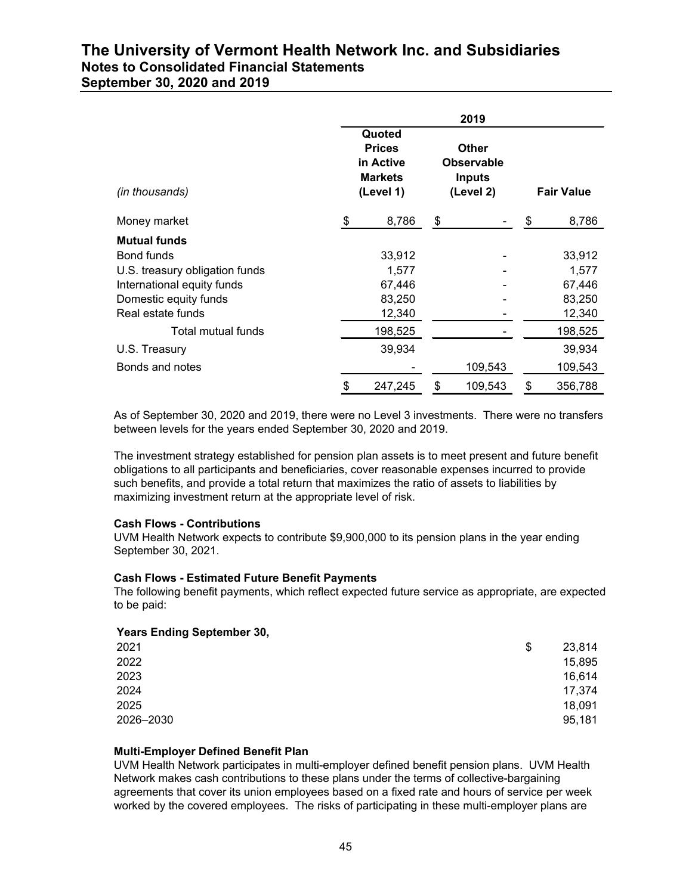| *(in thousands)* | 2019 | | |
|---|---|---|---|
| | Quoted Prices in Active Markets (Level 1) | Other Observable Inputs (Level 2) | Fair Value |
| Money market | $ 8,786 | $ - | $ 8,786 |
| **Mutual funds** | | | |
| Bond funds | 33,912 | - | 33,912 |
| U.S. treasury obligation funds | 1,577 | - | 1,577 |
| International equity funds | 67,446 | - | 67,446 |
| Domestic equity funds | 83,250 | - | 83,250 |
| Real estate funds | 12,340 | - | 12,340 |
| Total mutual funds | 198,525 | - | 198,525 |
| U.S. Treasury | 39,934 | | 39,934 |
| Bonds and notes | - | 109,543 | 109,543 |
| | $ 247,245 | $ 109,543 | $ 356,788 |

As of September 30, 2020 and 2019, there were no Level 3 investments. There were no transfers between levels for the years ended September 30, 2020 and 2019.

The investment strategy established for pension plan assets is to meet present and future benefit obligations to all participants and beneficiaries, cover reasonable expenses incurred to provide such benefits, and provide a total return that maximizes the ratio of assets to liabilities by maximizing investment return at the appropriate level of risk.

**Cash Flows - Contributions**

UVM Health Network expects to contribute $9,900,000 to its pension plans in the year ending September 30, 2021.

**Cash Flows - Estimated Future Benefit Payments**

The following benefit payments, which reflect expected future service as appropriate, are expected to be paid:

| **Years Ending September 30,** | |
|---|---|
| 2021 | $ 23,814 |
| 2022 | 15,895 |
| 2023 | 16,614 |
| 2024 | 17,374 |
| 2025 | 18,091 |
| 2026–2030 | 95,181 |

**Multi-Employer Defined Benefit Plan**

UVM Health Network participates in multi-employer defined benefit pension plans. UVM Health Network makes cash contributions to these plans under the terms of collective-bargaining agreements that cover its union employees based on a fixed rate and hours of service per week worked by the covered employees. The risks of participating in these multi-employer plans are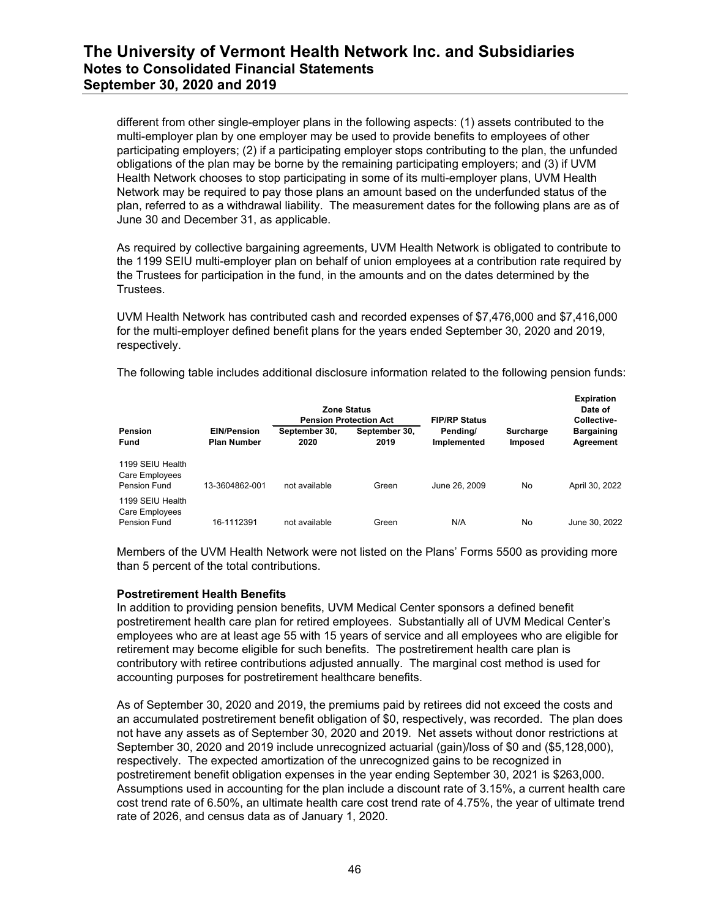different from other single-employer plans in the following aspects: (1) assets contributed to the multi-employer plan by one employer may be used to provide benefits to employees of other participating employers; (2) if a participating employer stops contributing to the plan, the unfunded obligations of the plan may be borne by the remaining participating employers; and (3) if UVM Health Network chooses to stop participating in some of its multi-employer plans, UVM Health Network may be required to pay those plans an amount based on the underfunded status of the plan, referred to as a withdrawal liability. The measurement dates for the following plans are as of June 30 and December 31, as applicable.

As required by collective bargaining agreements, UVM Health Network is obligated to contribute to the 1199 SEIU multi-employer plan on behalf of union employees at a contribution rate required by the Trustees for participation in the fund, in the amounts and on the dates determined by the Trustees.

UVM Health Network has contributed cash and recorded expenses of $7,476,000 and $7,416,000 for the multi-employer defined benefit plans for the years ended September 30, 2020 and 2019, respectively.

The following table includes additional disclosure information related to the following pension funds:

| Pension Fund | EIN/Pension Plan Number | Zone Status Pension Protection Act September 30, 2020 | Zone Status Pension Protection Act September 30, 2019 | FIP/RP Status Pending/ Implemented | Surcharge Imposed | Expiration Date of Collective-Bargaining Agreement |
|---|---|---|---|---|---|---|
| 1199 SEIU Health Care Employees Pension Fund | 13-3604862-001 | not available | Green | June 26, 2009 | No | April 30, 2022 |
| 1199 SEIU Health Care Employees Pension Fund | 16-1112391 | not available | Green | N/A | No | June 30, 2022 |

Members of the UVM Health Network were not listed on the Plans' Forms 5500 as providing more than 5 percent of the total contributions.

**Postretirement Health Benefits**

In addition to providing pension benefits, UVM Medical Center sponsors a defined benefit postretirement health care plan for retired employees. Substantially all of UVM Medical Center's employees who are at least age 55 with 15 years of service and all employees who are eligible for retirement may become eligible for such benefits. The postretirement health care plan is contributory with retiree contributions adjusted annually. The marginal cost method is used for accounting purposes for postretirement healthcare benefits.

As of September 30, 2020 and 2019, the premiums paid by retirees did not exceed the costs and an accumulated postretirement benefit obligation of $0, respectively, was recorded. The plan does not have any assets as of September 30, 2020 and 2019. Net assets without donor restrictions at September 30, 2020 and 2019 include unrecognized actuarial (gain)/loss of $0 and ($5,128,000), respectively. The expected amortization of the unrecognized gains to be recognized in postretirement benefit obligation expenses in the year ending September 30, 2021 is $263,000. Assumptions used in accounting for the plan include a discount rate of 3.15%, a current health care cost trend rate of 6.50%, an ultimate health care cost trend rate of 4.75%, the year of ultimate trend rate of 2026, and census data as of January 1, 2020.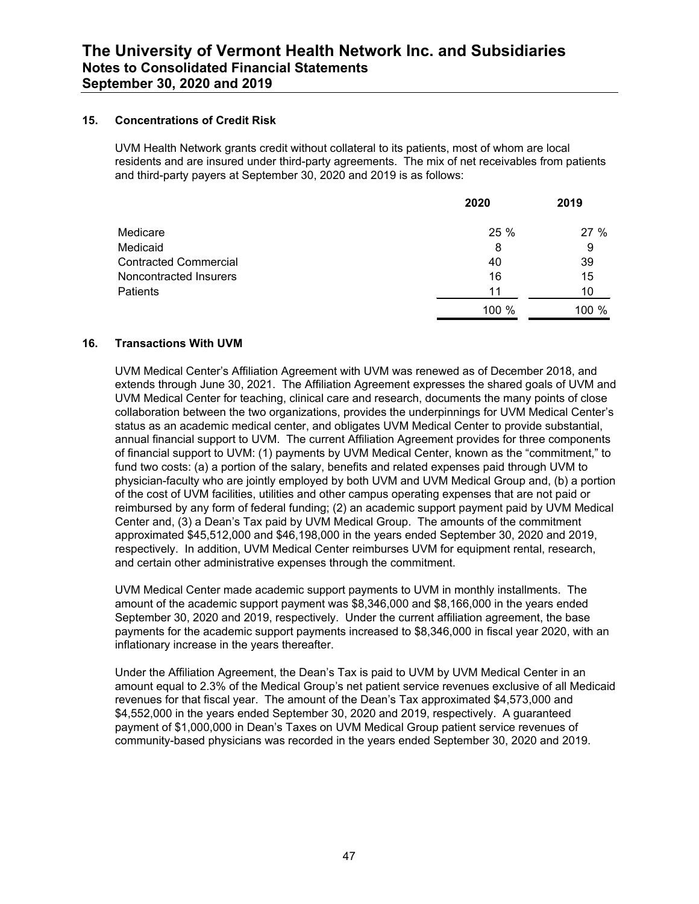## 15. Concentrations of Credit Risk

UVM Health Network grants credit without collateral to its patients, most of whom are local residents and are insured under third-party agreements. The mix of net receivables from patients and third-party payers at September 30, 2020 and 2019 is as follows:

| | 2020 | 2019 |
|---|---|---|
| Medicare | 25 % | 27 % |
| Medicaid | 8 | 9 |
| Contracted Commercial | 40 | 39 |
| Noncontracted Insurers | 16 | 15 |
| Patients | 11 | 10 |
| | 100 % | 100 % |

## 16. Transactions With UVM

UVM Medical Center's Affiliation Agreement with UVM was renewed as of December 2018, and extends through June 30, 2021. The Affiliation Agreement expresses the shared goals of UVM and UVM Medical Center for teaching, clinical care and research, documents the many points of close collaboration between the two organizations, provides the underpinnings for UVM Medical Center's status as an academic medical center, and obligates UVM Medical Center to provide substantial, annual financial support to UVM. The current Affiliation Agreement provides for three components of financial support to UVM: (1) payments by UVM Medical Center, known as the "commitment," to fund two costs: (a) a portion of the salary, benefits and related expenses paid through UVM to physician-faculty who are jointly employed by both UVM and UVM Medical Group and, (b) a portion of the cost of UVM facilities, utilities and other campus operating expenses that are not paid or reimbursed by any form of federal funding; (2) an academic support payment paid by UVM Medical Center and, (3) a Dean's Tax paid by UVM Medical Group. The amounts of the commitment approximated $45,512,000 and $46,198,000 in the years ended September 30, 2020 and 2019, respectively. In addition, UVM Medical Center reimburses UVM for equipment rental, research, and certain other administrative expenses through the commitment.

UVM Medical Center made academic support payments to UVM in monthly installments. The amount of the academic support payment was $8,346,000 and $8,166,000 in the years ended September 30, 2020 and 2019, respectively. Under the current affiliation agreement, the base payments for the academic support payments increased to $8,346,000 in fiscal year 2020, with an inflationary increase in the years thereafter.

Under the Affiliation Agreement, the Dean's Tax is paid to UVM by UVM Medical Center in an amount equal to 2.3% of the Medical Group's net patient service revenues exclusive of all Medicaid revenues for that fiscal year. The amount of the Dean's Tax approximated $4,573,000 and $4,552,000 in the years ended September 30, 2020 and 2019, respectively. A guaranteed payment of $1,000,000 in Dean's Taxes on UVM Medical Group patient service revenues of community-based physicians was recorded in the years ended September 30, 2020 and 2019.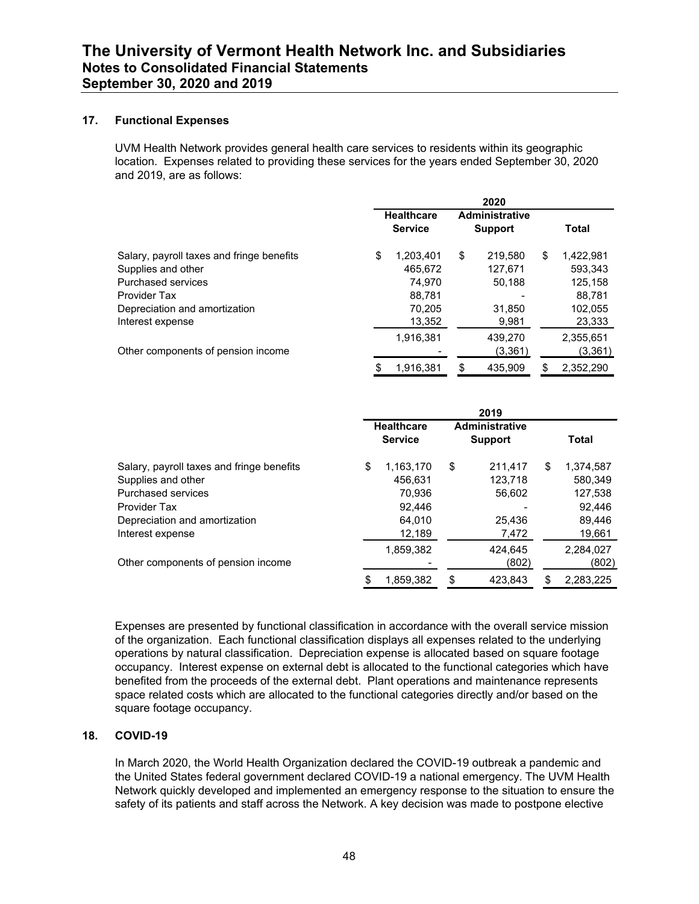## 17. Functional Expenses

UVM Health Network provides general health care services to residents within its geographic location. Expenses related to providing these services for the years ended September 30, 2020 and 2019, are as follows:

| | 2020 | | |
|---|---|---|---|
| | Healthcare Service | Administrative Support | Total |
| Salary, payroll taxes and fringe benefits | $ 1,203,401 | $ 219,580 | $ 1,422,981 |
| Supplies and other | 465,672 | 127,671 | 593,343 |
| Purchased services | 74,970 | 50,188 | 125,158 |
| Provider Tax | 88,781 | - | 88,781 |
| Depreciation and amortization | 70,205 | 31,850 | 102,055 |
| Interest expense | 13,352 | 9,981 | 23,333 |
| | 1,916,381 | 439,270 | 2,355,651 |
| Other components of pension income | - | (3,361) | (3,361) |
| | $ 1,916,381 | $ 435,909 | $ 2,352,290 |

| | 2019 | | |
|---|---|---|---|
| | Healthcare Service | Administrative Support | Total |
| Salary, payroll taxes and fringe benefits | $ 1,163,170 | $ 211,417 | $ 1,374,587 |
| Supplies and other | 456,631 | 123,718 | 580,349 |
| Purchased services | 70,936 | 56,602 | 127,538 |
| Provider Tax | 92,446 | - | 92,446 |
| Depreciation and amortization | 64,010 | 25,436 | 89,446 |
| Interest expense | 12,189 | 7,472 | 19,661 |
| | 1,859,382 | 424,645 | 2,284,027 |
| Other components of pension income | - | (802) | (802) |
| | $ 1,859,382 | $ 423,843 | $ 2,283,225 |

Expenses are presented by functional classification in accordance with the overall service mission of the organization. Each functional classification displays all expenses related to the underlying operations by natural classification. Depreciation expense is allocated based on square footage occupancy. Interest expense on external debt is allocated to the functional categories which have benefited from the proceeds of the external debt. Plant operations and maintenance represents space related costs which are allocated to the functional categories directly and/or based on the square footage occupancy.

## 18. COVID-19

In March 2020, the World Health Organization declared the COVID-19 outbreak a pandemic and the United States federal government declared COVID-19 a national emergency. The UVM Health Network quickly developed and implemented an emergency response to the situation to ensure the safety of its patients and staff across the Network. A key decision was made to postpone elective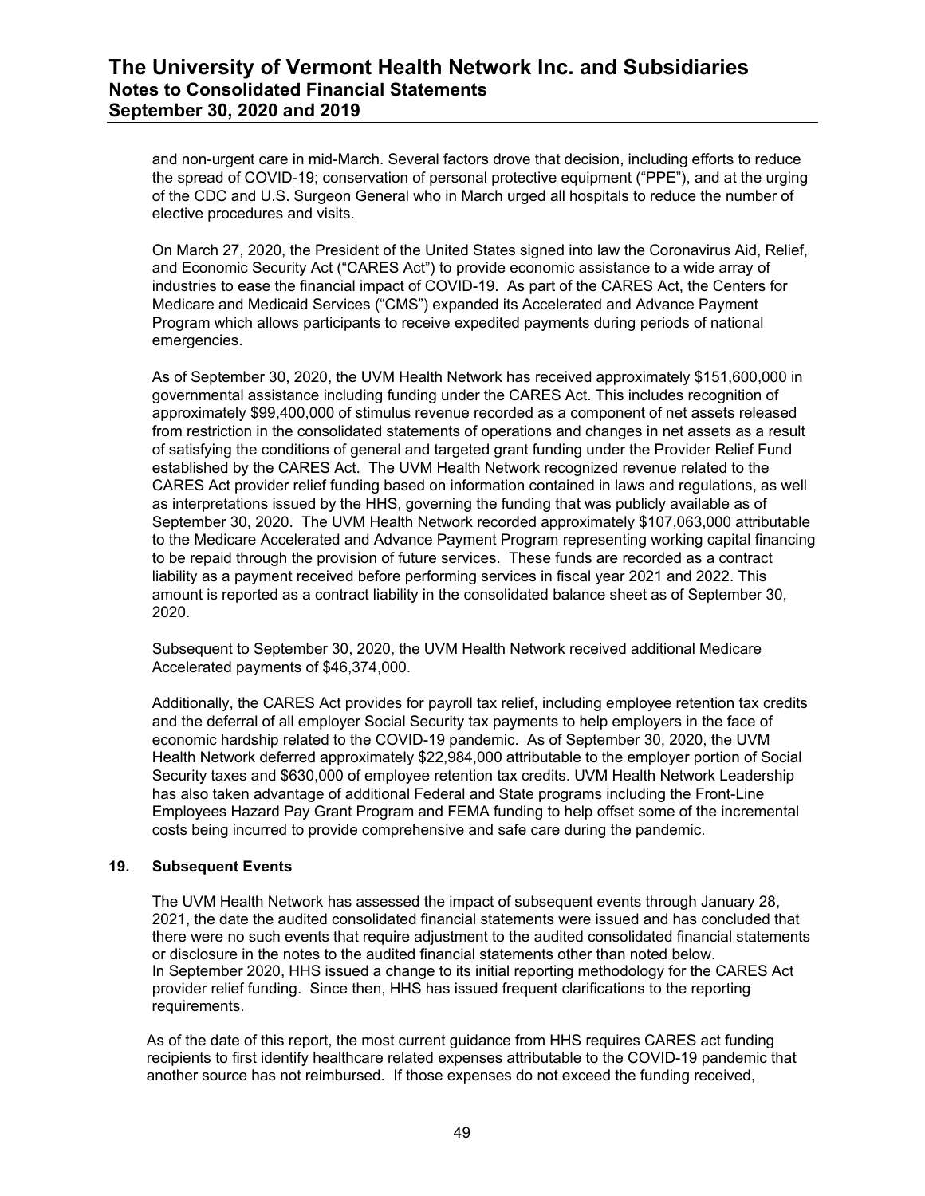and non-urgent care in mid-March. Several factors drove that decision, including efforts to reduce the spread of COVID-19; conservation of personal protective equipment ("PPE"), and at the urging of the CDC and U.S. Surgeon General who in March urged all hospitals to reduce the number of elective procedures and visits.

On March 27, 2020, the President of the United States signed into law the Coronavirus Aid, Relief, and Economic Security Act ("CARES Act") to provide economic assistance to a wide array of industries to ease the financial impact of COVID-19. As part of the CARES Act, the Centers for Medicare and Medicaid Services ("CMS") expanded its Accelerated and Advance Payment Program which allows participants to receive expedited payments during periods of national emergencies.

As of September 30, 2020, the UVM Health Network has received approximately $151,600,000 in governmental assistance including funding under the CARES Act. This includes recognition of approximately $99,400,000 of stimulus revenue recorded as a component of net assets released from restriction in the consolidated statements of operations and changes in net assets as a result of satisfying the conditions of general and targeted grant funding under the Provider Relief Fund established by the CARES Act. The UVM Health Network recognized revenue related to the CARES Act provider relief funding based on information contained in laws and regulations, as well as interpretations issued by the HHS, governing the funding that was publicly available as of September 30, 2020. The UVM Health Network recorded approximately $107,063,000 attributable to the Medicare Accelerated and Advance Payment Program representing working capital financing to be repaid through the provision of future services. These funds are recorded as a contract liability as a payment received before performing services in fiscal year 2021 and 2022. This amount is reported as a contract liability in the consolidated balance sheet as of September 30, 2020.

Subsequent to September 30, 2020, the UVM Health Network received additional Medicare Accelerated payments of $46,374,000.

Additionally, the CARES Act provides for payroll tax relief, including employee retention tax credits and the deferral of all employer Social Security tax payments to help employers in the face of economic hardship related to the COVID-19 pandemic. As of September 30, 2020, the UVM Health Network deferred approximately $22,984,000 attributable to the employer portion of Social Security taxes and $630,000 of employee retention tax credits. UVM Health Network Leadership has also taken advantage of additional Federal and State programs including the Front-Line Employees Hazard Pay Grant Program and FEMA funding to help offset some of the incremental costs being incurred to provide comprehensive and safe care during the pandemic.

## 19. Subsequent Events

The UVM Health Network has assessed the impact of subsequent events through January 28, 2021, the date the audited consolidated financial statements were issued and has concluded that there were no such events that require adjustment to the audited consolidated financial statements or disclosure in the notes to the audited financial statements other than noted below.
In September 2020, HHS issued a change to its initial reporting methodology for the CARES Act provider relief funding. Since then, HHS has issued frequent clarifications to the reporting requirements.

As of the date of this report, the most current guidance from HHS requires CARES act funding recipients to first identify healthcare related expenses attributable to the COVID-19 pandemic that another source has not reimbursed. If those expenses do not exceed the funding received,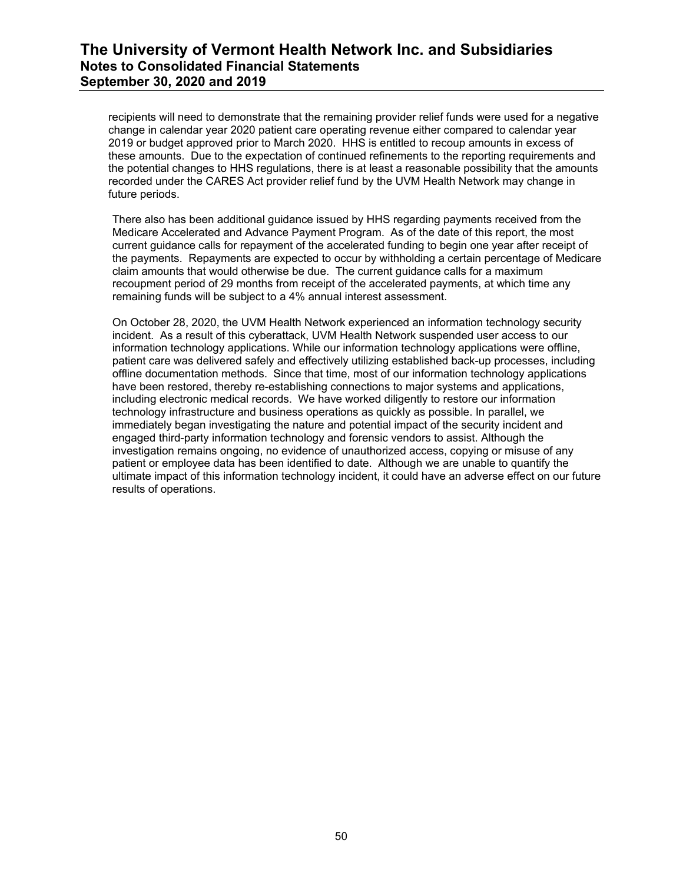recipients will need to demonstrate that the remaining provider relief funds were used for a negative change in calendar year 2020 patient care operating revenue either compared to calendar year 2019 or budget approved prior to March 2020. HHS is entitled to recoup amounts in excess of these amounts. Due to the expectation of continued refinements to the reporting requirements and the potential changes to HHS regulations, there is at least a reasonable possibility that the amounts recorded under the CARES Act provider relief fund by the UVM Health Network may change in future periods.

There also has been additional guidance issued by HHS regarding payments received from the Medicare Accelerated and Advance Payment Program. As of the date of this report, the most current guidance calls for repayment of the accelerated funding to begin one year after receipt of the payments. Repayments are expected to occur by withholding a certain percentage of Medicare claim amounts that would otherwise be due. The current guidance calls for a maximum recoupment period of 29 months from receipt of the accelerated payments, at which time any remaining funds will be subject to a 4% annual interest assessment.

On October 28, 2020, the UVM Health Network experienced an information technology security incident. As a result of this cyberattack, UVM Health Network suspended user access to our information technology applications. While our information technology applications were offline, patient care was delivered safely and effectively utilizing established back-up processes, including offline documentation methods. Since that time, most of our information technology applications have been restored, thereby re-establishing connections to major systems and applications, including electronic medical records. We have worked diligently to restore our information technology infrastructure and business operations as quickly as possible. In parallel, we immediately began investigating the nature and potential impact of the security incident and engaged third-party information technology and forensic vendors to assist. Although the investigation remains ongoing, no evidence of unauthorized access, copying or misuse of any patient or employee data has been identified to date. Although we are unable to quantify the ultimate impact of this information technology incident, it could have an adverse effect on our future results of operations.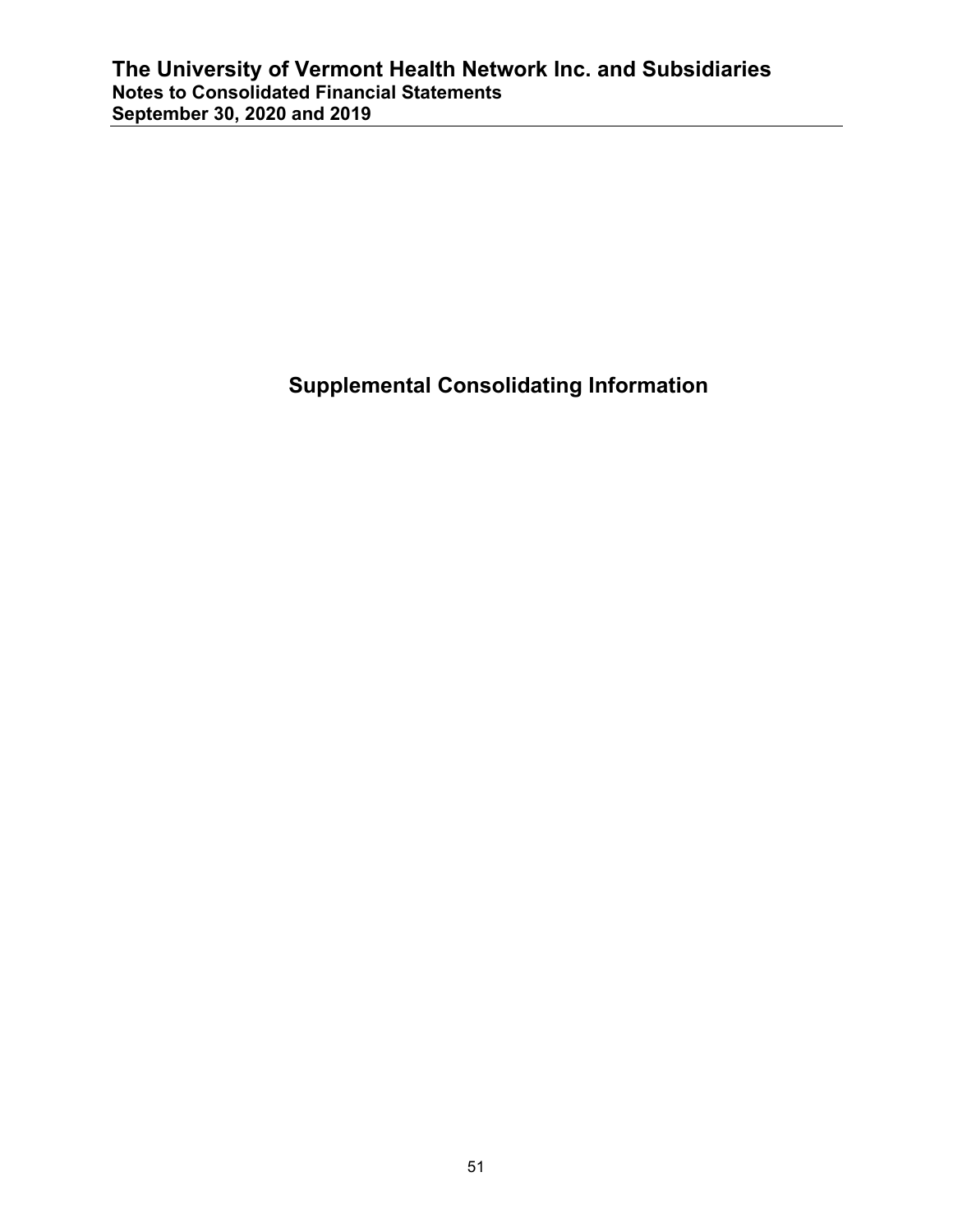# Supplemental Consolidating Information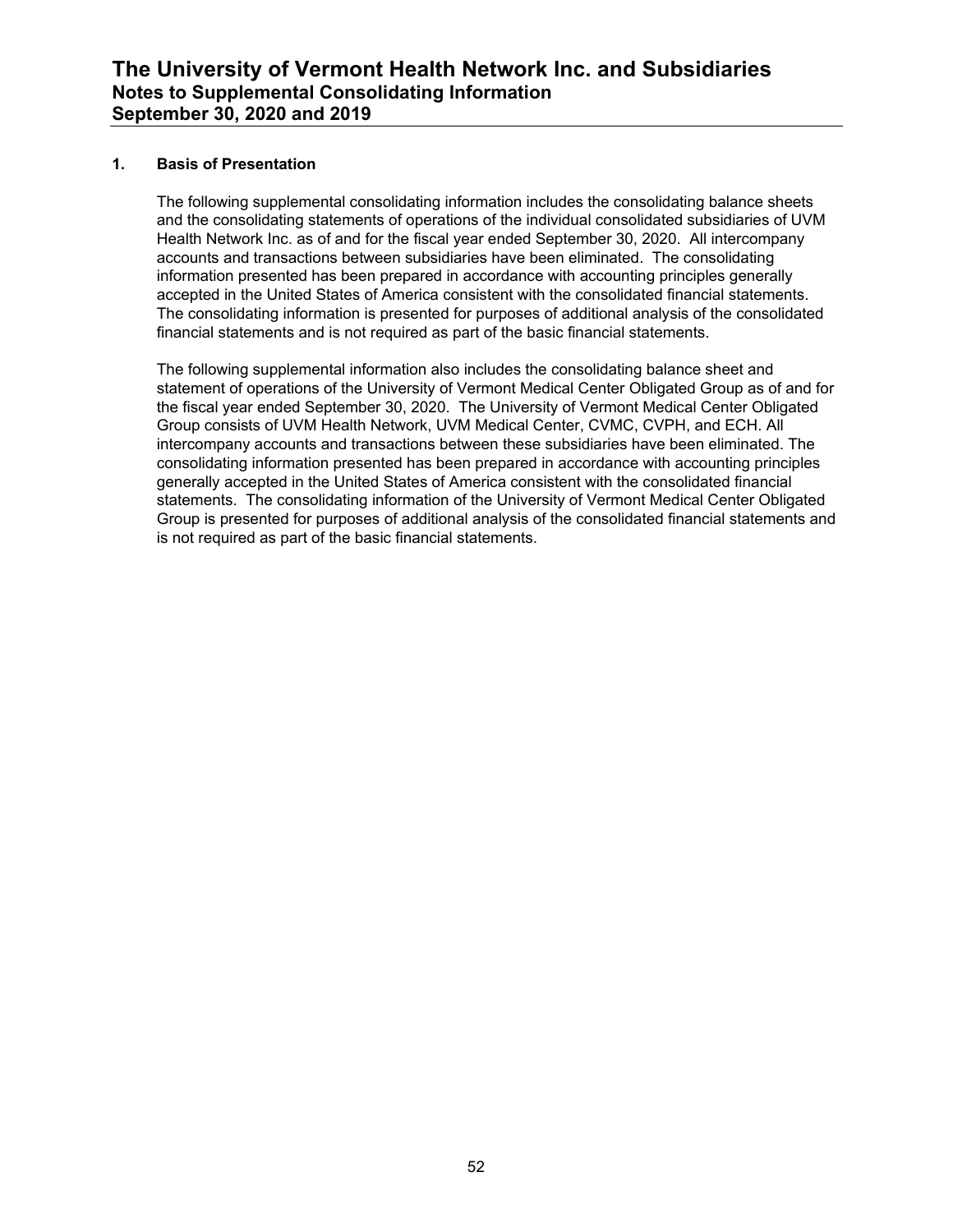# The University of Vermont Health Network Inc. and Subsidiaries
## Notes to Supplemental Consolidating Information
## September 30, 2020 and 2019

### 1. Basis of Presentation

The following supplemental consolidating information includes the consolidating balance sheets and the consolidating statements of operations of the individual consolidated subsidiaries of UVM Health Network Inc. as of and for the fiscal year ended September 30, 2020. All intercompany accounts and transactions between subsidiaries have been eliminated. The consolidating information presented has been prepared in accordance with accounting principles generally accepted in the United States of America consistent with the consolidated financial statements. The consolidating information is presented for purposes of additional analysis of the consolidated financial statements and is not required as part of the basic financial statements.

The following supplemental information also includes the consolidating balance sheet and statement of operations of the University of Vermont Medical Center Obligated Group as of and for the fiscal year ended September 30, 2020. The University of Vermont Medical Center Obligated Group consists of UVM Health Network, UVM Medical Center, CVMC, CVPH, and ECH. All intercompany accounts and transactions between these subsidiaries have been eliminated. The consolidating information presented has been prepared in accordance with accounting principles generally accepted in the United States of America consistent with the consolidated financial statements. The consolidating information of the University of Vermont Medical Center Obligated Group is presented for purposes of additional analysis of the consolidated financial statements and is not required as part of the basic financial statements.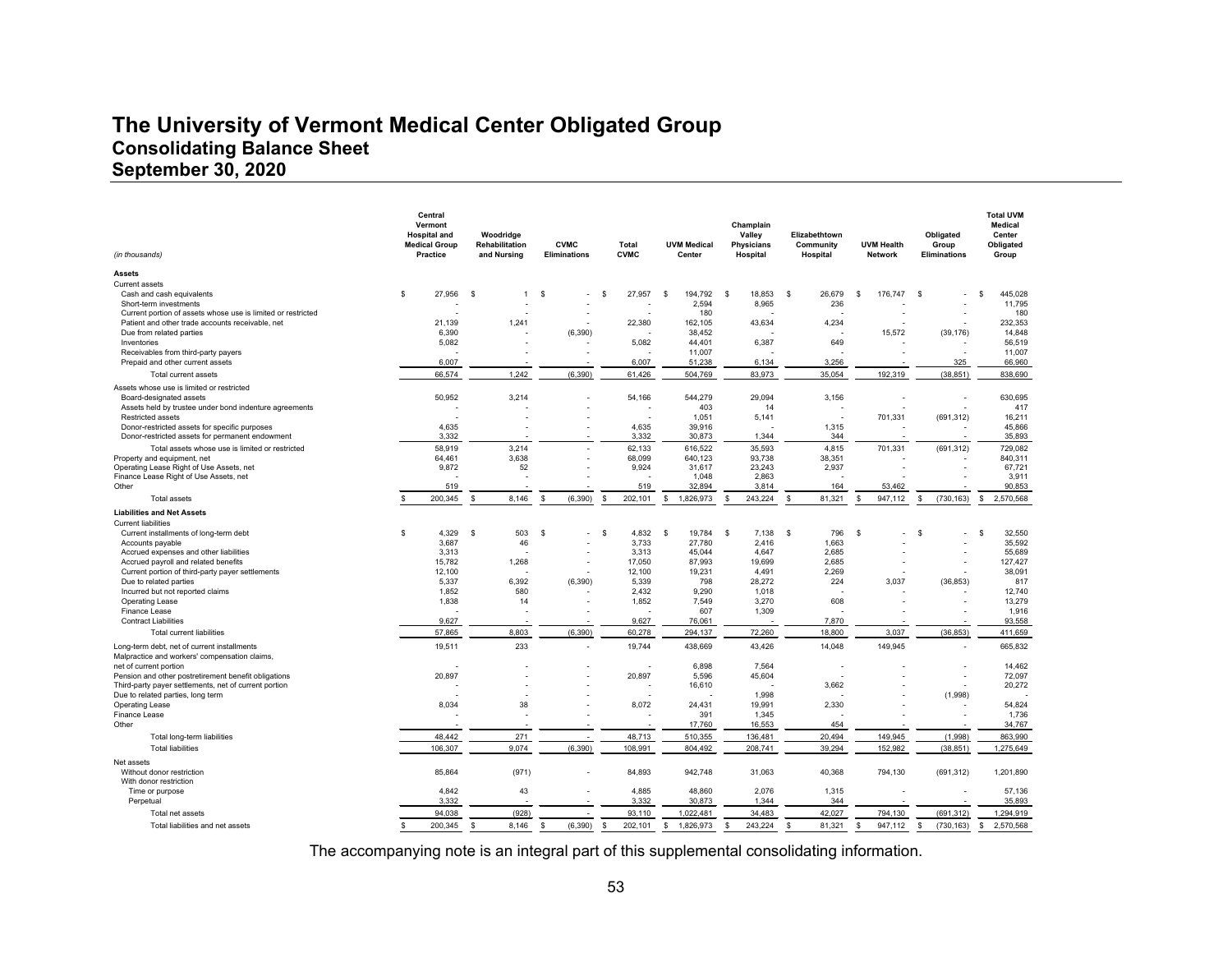# The University of Vermont Medical Center Obligated Group

## Consolidating Balance Sheet

## September 30, 2020

| (in thousands) | Central Vermont Hospital and Medical Group Practice | Woodridge Rehabilitation and Nursing | CVMC Eliminations | Total CVMC | UVM Medical Center | Champlain Valley Physicians Hospital | Elizabethtown Community Hospital | UVM Health Network | Obligated Group Eliminations | Total UVM Medical Center Obligated Group |
|---|---|---|---|---|---|---|---|---|---|---|
| **Assets** | | | | | | | | | | |
| Current assets | | | | | | | | | | |
| Cash and cash equivalents | $ 27,956 | $ 1 | $ - | $ 27,957 | $ 194,792 | $ 18,853 | $ 26,679 | $ 176,747 | $ - | $ 445,028 |
| Short-term investments | - | - | - | - | 2,594 | 8,965 | 236 | - | - | 11,795 |
| Current portion of assets whose use is limited or restricted | - | - | - | - | 180 | - | - | - | - | 180 |
| Patient and other trade accounts receivable, net | 21,139 | 1,241 | - | 22,380 | 162,105 | 43,634 | 4,234 | - | - | 232,353 |
| Due from related parties | 6,390 | - | (6,390) | - | 38,452 | - | - | 15,572 | (39,176) | 14,848 |
| Inventories | 5,082 | - | - | 5,082 | 44,401 | 6,387 | 649 | - | - | 56,519 |
| Receivables from third-party payers | - | - | - | - | 11,007 | - | - | - | - | 11,007 |
| Prepaid and other current assets | 6,007 | - | - | 6,007 | 51,238 | 6,134 | 3,256 | - | 325 | 66,960 |
| Total current assets | 66,574 | 1,242 | (6,390) | 61,426 | 504,769 | 83,973 | 35,054 | 192,319 | (38,851) | 838,690 |
| Assets whose use is limited or restricted | | | | | | | | | | |
| Board-designated assets | 50,952 | 3,214 | - | 54,166 | 544,279 | 29,094 | 3,156 | - | - | 630,695 |
| Assets held by trustee under bond indenture agreements | - | - | - | - | 403 | 14 | - | - | - | 417 |
| Restricted assets | - | - | - | - | 1,051 | 5,141 | - | 701,331 | (691,312) | 16,211 |
| Donor-restricted assets for specific purposes | 4,635 | - | - | 4,635 | 39,916 | - | 1,315 | - | - | 45,866 |
| Donor-restricted assets for permanent endowment | 3,332 | - | - | 3,332 | 30,873 | 1,344 | 344 | - | - | 35,893 |
| Total assets whose use is limited or restricted | 58,919 | 3,214 | - | 62,133 | 616,522 | 35,593 | 4,815 | 701,331 | (691,312) | 729,082 |
| Property and equipment, net | 64,461 | 3,638 | - | 68,099 | 640,123 | 93,738 | 38,351 | - | - | 840,311 |
| Operating Lease Right of Use Assets, net | 9,872 | 52 | - | 9,924 | 31,617 | 23,243 | 2,937 | - | - | 67,721 |
| Finance Lease Right of Use Assets, net | - | - | - | - | 1,048 | 2,863 | - | - | - | 3,911 |
| Other | 519 | - | - | 519 | 32,894 | 3,814 | 164 | 53,462 | - | 90,853 |
| Total assets | $ 200,345 | $ 8,146 | $ (6,390) | $ 202,101 | $ 1,826,973 | $ 243,224 | $ 81,321 | $ 947,112 | $ (730,163) | $ 2,570,568 |
| **Liabilities and Net Assets** | | | | | | | | | | |
| Current liabilities | | | | | | | | | | |
| Current installments of long-term debt | $ 4,329 | $ 503 | $ - | $ 4,832 | $ 19,784 | $ 7,138 | $ 796 | $ - | $ - | $ 32,550 |
| Accounts payable | 3,687 | 46 | - | 3,733 | 27,780 | 2,416 | 1,663 | - | - | 35,592 |
| Accrued expenses and other liabilities | 3,313 | - | - | 3,313 | 45,044 | 4,647 | 2,685 | - | - | 55,689 |
| Accrued payroll and related benefits | 15,782 | 1,268 | - | 17,050 | 87,993 | 19,699 | 2,685 | - | - | 127,427 |
| Current portion of third-party payer settlements | 12,100 | - | - | 12,100 | 19,231 | 4,491 | 2,269 | - | - | 38,091 |
| Due to related parties | 5,337 | 6,392 | (6,390) | 5,339 | 798 | 28,272 | 224 | 3,037 | (36,853) | 817 |
| Incurred but not reported claims | 1,852 | 580 | - | 2,432 | 9,290 | 1,018 | - | - | - | 12,740 |
| Operating Lease | 1,838 | 14 | - | 1,852 | 7,549 | 3,270 | 608 | - | - | 13,279 |
| Finance Lease | - | - | - | - | 607 | 1,309 | - | - | - | 1,916 |
| Contract Liabilities | 9,627 | - | - | 9,627 | 76,061 | - | 7,870 | - | - | 93,558 |
| Total current liabilities | 57,865 | 8,803 | (6,390) | 60,278 | 294,137 | 72,260 | 18,800 | 3,037 | (36,853) | 411,659 |
| Long-term debt, net of current installments | 19,511 | 233 | - | 19,744 | 438,669 | 43,426 | 14,048 | 149,945 | - | 665,832 |
| Malpractice and workers' compensation claims, net of current portion | - | - | - | - | 6,898 | 7,564 | - | - | - | 14,462 |
| Pension and other postretirement benefit obligations | 20,897 | - | - | 20,897 | 5,596 | 45,604 | - | - | - | 72,097 |
| Third-party payer settlements, net of current portion | - | - | - | - | 16,610 | - | 3,662 | - | - | 20,272 |
| Due to related parties, long term | - | - | - | - | - | 1,998 | - | - | (1,998) | - |
| Operating Lease | 8,034 | 38 | - | 8,072 | 24,431 | 19,991 | 2,330 | - | - | 54,824 |
| Finance Lease | - | - | - | - | 391 | 1,345 | - | - | - | 1,736 |
| Other | - | - | - | - | 17,760 | 16,553 | 454 | - | - | 34,767 |
| Total long-term liabilities | 48,442 | 271 | - | 48,713 | 510,355 | 136,481 | 20,494 | 149,945 | (1,998) | 863,990 |
| Total liabilities | 106,307 | 9,074 | (6,390) | 108,991 | 804,492 | 208,741 | 39,294 | 152,982 | (38,851) | 1,275,649 |
| Net assets | | | | | | | | | | |
| Without donor restriction | 85,864 | (971) | - | 84,893 | 942,748 | 31,063 | 40,368 | 794,130 | (691,312) | 1,201,890 |
| With donor restriction | | | | | | | | | | |
| Time or purpose | 4,842 | 43 | - | 4,885 | 48,860 | 2,076 | 1,315 | - | - | 57,136 |
| Perpetual | 3,332 | - | - | 3,332 | 30,873 | 1,344 | 344 | - | - | 35,893 |
| Total net assets | 94,038 | (928) | - | 93,110 | 1,022,481 | 34,483 | 42,027 | 794,130 | (691,312) | 1,294,919 |
| Total liabilities and net assets | $ 200,345 | $ 8,146 | $ (6,390) | $ 202,101 | $ 1,826,973 | $ 243,224 | $ 81,321 | $ 947,112 | $ (730,163) | $ 2,570,568 |

The accompanying note is an integral part of this supplemental consolidating information.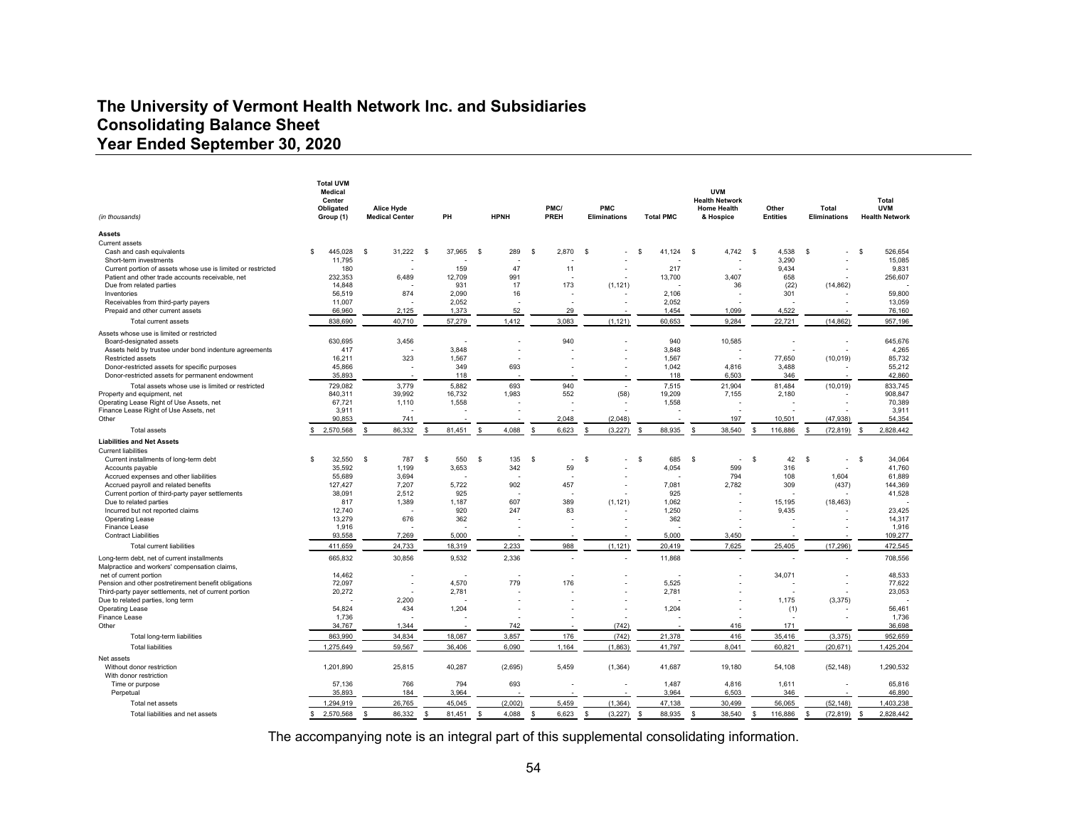# The University of Vermont Health Network Inc. and Subsidiaries
# Consolidating Balance Sheet
# Year Ended September 30, 2020

| (in thousands) | Total UVM Medical Center Obligated Group (1) | Alice Hyde Medical Center | PH | HPNH | PMC/ PREH | PMC Eliminations | Total PMC | UVM Health Network Home Health & Hospice | Other Entities | Total Eliminations | Total UVM Health Network |
|---|---|---|---|---|---|---|---|---|---|---|---|
| **Assets** | | | | | | | | | | | |
| Current assets | | | | | | | | | | | |
| Cash and cash equivalents | $ 445,028 | $ 31,222 | $ 37,965 | $ 289 | $ 2,870 | $ - | $ 41,124 | $ 4,742 | $ 4,538 | $ - | $ 526,654 |
| Short-term investments | 11,795 | - | - | - | - | - | - | - | 3,290 | - | 15,085 |
| Current portion of assets whose use is limited or restricted | 180 | - | 159 | 47 | 11 | - | 217 | - | 9,434 | - | 9,831 |
| Patient and other trade accounts receivable, net | 232,353 | 6,489 | 12,709 | 991 | - | - | 13,700 | 3,407 | 658 | - | 256,607 |
| Due from related parties | 14,848 | - | 931 | 17 | 173 | (1,121) | - | 36 | (22) | (14,862) | - |
| Inventories | 56,519 | 874 | 2,090 | 16 | - | - | 2,106 | - | 301 | - | 59,800 |
| Receivables from third-party payers | 11,007 | - | 2,052 | - | - | - | 2,052 | - | - | - | 13,059 |
| Prepaid and other current assets | 66,960 | 2,125 | 1,373 | 52 | 29 | - | 1,454 | 1,099 | 4,522 | - | 76,160 |
| Total current assets | 838,690 | 40,710 | 57,279 | 1,412 | 3,083 | (1,121) | 60,653 | 9,284 | 22,721 | (14,862) | 957,196 |
| Assets whose use is limited or restricted | | | | | | | | | | | |
| Board-designated assets | 630,695 | 3,456 | - | - | 940 | - | 940 | 10,585 | - | - | 645,676 |
| Assets held by trustee under bond indenture agreements | 417 | - | 3,848 | - | - | - | 3,848 | - | - | - | 4,265 |
| Restricted assets | 16,211 | 323 | 1,567 | - | - | - | 1,567 | - | 77,650 | (10,019) | 85,732 |
| Donor-restricted assets for specific purposes | 45,866 | - | 349 | 693 | - | - | 1,042 | 4,816 | 3,488 | - | 55,212 |
| Donor-restricted assets for permanent endowment | 35,893 | - | 118 | - | - | - | 118 | 6,503 | 346 | - | 42,860 |
| Total assets whose use is limited or restricted | 729,082 | 3,779 | 5,882 | 693 | 940 | - | 7,515 | 21,904 | 81,484 | (10,019) | 833,745 |
| Property and equipment, net | 840,311 | 39,992 | 16,732 | 1,983 | 552 | (58) | 19,209 | 7,155 | 2,180 | - | 908,847 |
| Operating Lease Right of Use Assets, net | 67,721 | 1,110 | 1,558 | - | - | - | 1,558 | - | - | - | 70,389 |
| Finance Lease Right of Use Assets, net | 3,911 | - | - | - | - | - | - | - | - | - | 3,911 |
| Other | 90,853 | 741 | - | - | 2,048 | (2,048) | - | 197 | 10,501 | (47,938) | 54,354 |
| Total assets | $ 2,570,568 | $ 86,332 | $ 81,451 | $ 4,088 | $ 6,623 | $ (3,227) | $ 88,935 | $ 38,540 | $ 116,886 | $ (72,819) | $ 2,828,442 |
| **Liabilities and Net Assets** | | | | | | | | | | | |
| Current liabilities | | | | | | | | | | | |
| Current installments of long-term debt | $ 32,550 | $ 787 | $ 550 | $ 135 | $ - | $ - | $ 685 | $ - | $ 42 | $ - | $ 34,064 |
| Accounts payable | 35,592 | 1,199 | 3,653 | 342 | 59 | - | 4,054 | 599 | 316 | - | 41,760 |
| Accrued expenses and other liabilities | 55,689 | 3,694 | - | - | - | - | - | 794 | 108 | 1,604 | 61,889 |
| Accrued payroll and related benefits | 127,427 | 7,207 | 5,722 | 902 | 457 | - | 7,081 | 2,782 | 309 | (437) | 144,369 |
| Current portion of third-party payer settlements | 38,091 | 2,512 | 925 | - | - | - | 925 | - | - | - | 41,528 |
| Due to related parties | 817 | 1,389 | 1,187 | 607 | 389 | (1,121) | 1,062 | - | 15,195 | (18,463) | - |
| Incurred but not reported claims | 12,740 | - | 920 | 247 | 83 | - | 1,250 | - | 9,435 | - | 23,425 |
| Operating Lease | 13,279 | 676 | 362 | - | - | - | 362 | - | - | - | 14,317 |
| Finance Lease | 1,916 | - | - | - | - | - | - | - | - | - | 1,916 |
| Contract Liabilities | 93,558 | 7,269 | 5,000 | - | - | - | 5,000 | 3,450 | - | - | 109,277 |
| Total current liabilities | 411,659 | 24,733 | 18,319 | 2,233 | 988 | (1,121) | 20,419 | 7,625 | 25,405 | (17,296) | 472,545 |
| Long-term debt, net of current installments | 665,832 | 30,856 | 9,532 | 2,336 | - | - | 11,868 | - | - | - | 708,556 |
| Malpractice and workers' compensation claims, net of current portion | 14,462 | - | - | - | - | - | - | - | 34,071 | - | 48,533 |
| Pension and other postretirement benefit obligations | 72,097 | - | 4,570 | 779 | 176 | - | 5,525 | - | - | - | 77,622 |
| Third-party payer settlements, net of current portion | 20,272 | - | 2,781 | - | - | - | 2,781 | - | - | - | 23,053 |
| Due to related parties, long term | - | 2,200 | - | - | - | - | - | - | 1,175 | (3,375) | - |
| Operating Lease | 54,824 | 434 | 1,204 | - | - | - | 1,204 | - | (1) | - | 56,461 |
| Finance Lease | 1,736 | - | - | - | - | - | - | - | - | - | 1,736 |
| Other | 34,767 | 1,344 | - | 742 | - | (742) | - | 416 | 171 | | 36,698 |
| Total long-term liabilities | 863,990 | 34,834 | 18,087 | 3,857 | 176 | (742) | 21,378 | 416 | 35,416 | (3,375) | 952,659 |
| Total liabilities | 1,275,649 | 59,567 | 36,406 | 6,090 | 1,164 | (1,863) | 41,797 | 8,041 | 60,821 | (20,671) | 1,425,204 |
| Net assets | | | | | | | | | | | |
| Without donor restriction | 1,201,890 | 25,815 | 40,287 | (2,695) | 5,459 | (1,364) | 41,687 | 19,180 | 54,108 | (52,148) | 1,290,532 |
| With donor restriction | | | | | | | | | | | |
| Time or purpose | 57,136 | 766 | 794 | 693 | - | - | 1,487 | 4,816 | 1,611 | - | 65,816 |
| Perpetual | 35,893 | 184 | 3,964 | - | - | - | 3,964 | 6,503 | 346 | - | 46,890 |
| Total net assets | 1,294,919 | 26,765 | 45,045 | (2,002) | 5,459 | (1,364) | 47,138 | 30,499 | 56,065 | (52,148) | 1,403,238 |
| Total liabilities and net assets | $ 2,570,568 | $ 86,332 | $ 81,451 | $ 4,088 | $ 6,623 | $ (3,227) | $ 88,935 | $ 38,540 | $ 116,886 | $ (72,819) | $ 2,828,442 |

The accompanying note is an integral part of this supplemental consolidating information.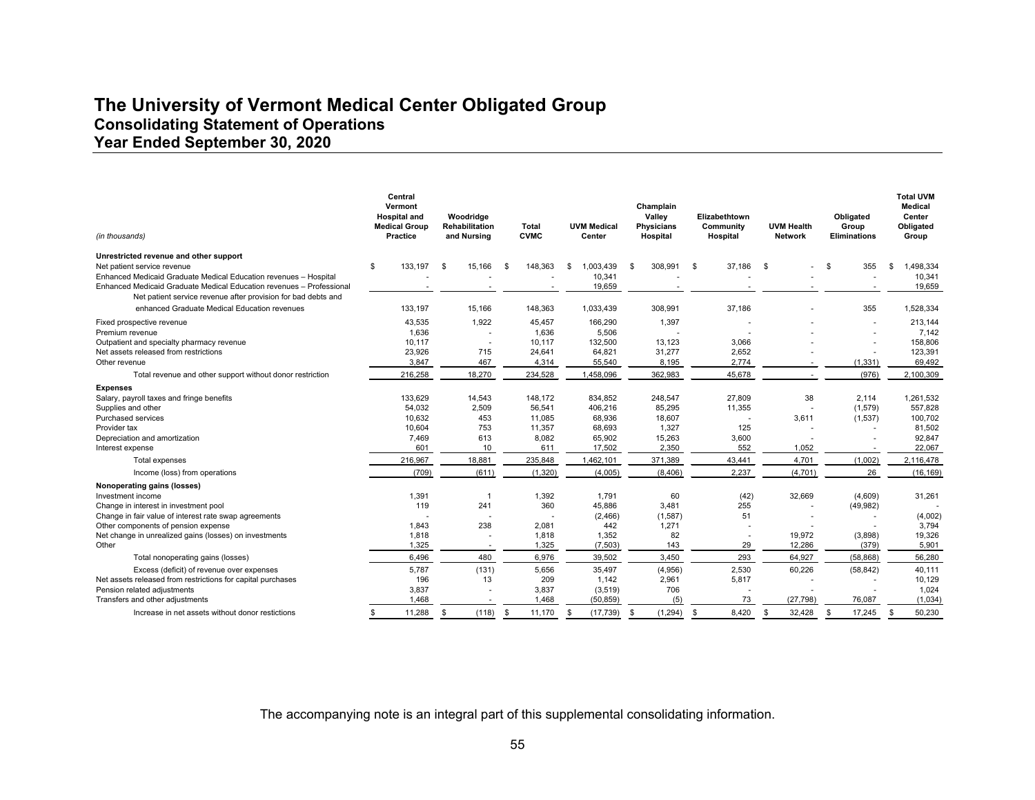# The University of Vermont Medical Center Obligated Group
## Consolidating Statement of Operations
## Year Ended September 30, 2020

| *(in thousands)* | Central Vermont Hospital and Medical Group Practice | Woodridge Rehabilitation and Nursing | Total CVMC | UVM Medical Center | Champlain Valley Physicians Hospital | Elizabethtown Community Hospital | UVM Health Network | Obligated Group Eliminations | Total UVM Medical Center Obligated Group |
|---|---|---|---|---|---|---|---|---|---|
| **Unrestricted revenue and other support** | | | | | | | | | |
| Net patient service revenue | $ 133,197 | $ 15,166 | $ 148,363 | $ 1,003,439 | $ 308,991 | $ 37,186 | $ - | $ 355 | $ 1,498,334 |
| Enhanced Medicaid Graduate Medical Education revenues – Hospital | - | - | - | 10,341 | - | - | - | - | 10,341 |
| Enhanced Medicaid Graduate Medical Education revenues – Professional | - | - | - | 19,659 | - | - | - | - | 19,659 |
| Net patient service revenue after provision for bad debts and enhanced Graduate Medical Education revenues | 133,197 | 15,166 | 148,363 | 1,033,439 | 308,991 | 37,186 | - | 355 | 1,528,334 |
| Fixed prospective revenue | 43,535 | 1,922 | 45,457 | 166,290 | 1,397 | - | - | - | 213,144 |
| Premium revenue | 1,636 | - | 1,636 | 5,506 | - | - | - | - | 7,142 |
| Outpatient and specialty pharmacy revenue | 10,117 | - | 10,117 | 132,500 | 13,123 | 3,066 | - | - | 158,806 |
| Net assets released from restrictions | 23,926 | 715 | 24,641 | 64,821 | 31,277 | 2,652 | - | - | 123,391 |
| Other revenue | 3,847 | 467 | 4,314 | 55,540 | 8,195 | 2,774 | - | (1,331) | 69,492 |
| Total revenue and other support without donor restriction | 216,258 | 18,270 | 234,528 | 1,458,096 | 362,983 | 45,678 | - | (976) | 2,100,309 |
| **Expenses** | | | | | | | | | |
| Salary, payroll taxes and fringe benefits | 133,629 | 14,543 | 148,172 | 834,852 | 248,547 | 27,809 | 38 | 2,114 | 1,261,532 |
| Supplies and other | 54,032 | 2,509 | 56,541 | 406,216 | 85,295 | 11,355 | - | (1,579) | 557,828 |
| Purchased services | 10,632 | 453 | 11,085 | 68,936 | 18,607 | - | 3,611 | (1,537) | 100,702 |
| Provider tax | 10,604 | 753 | 11,357 | 68,693 | 1,327 | 125 | - | - | 81,502 |
| Depreciation and amortization | 7,469 | 613 | 8,082 | 65,902 | 15,263 | 3,600 | - | - | 92,847 |
| Interest expense | 601 | 10 | 611 | 17,502 | 2,350 | 552 | 1,052 | - | 22,067 |
| Total expenses | 216,967 | 18,881 | 235,848 | 1,462,101 | 371,389 | 43,441 | 4,701 | (1,002) | 2,116,478 |
| Income (loss) from operations | (709) | (611) | (1,320) | (4,005) | (8,406) | 2,237 | (4,701) | 26 | (16,169) |
| **Nonoperating gains (losses)** | | | | | | | | | |
| Investment income | 1,391 | 1 | 1,392 | 1,791 | 60 | (42) | 32,669 | (4,609) | 31,261 |
| Change in interest in investment pool | 119 | 241 | 360 | 45,886 | 3,481 | 255 | - | (49,982) | - |
| Change in fair value of interest rate swap agreements | - | - | - | (2,466) | (1,587) | 51 | - | - | (4,002) |
| Other components of pension expense | 1,843 | 238 | 2,081 | 442 | 1,271 | - | - | - | 3,794 |
| Net change in unrealized gains (losses) on investments | 1,818 | - | 1,818 | 1,352 | 82 | - | 19,972 | (3,898) | 19,326 |
| Other | 1,325 | - | 1,325 | (7,503) | 143 | 29 | 12,286 | (379) | 5,901 |
| Total nonoperating gains (losses) | 6,496 | 480 | 6,976 | 39,502 | 3,450 | 293 | 64,927 | (58,868) | 56,280 |
| Excess (deficit) of revenue over expenses | 5,787 | (131) | 5,656 | 35,497 | (4,956) | 2,530 | 60,226 | (58,842) | 40,111 |
| Net assets released from restrictions for capital purchases | 196 | 13 | 209 | 1,142 | 2,961 | 5,817 | - | - | 10,129 |
| Pension related adjustments | 3,837 | - | 3,837 | (3,519) | 706 | - | - | - | 1,024 |
| Transfers and other adjustments | 1,468 | - | 1,468 | (50,859) | (5) | 73 | (27,798) | 76,087 | (1,034) |
| Increase in net assets without donor restictions | $ 11,288 | $ (118) | $ 11,170 | $ (17,739) | $ (1,294) | $ 8,420 | $ 32,428 | $ 17,245 | $ 50,230 |

The accompanying note is an integral part of this supplemental consolidating information.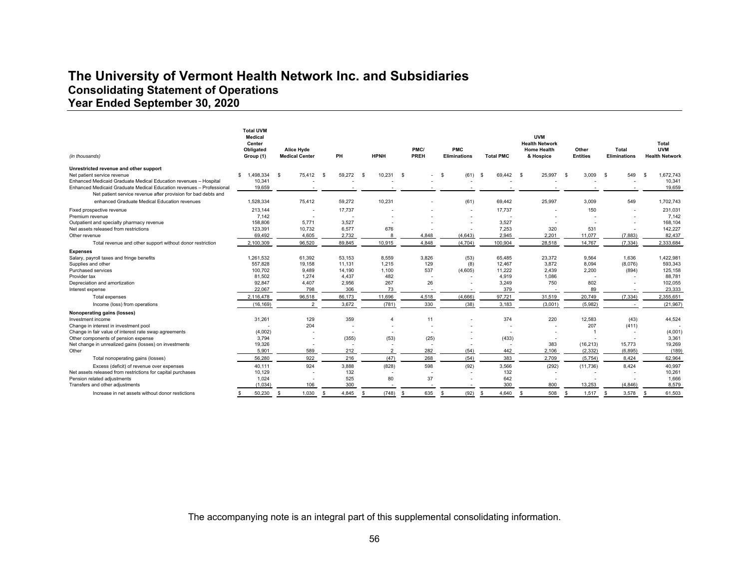# The University of Vermont Health Network Inc. and Subsidiaries
## Consolidating Statement of Operations
## Year Ended September 30, 2020

| (in thousands) | Total UVM Medical Center Obligated Group (1) | Alice Hyde Medical Center | PH | HPNH | PMC/ PREH | PMC Eliminations | Total PMC | UVM Health Network Home Health & Hospice | Other Entities | Total Eliminations | Total UVM Health Network |
|---|---|---|---|---|---|---|---|---|---|---|---|
| **Unrestricted revenue and other support** | | | | | | | | | | | |
| Net patient service revenue | $ 1,498,334 | $ 75,412 | $ 59,272 | $ 10,231 | $ - | $ (61) | $ 69,442 | $ 25,997 | $ 3,009 | $ 549 | $ 1,672,743 |
| Enhanced Medicaid Graduate Medical Education revenues – Hospital | 10,341 | - | - | - | - | - | - | - | - | - | 10,341 |
| Enhanced Medicaid Graduate Medical Education revenues – Professional | 19,659 | - | - | - | - | - | - | - | - | - | 19,659 |
| Net patient service revenue after provision for bad debts and enhanced Graduate Medical Education revenues | 1,528,334 | 75,412 | 59,272 | 10,231 | - | (61) | 69,442 | 25,997 | 3,009 | 549 | 1,702,743 |
| Fixed prospective revenue | 213,144 | - | 17,737 | - | - | - | 17,737 | - | 150 | - | 231,031 |
| Premium revenue | 7,142 | - | - | - | - | - | - | - | - | - | 7,142 |
| Outpatient and specialty pharmacy revenue | 158,806 | 5,771 | 3,527 | - | - | - | 3,527 | - | - | - | 168,104 |
| Net assets released from restrictions | 123,391 | 10,732 | 6,577 | 676 | - | - | 7,253 | 320 | 531 | - | 142,227 |
| Other revenue | 69,492 | 4,605 | 2,732 | 8 | 4,848 | (4,643) | 2,945 | 2,201 | 11,077 | (7,883) | 82,437 |
| Total revenue and other support without donor restriction | 2,100,309 | 96,520 | 89,845 | 10,915 | 4,848 | (4,704) | 100,904 | 28,518 | 14,767 | (7,334) | 2,333,684 |
| **Expenses** | | | | | | | | | | | |
| Salary, payroll taxes and fringe benefits | 1,261,532 | 61,392 | 53,153 | 8,559 | 3,826 | (53) | 65,485 | 23,372 | 9,564 | 1,636 | 1,422,981 |
| Supplies and other | 557,828 | 19,158 | 11,131 | 1,215 | 129 | (8) | 12,467 | 3,872 | 8,094 | (8,076) | 593,343 |
| Purchased services | 100,702 | 9,489 | 14,190 | 1,100 | 537 | (4,605) | 11,222 | 2,439 | 2,200 | (894) | 125,158 |
| Provider tax | 81,502 | 1,274 | 4,437 | 482 | - | - | 4,919 | 1,086 | - | - | 88,781 |
| Depreciation and amortization | 92,847 | 4,407 | 2,956 | 267 | 26 | - | 3,249 | 750 | 802 | - | 102,055 |
| Interest expense | 22,067 | 798 | 306 | 73 | - | - | 379 | - | 89 | - | 23,333 |
| Total expenses | 2,116,478 | 96,518 | 86,173 | 11,696 | 4,518 | (4,666) | 97,721 | 31,519 | 20,749 | (7,334) | 2,355,651 |
| Income (loss) from operations | (16,169) | 2 | 3,672 | (781) | 330 | (38) | 3,183 | (3,001) | (5,982) | - | (21,967) |
| **Nonoperating gains (losses)** | | | | | | | | | | | |
| Investment income | 31,261 | 129 | 359 | 4 | 11 | - | 374 | 220 | 12,583 | (43) | 44,524 |
| Change in interest in investment pool | - | 204 | - | - | - | - | - | - | 207 | (411) | - |
| Change in fair value of interest rate swap agreements | (4,002) | - | - | - | - | - | - | - | 1 | - | (4,001) |
| Other components of pension expense | 3,794 | - | (355) | (53) | (25) | - | (433) | - | - | - | 3,361 |
| Net change in unrealized gains (losses) on investments | 19,326 | - | - | - | - | - | - | 383 | (16,213) | 15,773 | 19,269 |
| Other | 5,901 | 589 | 212 | 2 | 282 | (54) | 442 | 2,106 | (2,332) | (6,895) | (189) |
| Total nonoperating gains (losses) | 56,280 | 922 | 216 | (47) | 268 | (54) | 383 | 2,709 | (5,754) | 8,424 | 62,964 |
| Excess (deficit) of revenue over expenses | 40,111 | 924 | 3,888 | (828) | 598 | (92) | 3,566 | (292) | (11,736) | 8,424 | 40,997 |
| Net assets released from restrictions for capital purchases | 10,129 | - | 132 | - | - | - | 132 | - | - | - | 10,261 |
| Pension related adjustments | 1,024 | - | 525 | 80 | 37 | - | 642 | - | - | - | 1,666 |
| Transfers and other adjustments | (1,034) | 106 | 300 | - | - | - | 300 | 800 | 13,253 | (4,846) | 8,579 |
| Increase in net assets without donor restictions | $ 50,230 | $ 1,030 | $ 4,845 | $ (748) | $ 635 | $ (92) | $ 4,640 | $ 508 | $ 1,517 | $ 3,578 | $ 61,503 |

The accompanying note is an integral part of this supplemental consolidating information.